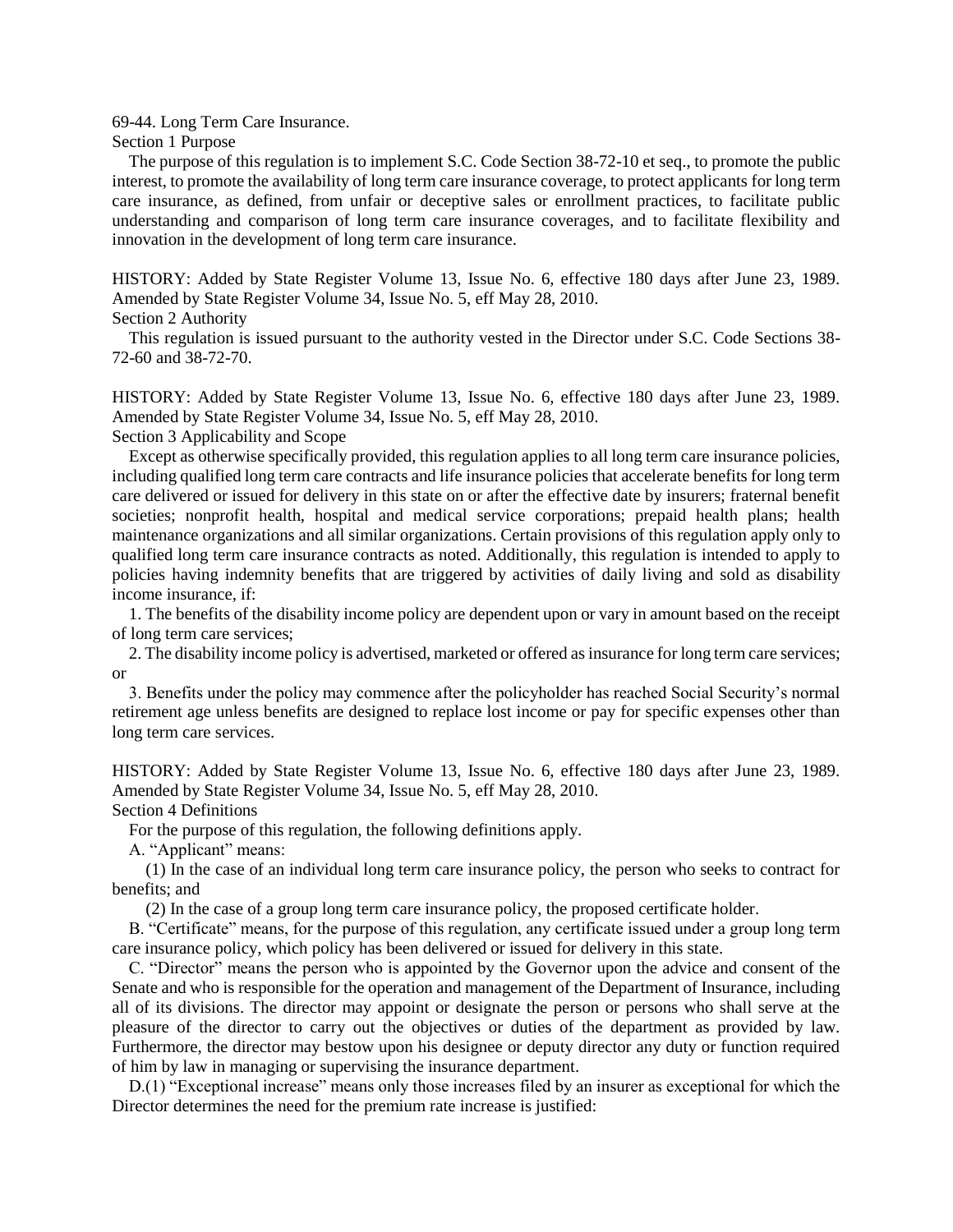69-44. Long Term Care Insurance.

Section 1 Purpose

The purpose of this regulation is to implement S.C. Code Section 38-72-10 et seq., to promote the public interest, to promote the availability of long term care insurance coverage, to protect applicants for long term care insurance, as defined, from unfair or deceptive sales or enrollment practices, to facilitate public understanding and comparison of long term care insurance coverages, and to facilitate flexibility and innovation in the development of long term care insurance.

HISTORY: Added by State Register Volume 13, Issue No. 6, effective 180 days after June 23, 1989. Amended by State Register Volume 34, Issue No. 5, eff May 28, 2010.

Section 2 Authority

This regulation is issued pursuant to the authority vested in the Director under S.C. Code Sections 38-72-60 and 38-72-70.

HISTORY: Added by State Register Volume 13, Issue No. 6, effective 180 days after June 23, 1989. Amended by State Register Volume 34, Issue No. 5, eff May 28, 2010.

Section 3 Applicability and Scope

Except as otherwise specifically provided, this regulation applies to all long term care insurance policies, including qualified long term care contracts and life insurance policies that accelerate benefits for long term care delivered or issued for delivery in this state on or after the effective date by insurers; fraternal benefit societies; nonprofit health, hospital and medical service corporations; prepaid health plans; health maintenance organizations and all similar organizations. Certain provisions of this regulation apply only to qualified long term care insurance contracts as noted. Additionally, this regulation is intended to apply to policies having indemnity benefits that are triggered by activities of daily living and sold as disability income insurance, if:

1. The benefits of the disability income policy are dependent upon or vary in amount based on the receipt of long term care services;

2. The disability income policy is advertised, marketed or offered as insurance for long term care services; or

3. Benefits under the policy may commence after the policyholder has reached Social Security's normal retirement age unless benefits are designed to replace lost income or pay for specific expenses other than long term care services.

HISTORY: Added by State Register Volume 13, Issue No. 6, effective 180 days after June 23, 1989. Amended by State Register Volume 34, Issue No. 5, eff May 28, 2010.

Section 4 Definitions

For the purpose of this regulation, the following definitions apply.

A. "Applicant" means:

(1) In the case of an individual long term care insurance policy, the person who seeks to contract for benefits; and

(2) In the case of a group long term care insurance policy, the proposed certificate holder.

B. "Certificate" means, for the purpose of this regulation, any certificate issued under a group long term care insurance policy, which policy has been delivered or issued for delivery in this state.

C. "Director" means the person who is appointed by the Governor upon the advice and consent of the Senate and who is responsible for the operation and management of the Department of Insurance, including all of its divisions. The director may appoint or designate the person or persons who shall serve at the pleasure of the director to carry out the objectives or duties of the department as provided by law. Furthermore, the director may bestow upon his designee or deputy director any duty or function required of him by law in managing or supervising the insurance department.

D.(1) "Exceptional increase" means only those increases filed by an insurer as exceptional for which the Director determines the need for the premium rate increase is justified: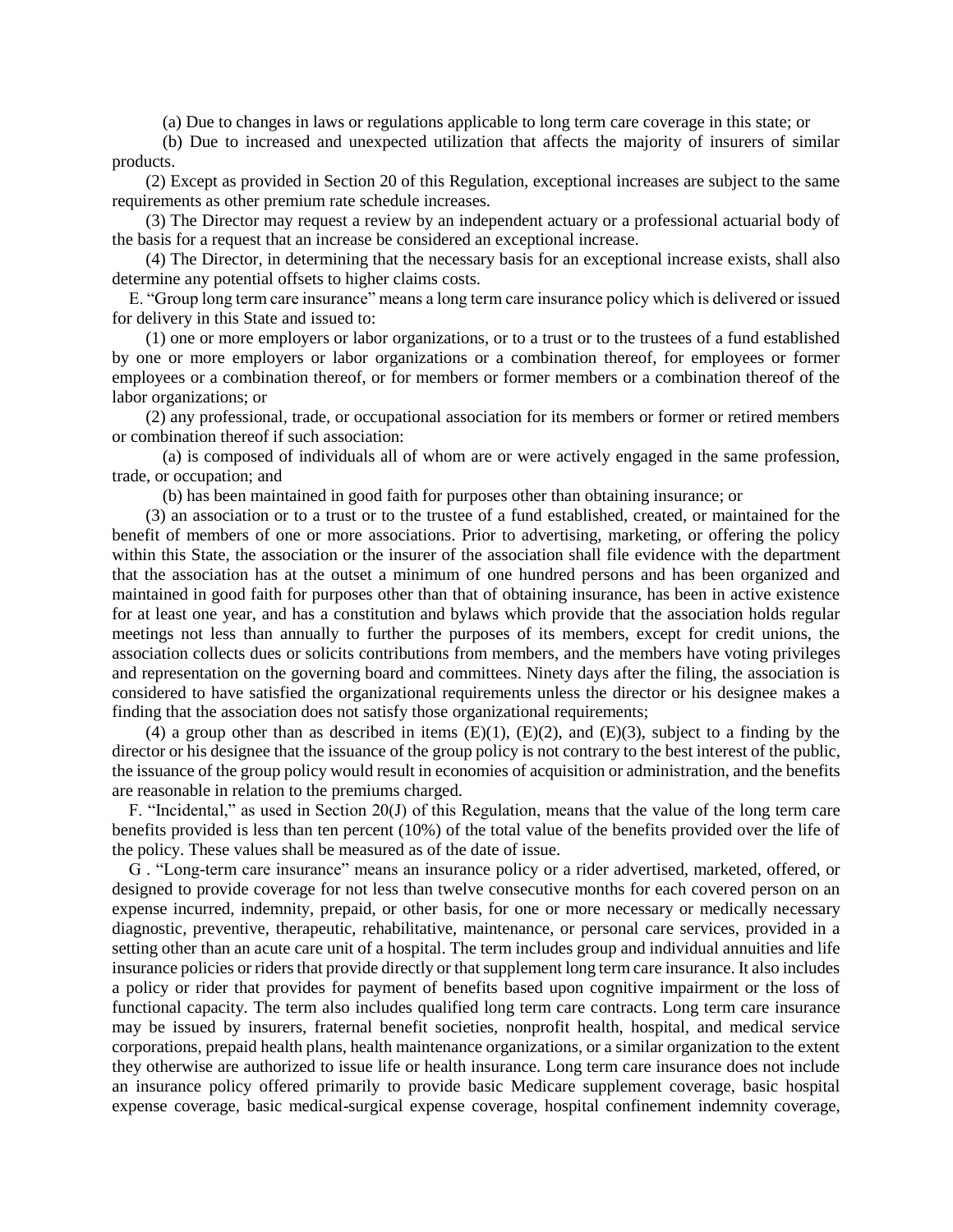(a) Due to changes in laws or regulations applicable to long term care coverage in this state; or

(b) Due to increased and unexpected utilization that affects the majority of insurers of similar products.

(2) Except as provided in Section 20 of this Regulation, exceptional increases are subject to the same requirements as other premium rate schedule increases.

(3) The Director may request a review by an independent actuary or a professional actuarial body of the basis for a request that an increase be considered an exceptional increase.

(4) The Director, in determining that the necessary basis for an exceptional increase exists, shall also determine any potential offsets to higher claims costs.

E. "Group long term care insurance" means a long term care insurance policy which is delivered or issued for delivery in this State and issued to:

(1) one or more employers or labor organizations, or to a trust or to the trustees of a fund established by one or more employers or labor organizations or a combination thereof, for employees or former employees or a combination thereof, or for members or former members or a combination thereof of the labor organizations; or

(2) any professional, trade, or occupational association for its members or former or retired members or combination thereof if such association:

(a) is composed of individuals all of whom are or were actively engaged in the same profession, trade, or occupation; and

(b) has been maintained in good faith for purposes other than obtaining insurance; or

(3) an association or to a trust or to the trustee of a fund established, created, or maintained for the benefit of members of one or more associations. Prior to advertising, marketing, or offering the policy within this State, the association or the insurer of the association shall file evidence with the department that the association has at the outset a minimum of one hundred persons and has been organized and maintained in good faith for purposes other than that of obtaining insurance, has been in active existence for at least one year, and has a constitution and bylaws which provide that the association holds regular meetings not less than annually to further the purposes of its members, except for credit unions, the association collects dues or solicits contributions from members, and the members have voting privileges and representation on the governing board and committees. Ninety days after the filing, the association is considered to have satisfied the organizational requirements unless the director or his designee makes a finding that the association does not satisfy those organizational requirements;

(4) a group other than as described in items (E)(1), (E)(2), and (E)(3), subject to a finding by the director or his designee that the issuance of the group policy is not contrary to the best interest of the public, the issuance of the group policy would result in economies of acquisition or administration, and the benefits are reasonable in relation to the premiums charged.

F. "Incidental," as used in Section 20(J) of this Regulation, means that the value of the long term care benefits provided is less than ten percent (10%) of the total value of the benefits provided over the life of the policy. These values shall be measured as of the date of issue.

G . "Long-term care insurance" means an insurance policy or a rider advertised, marketed, offered, or designed to provide coverage for not less than twelve consecutive months for each covered person on an expense incurred, indemnity, prepaid, or other basis, for one or more necessary or medically necessary diagnostic, preventive, therapeutic, rehabilitative, maintenance, or personal care services, provided in a setting other than an acute care unit of a hospital. The term includes group and individual annuities and life insurance policies or riders that provide directly or that supplement long term care insurance. It also includes a policy or rider that provides for payment of benefits based upon cognitive impairment or the loss of functional capacity. The term also includes qualified long term care contracts. Long term care insurance may be issued by insurers, fraternal benefit societies, nonprofit health, hospital, and medical service corporations, prepaid health plans, health maintenance organizations, or a similar organization to the extent they otherwise are authorized to issue life or health insurance. Long term care insurance does not include an insurance policy offered primarily to provide basic Medicare supplement coverage, basic hospital expense coverage, basic medical-surgical expense coverage, hospital confinement indemnity coverage,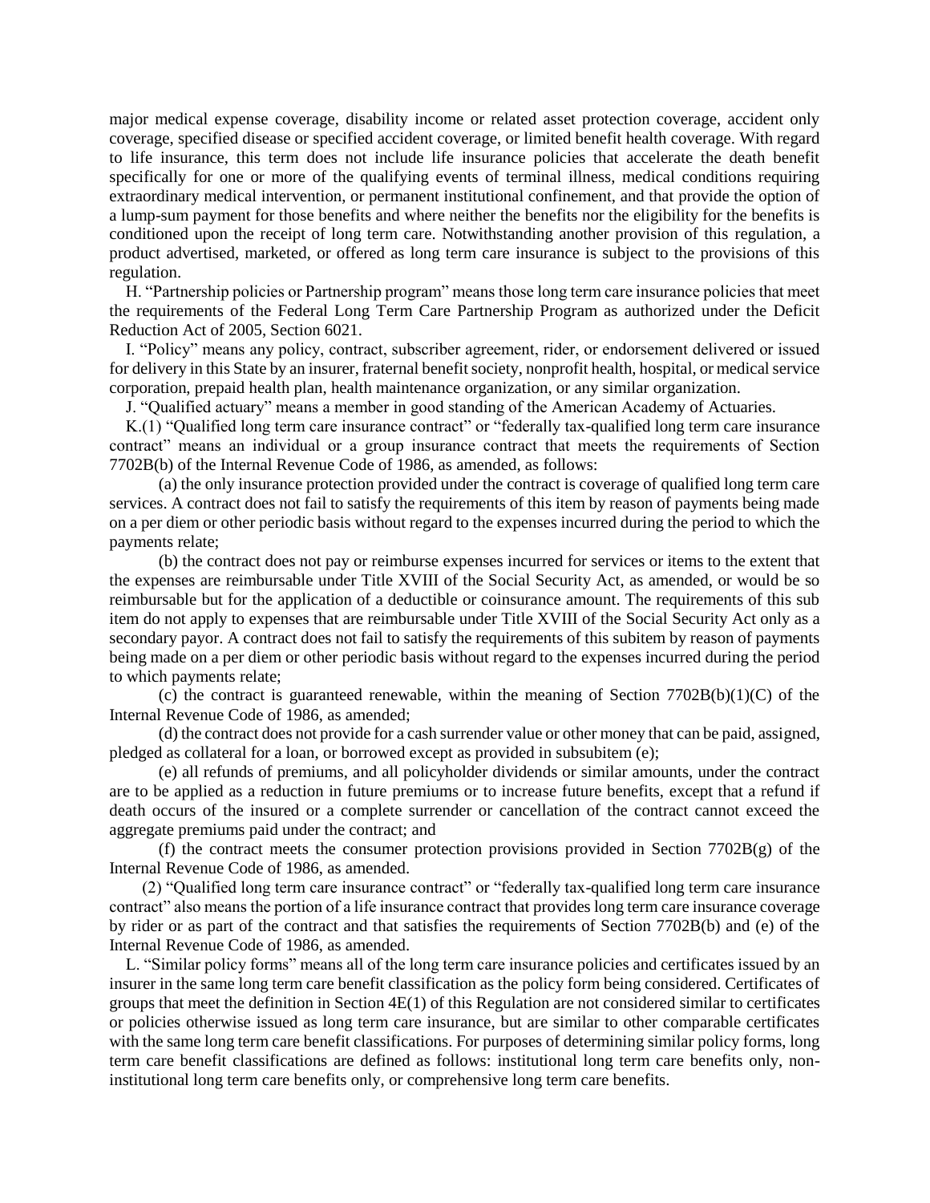major medical expense coverage, disability income or related asset protection coverage, accident only coverage, specified disease or specified accident coverage, or limited benefit health coverage. With regard to life insurance, this term does not include life insurance policies that accelerate the death benefit specifically for one or more of the qualifying events of terminal illness, medical conditions requiring extraordinary medical intervention, or permanent institutional confinement, and that provide the option of a lump-sum payment for those benefits and where neither the benefits nor the eligibility for the benefits is conditioned upon the receipt of long term care. Notwithstanding another provision of this regulation, a product advertised, marketed, or offered as long term care insurance is subject to the provisions of this regulation.

H. "Partnership policies or Partnership program" means those long term care insurance policies that meet the requirements of the Federal Long Term Care Partnership Program as authorized under the Deficit Reduction Act of 2005, Section 6021.

I. "Policy" means any policy, contract, subscriber agreement, rider, or endorsement delivered or issued for delivery in this State by an insurer, fraternal benefit society, nonprofit health, hospital, or medical service corporation, prepaid health plan, health maintenance organization, or any similar organization.

J. "Qualified actuary" means a member in good standing of the American Academy of Actuaries.

K.(1) "Qualified long term care insurance contract" or "federally tax-qualified long term care insurance contract" means an individual or a group insurance contract that meets the requirements of Section 7702B(b) of the Internal Revenue Code of 1986, as amended, as follows:

(a) the only insurance protection provided under the contract is coverage of qualified long term care services. A contract does not fail to satisfy the requirements of this item by reason of payments being made on a per diem or other periodic basis without regard to the expenses incurred during the period to which the payments relate;

(b) the contract does not pay or reimburse expenses incurred for services or items to the extent that the expenses are reimbursable under Title XVIII of the Social Security Act, as amended, or would be so reimbursable but for the application of a deductible or coinsurance amount. The requirements of this sub item do not apply to expenses that are reimbursable under Title XVIII of the Social Security Act only as a secondary payor. A contract does not fail to satisfy the requirements of this subitem by reason of payments being made on a per diem or other periodic basis without regard to the expenses incurred during the period to which payments relate;

(c) the contract is guaranteed renewable, within the meaning of Section 7702B(b)(1)(C) of the Internal Revenue Code of 1986, as amended;

(d) the contract does not provide for a cash surrender value or other money that can be paid, assigned, pledged as collateral for a loan, or borrowed except as provided in subsubitem (e);

(e) all refunds of premiums, and all policyholder dividends or similar amounts, under the contract are to be applied as a reduction in future premiums or to increase future benefits, except that a refund if death occurs of the insured or a complete surrender or cancellation of the contract cannot exceed the aggregate premiums paid under the contract; and

(f) the contract meets the consumer protection provisions provided in Section 7702B(g) of the Internal Revenue Code of 1986, as amended.

(2) "Qualified long term care insurance contract" or "federally tax-qualified long term care insurance contract" also means the portion of a life insurance contract that provides long term care insurance coverage by rider or as part of the contract and that satisfies the requirements of Section 7702B(b) and (e) of the Internal Revenue Code of 1986, as amended.

L. "Similar policy forms" means all of the long term care insurance policies and certificates issued by an insurer in the same long term care benefit classification as the policy form being considered. Certificates of groups that meet the definition in Section 4E(1) of this Regulation are not considered similar to certificates or policies otherwise issued as long term care insurance, but are similar to other comparable certificates with the same long term care benefit classifications. For purposes of determining similar policy forms, long term care benefit classifications are defined as follows: institutional long term care benefits only, non-institutional long term care benefits only, or comprehensive long term care benefits.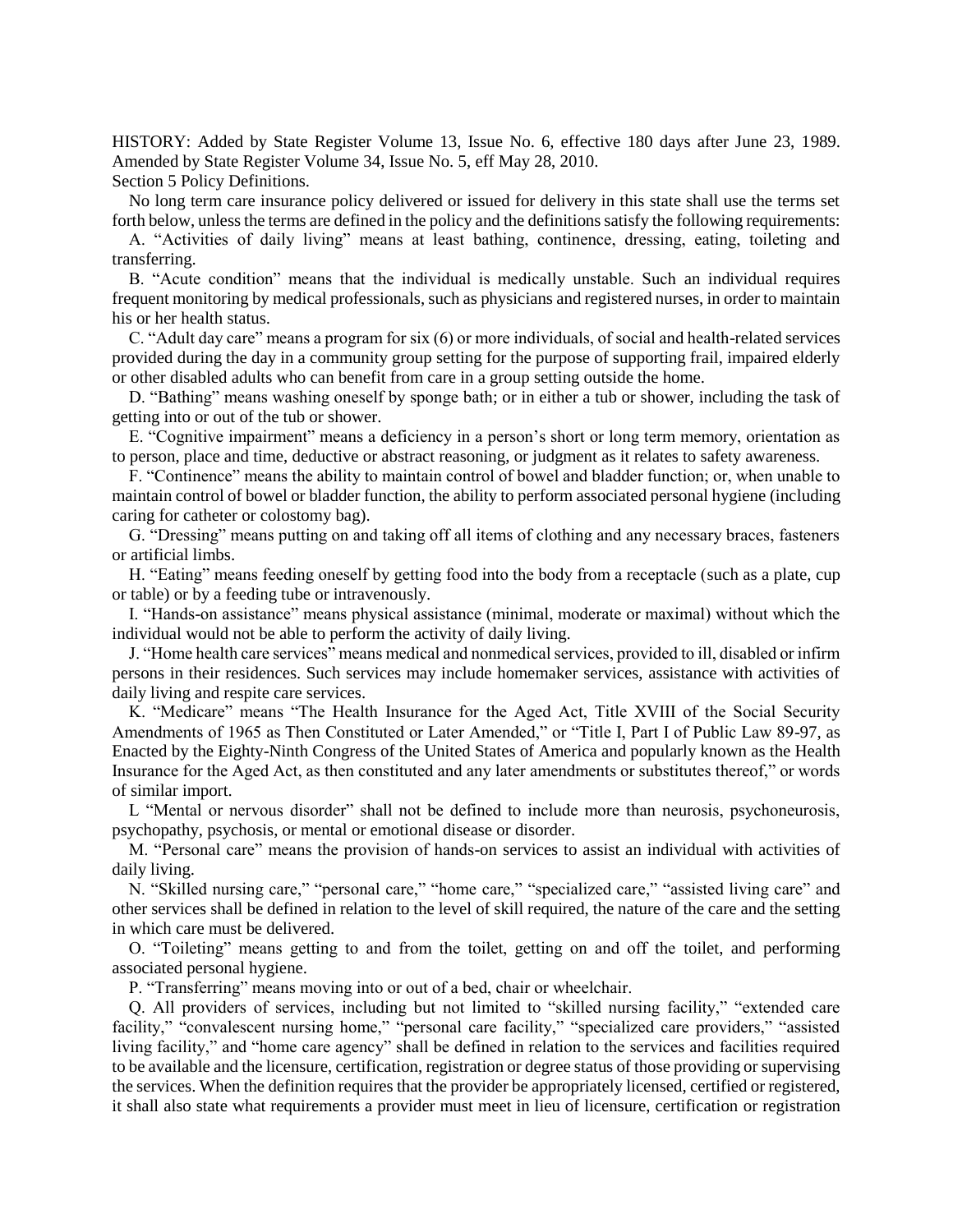HISTORY: Added by State Register Volume 13, Issue No. 6, effective 180 days after June 23, 1989. Amended by State Register Volume 34, Issue No. 5, eff May 28, 2010.

Section 5 Policy Definitions.

No long term care insurance policy delivered or issued for delivery in this state shall use the terms set forth below, unless the terms are defined in the policy and the definitions satisfy the following requirements:

A. "Activities of daily living" means at least bathing, continence, dressing, eating, toileting and transferring.

B. "Acute condition" means that the individual is medically unstable. Such an individual requires frequent monitoring by medical professionals, such as physicians and registered nurses, in order to maintain his or her health status.

C. "Adult day care" means a program for six (6) or more individuals, of social and health-related services provided during the day in a community group setting for the purpose of supporting frail, impaired elderly or other disabled adults who can benefit from care in a group setting outside the home.

D. "Bathing" means washing oneself by sponge bath; or in either a tub or shower, including the task of getting into or out of the tub or shower.

E. "Cognitive impairment" means a deficiency in a person's short or long term memory, orientation as to person, place and time, deductive or abstract reasoning, or judgment as it relates to safety awareness.

F. "Continence" means the ability to maintain control of bowel and bladder function; or, when unable to maintain control of bowel or bladder function, the ability to perform associated personal hygiene (including caring for catheter or colostomy bag).

G. "Dressing" means putting on and taking off all items of clothing and any necessary braces, fasteners or artificial limbs.

H. "Eating" means feeding oneself by getting food into the body from a receptacle (such as a plate, cup or table) or by a feeding tube or intravenously.

I. "Hands-on assistance" means physical assistance (minimal, moderate or maximal) without which the individual would not be able to perform the activity of daily living.

J. "Home health care services" means medical and nonmedical services, provided to ill, disabled or infirm persons in their residences. Such services may include homemaker services, assistance with activities of daily living and respite care services.

K. "Medicare" means "The Health Insurance for the Aged Act, Title XVIII of the Social Security Amendments of 1965 as Then Constituted or Later Amended," or "Title I, Part I of Public Law 89-97, as Enacted by the Eighty-Ninth Congress of the United States of America and popularly known as the Health Insurance for the Aged Act, as then constituted and any later amendments or substitutes thereof," or words of similar import.

L "Mental or nervous disorder" shall not be defined to include more than neurosis, psychoneurosis, psychopathy, psychosis, or mental or emotional disease or disorder.

M. "Personal care" means the provision of hands-on services to assist an individual with activities of daily living.

N. "Skilled nursing care," "personal care," "home care," "specialized care," "assisted living care" and other services shall be defined in relation to the level of skill required, the nature of the care and the setting in which care must be delivered.

O. "Toileting" means getting to and from the toilet, getting on and off the toilet, and performing associated personal hygiene.

P. "Transferring" means moving into or out of a bed, chair or wheelchair.

Q. All providers of services, including but not limited to "skilled nursing facility," "extended care facility," "convalescent nursing home," "personal care facility," "specialized care providers," "assisted living facility," and "home care agency" shall be defined in relation to the services and facilities required to be available and the licensure, certification, registration or degree status of those providing or supervising the services. When the definition requires that the provider be appropriately licensed, certified or registered, it shall also state what requirements a provider must meet in lieu of licensure, certification or registration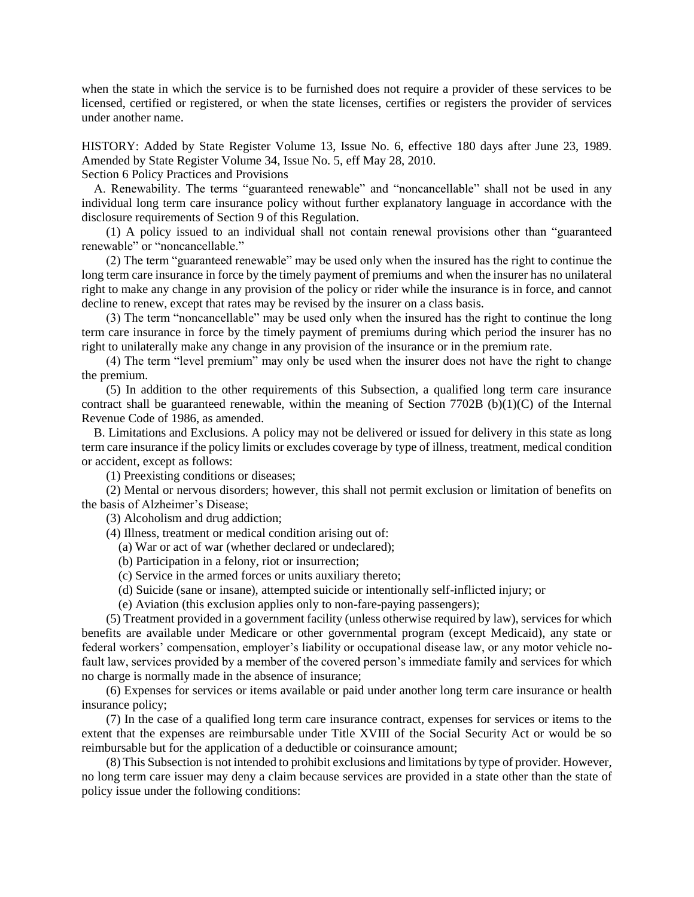when the state in which the service is to be furnished does not require a provider of these services to be licensed, certified or registered, or when the state licenses, certifies or registers the provider of services under another name.

HISTORY: Added by State Register Volume 13, Issue No. 6, effective 180 days after June 23, 1989. Amended by State Register Volume 34, Issue No. 5, eff May 28, 2010.

Section 6 Policy Practices and Provisions

A. Renewability. The terms "guaranteed renewable" and "noncancellable" shall not be used in any individual long term care insurance policy without further explanatory language in accordance with the disclosure requirements of Section 9 of this Regulation.

(1) A policy issued to an individual shall not contain renewal provisions other than "guaranteed renewable" or "noncancellable."

(2) The term "guaranteed renewable" may be used only when the insured has the right to continue the long term care insurance in force by the timely payment of premiums and when the insurer has no unilateral right to make any change in any provision of the policy or rider while the insurance is in force, and cannot decline to renew, except that rates may be revised by the insurer on a class basis.

(3) The term "noncancellable" may be used only when the insured has the right to continue the long term care insurance in force by the timely payment of premiums during which period the insurer has no right to unilaterally make any change in any provision of the insurance or in the premium rate.

(4) The term "level premium" may only be used when the insurer does not have the right to change the premium.

(5) In addition to the other requirements of this Subsection, a qualified long term care insurance contract shall be guaranteed renewable, within the meaning of Section 7702B (b)(1)(C) of the Internal Revenue Code of 1986, as amended.

B. Limitations and Exclusions. A policy may not be delivered or issued for delivery in this state as long term care insurance if the policy limits or excludes coverage by type of illness, treatment, medical condition or accident, except as follows:

(1) Preexisting conditions or diseases;

(2) Mental or nervous disorders; however, this shall not permit exclusion or limitation of benefits on the basis of Alzheimer's Disease;

(3) Alcoholism and drug addiction;

(4) Illness, treatment or medical condition arising out of:

(a) War or act of war (whether declared or undeclared);

(b) Participation in a felony, riot or insurrection;

(c) Service in the armed forces or units auxiliary thereto;

(d) Suicide (sane or insane), attempted suicide or intentionally self-inflicted injury; or

(e) Aviation (this exclusion applies only to non-fare-paying passengers);

(5) Treatment provided in a government facility (unless otherwise required by law), services for which benefits are available under Medicare or other governmental program (except Medicaid), any state or federal workers' compensation, employer's liability or occupational disease law, or any motor vehicle no-fault law, services provided by a member of the covered person's immediate family and services for which no charge is normally made in the absence of insurance;

(6) Expenses for services or items available or paid under another long term care insurance or health insurance policy;

(7) In the case of a qualified long term care insurance contract, expenses for services or items to the extent that the expenses are reimbursable under Title XVIII of the Social Security Act or would be so reimbursable but for the application of a deductible or coinsurance amount;

(8) This Subsection is not intended to prohibit exclusions and limitations by type of provider. However, no long term care issuer may deny a claim because services are provided in a state other than the state of policy issue under the following conditions: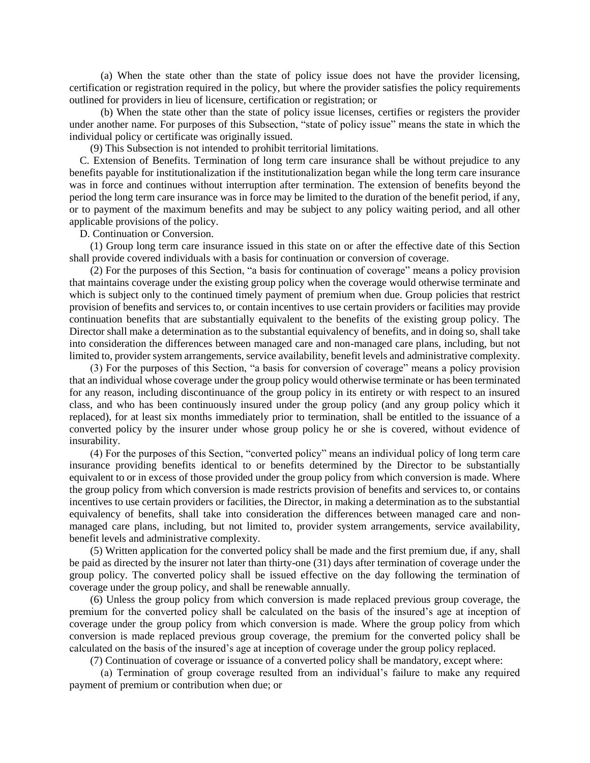(a) When the state other than the state of policy issue does not have the provider licensing, certification or registration required in the policy, but where the provider satisfies the policy requirements outlined for providers in lieu of licensure, certification or registration; or

(b) When the state other than the state of policy issue licenses, certifies or registers the provider under another name. For purposes of this Subsection, "state of policy issue" means the state in which the individual policy or certificate was originally issued.

(9) This Subsection is not intended to prohibit territorial limitations.

C. Extension of Benefits. Termination of long term care insurance shall be without prejudice to any benefits payable for institutionalization if the institutionalization began while the long term care insurance was in force and continues without interruption after termination. The extension of benefits beyond the period the long term care insurance was in force may be limited to the duration of the benefit period, if any, or to payment of the maximum benefits and may be subject to any policy waiting period, and all other applicable provisions of the policy.

D. Continuation or Conversion.

(1) Group long term care insurance issued in this state on or after the effective date of this Section shall provide covered individuals with a basis for continuation or conversion of coverage.

(2) For the purposes of this Section, "a basis for continuation of coverage" means a policy provision that maintains coverage under the existing group policy when the coverage would otherwise terminate and which is subject only to the continued timely payment of premium when due. Group policies that restrict provision of benefits and services to, or contain incentives to use certain providers or facilities may provide continuation benefits that are substantially equivalent to the benefits of the existing group policy. The Director shall make a determination as to the substantial equivalency of benefits, and in doing so, shall take into consideration the differences between managed care and non-managed care plans, including, but not limited to, provider system arrangements, service availability, benefit levels and administrative complexity.

(3) For the purposes of this Section, "a basis for conversion of coverage" means a policy provision that an individual whose coverage under the group policy would otherwise terminate or has been terminated for any reason, including discontinuance of the group policy in its entirety or with respect to an insured class, and who has been continuously insured under the group policy (and any group policy which it replaced), for at least six months immediately prior to termination, shall be entitled to the issuance of a converted policy by the insurer under whose group policy he or she is covered, without evidence of insurability.

(4) For the purposes of this Section, "converted policy" means an individual policy of long term care insurance providing benefits identical to or benefits determined by the Director to be substantially equivalent to or in excess of those provided under the group policy from which conversion is made. Where the group policy from which conversion is made restricts provision of benefits and services to, or contains incentives to use certain providers or facilities, the Director, in making a determination as to the substantial equivalency of benefits, shall take into consideration the differences between managed care and non-managed care plans, including, but not limited to, provider system arrangements, service availability, benefit levels and administrative complexity.

(5) Written application for the converted policy shall be made and the first premium due, if any, shall be paid as directed by the insurer not later than thirty-one (31) days after termination of coverage under the group policy. The converted policy shall be issued effective on the day following the termination of coverage under the group policy, and shall be renewable annually.

(6) Unless the group policy from which conversion is made replaced previous group coverage, the premium for the converted policy shall be calculated on the basis of the insured's age at inception of coverage under the group policy from which conversion is made. Where the group policy from which conversion is made replaced previous group coverage, the premium for the converted policy shall be calculated on the basis of the insured's age at inception of coverage under the group policy replaced.

(7) Continuation of coverage or issuance of a converted policy shall be mandatory, except where:

(a) Termination of group coverage resulted from an individual's failure to make any required payment of premium or contribution when due; or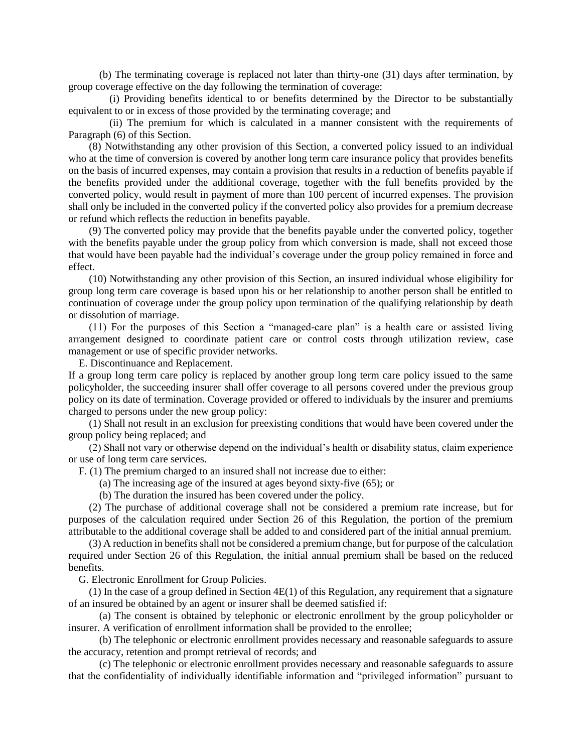(b) The terminating coverage is replaced not later than thirty-one (31) days after termination, by group coverage effective on the day following the termination of coverage:

(i) Providing benefits identical to or benefits determined by the Director to be substantially equivalent to or in excess of those provided by the terminating coverage; and

(ii) The premium for which is calculated in a manner consistent with the requirements of Paragraph (6) of this Section.

(8) Notwithstanding any other provision of this Section, a converted policy issued to an individual who at the time of conversion is covered by another long term care insurance policy that provides benefits on the basis of incurred expenses, may contain a provision that results in a reduction of benefits payable if the benefits provided under the additional coverage, together with the full benefits provided by the converted policy, would result in payment of more than 100 percent of incurred expenses. The provision shall only be included in the converted policy if the converted policy also provides for a premium decrease or refund which reflects the reduction in benefits payable.

(9) The converted policy may provide that the benefits payable under the converted policy, together with the benefits payable under the group policy from which conversion is made, shall not exceed those that would have been payable had the individual's coverage under the group policy remained in force and effect.

(10) Notwithstanding any other provision of this Section, an insured individual whose eligibility for group long term care coverage is based upon his or her relationship to another person shall be entitled to continuation of coverage under the group policy upon termination of the qualifying relationship by death or dissolution of marriage.

(11) For the purposes of this Section a "managed-care plan" is a health care or assisted living arrangement designed to coordinate patient care or control costs through utilization review, case management or use of specific provider networks.

E. Discontinuance and Replacement.

If a group long term care policy is replaced by another group long term care policy issued to the same policyholder, the succeeding insurer shall offer coverage to all persons covered under the previous group policy on its date of termination. Coverage provided or offered to individuals by the insurer and premiums charged to persons under the new group policy:

(1) Shall not result in an exclusion for preexisting conditions that would have been covered under the group policy being replaced; and

(2) Shall not vary or otherwise depend on the individual's health or disability status, claim experience or use of long term care services.

F. (1) The premium charged to an insured shall not increase due to either:

(a) The increasing age of the insured at ages beyond sixty-five (65); or

(b) The duration the insured has been covered under the policy.

(2) The purchase of additional coverage shall not be considered a premium rate increase, but for purposes of the calculation required under Section 26 of this Regulation, the portion of the premium attributable to the additional coverage shall be added to and considered part of the initial annual premium.

(3) A reduction in benefits shall not be considered a premium change, but for purpose of the calculation required under Section 26 of this Regulation, the initial annual premium shall be based on the reduced benefits.

G. Electronic Enrollment for Group Policies.

(1) In the case of a group defined in Section 4E(1) of this Regulation, any requirement that a signature of an insured be obtained by an agent or insurer shall be deemed satisfied if:

(a) The consent is obtained by telephonic or electronic enrollment by the group policyholder or insurer. A verification of enrollment information shall be provided to the enrollee;

(b) The telephonic or electronic enrollment provides necessary and reasonable safeguards to assure the accuracy, retention and prompt retrieval of records; and

(c) The telephonic or electronic enrollment provides necessary and reasonable safeguards to assure that the confidentiality of individually identifiable information and "privileged information" pursuant to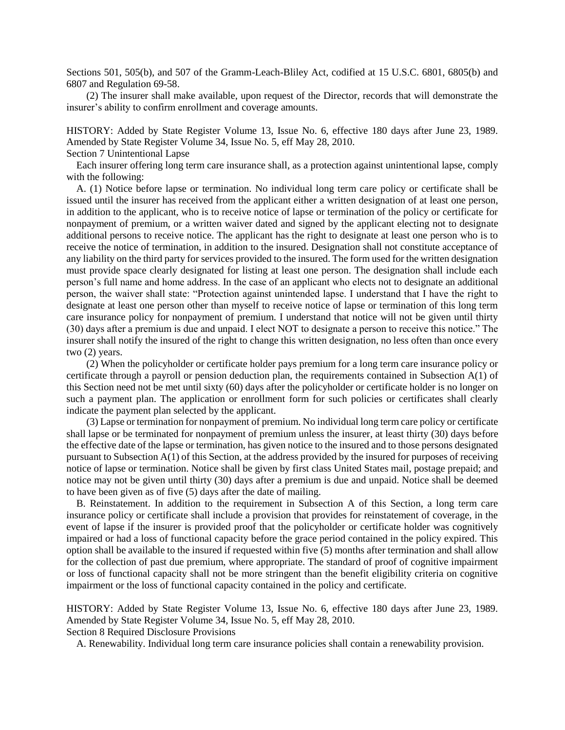Sections 501, 505(b), and 507 of the Gramm-Leach-Bliley Act, codified at 15 U.S.C. 6801, 6805(b) and 6807 and Regulation 69-58.

(2) The insurer shall make available, upon request of the Director, records that will demonstrate the insurer's ability to confirm enrollment and coverage amounts.

HISTORY: Added by State Register Volume 13, Issue No. 6, effective 180 days after June 23, 1989. Amended by State Register Volume 34, Issue No. 5, eff May 28, 2010.

Section 7 Unintentional Lapse

Each insurer offering long term care insurance shall, as a protection against unintentional lapse, comply with the following:

A. (1) Notice before lapse or termination. No individual long term care policy or certificate shall be issued until the insurer has received from the applicant either a written designation of at least one person, in addition to the applicant, who is to receive notice of lapse or termination of the policy or certificate for nonpayment of premium, or a written waiver dated and signed by the applicant electing not to designate additional persons to receive notice. The applicant has the right to designate at least one person who is to receive the notice of termination, in addition to the insured. Designation shall not constitute acceptance of any liability on the third party for services provided to the insured. The form used for the written designation must provide space clearly designated for listing at least one person. The designation shall include each person's full name and home address. In the case of an applicant who elects not to designate an additional person, the waiver shall state: "Protection against unintended lapse. I understand that I have the right to designate at least one person other than myself to receive notice of lapse or termination of this long term care insurance policy for nonpayment of premium. I understand that notice will not be given until thirty (30) days after a premium is due and unpaid. I elect NOT to designate a person to receive this notice." The insurer shall notify the insured of the right to change this written designation, no less often than once every two (2) years.

(2) When the policyholder or certificate holder pays premium for a long term care insurance policy or certificate through a payroll or pension deduction plan, the requirements contained in Subsection A(1) of this Section need not be met until sixty (60) days after the policyholder or certificate holder is no longer on such a payment plan. The application or enrollment form for such policies or certificates shall clearly indicate the payment plan selected by the applicant.

(3) Lapse or termination for nonpayment of premium. No individual long term care policy or certificate shall lapse or be terminated for nonpayment of premium unless the insurer, at least thirty (30) days before the effective date of the lapse or termination, has given notice to the insured and to those persons designated pursuant to Subsection A(1) of this Section, at the address provided by the insured for purposes of receiving notice of lapse or termination. Notice shall be given by first class United States mail, postage prepaid; and notice may not be given until thirty (30) days after a premium is due and unpaid. Notice shall be deemed to have been given as of five (5) days after the date of mailing.

B. Reinstatement. In addition to the requirement in Subsection A of this Section, a long term care insurance policy or certificate shall include a provision that provides for reinstatement of coverage, in the event of lapse if the insurer is provided proof that the policyholder or certificate holder was cognitively impaired or had a loss of functional capacity before the grace period contained in the policy expired. This option shall be available to the insured if requested within five (5) months after termination and shall allow for the collection of past due premium, where appropriate. The standard of proof of cognitive impairment or loss of functional capacity shall not be more stringent than the benefit eligibility criteria on cognitive impairment or the loss of functional capacity contained in the policy and certificate.

HISTORY: Added by State Register Volume 13, Issue No. 6, effective 180 days after June 23, 1989. Amended by State Register Volume 34, Issue No. 5, eff May 28, 2010.

Section 8 Required Disclosure Provisions

A. Renewability. Individual long term care insurance policies shall contain a renewability provision.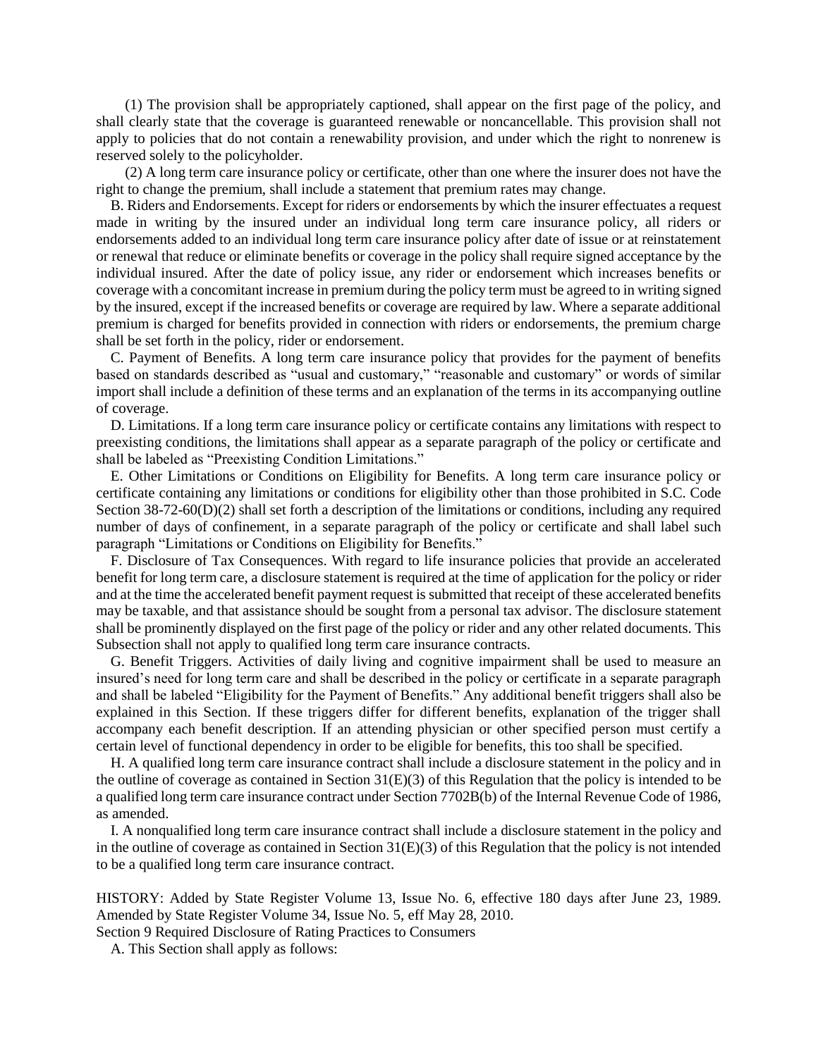(1) The provision shall be appropriately captioned, shall appear on the first page of the policy, and shall clearly state that the coverage is guaranteed renewable or noncancellable. This provision shall not apply to policies that do not contain a renewability provision, and under which the right to nonrenew is reserved solely to the policyholder.

(2) A long term care insurance policy or certificate, other than one where the insurer does not have the right to change the premium, shall include a statement that premium rates may change.

B. Riders and Endorsements. Except for riders or endorsements by which the insurer effectuates a request made in writing by the insured under an individual long term care insurance policy, all riders or endorsements added to an individual long term care insurance policy after date of issue or at reinstatement or renewal that reduce or eliminate benefits or coverage in the policy shall require signed acceptance by the individual insured. After the date of policy issue, any rider or endorsement which increases benefits or coverage with a concomitant increase in premium during the policy term must be agreed to in writing signed by the insured, except if the increased benefits or coverage are required by law. Where a separate additional premium is charged for benefits provided in connection with riders or endorsements, the premium charge shall be set forth in the policy, rider or endorsement.

C. Payment of Benefits. A long term care insurance policy that provides for the payment of benefits based on standards described as "usual and customary," "reasonable and customary" or words of similar import shall include a definition of these terms and an explanation of the terms in its accompanying outline of coverage.

D. Limitations. If a long term care insurance policy or certificate contains any limitations with respect to preexisting conditions, the limitations shall appear as a separate paragraph of the policy or certificate and shall be labeled as "Preexisting Condition Limitations."

E. Other Limitations or Conditions on Eligibility for Benefits. A long term care insurance policy or certificate containing any limitations or conditions for eligibility other than those prohibited in S.C. Code Section 38-72-60(D)(2) shall set forth a description of the limitations or conditions, including any required number of days of confinement, in a separate paragraph of the policy or certificate and shall label such paragraph "Limitations or Conditions on Eligibility for Benefits."

F. Disclosure of Tax Consequences. With regard to life insurance policies that provide an accelerated benefit for long term care, a disclosure statement is required at the time of application for the policy or rider and at the time the accelerated benefit payment request is submitted that receipt of these accelerated benefits may be taxable, and that assistance should be sought from a personal tax advisor. The disclosure statement shall be prominently displayed on the first page of the policy or rider and any other related documents. This Subsection shall not apply to qualified long term care insurance contracts.

G. Benefit Triggers. Activities of daily living and cognitive impairment shall be used to measure an insured's need for long term care and shall be described in the policy or certificate in a separate paragraph and shall be labeled "Eligibility for the Payment of Benefits." Any additional benefit triggers shall also be explained in this Section. If these triggers differ for different benefits, explanation of the trigger shall accompany each benefit description. If an attending physician or other specified person must certify a certain level of functional dependency in order to be eligible for benefits, this too shall be specified.

H. A qualified long term care insurance contract shall include a disclosure statement in the policy and in the outline of coverage as contained in Section 31(E)(3) of this Regulation that the policy is intended to be a qualified long term care insurance contract under Section 7702B(b) of the Internal Revenue Code of 1986, as amended.

I. A nonqualified long term care insurance contract shall include a disclosure statement in the policy and in the outline of coverage as contained in Section 31(E)(3) of this Regulation that the policy is not intended to be a qualified long term care insurance contract.

HISTORY: Added by State Register Volume 13, Issue No. 6, effective 180 days after June 23, 1989. Amended by State Register Volume 34, Issue No. 5, eff May 28, 2010.

Section 9 Required Disclosure of Rating Practices to Consumers

A. This Section shall apply as follows: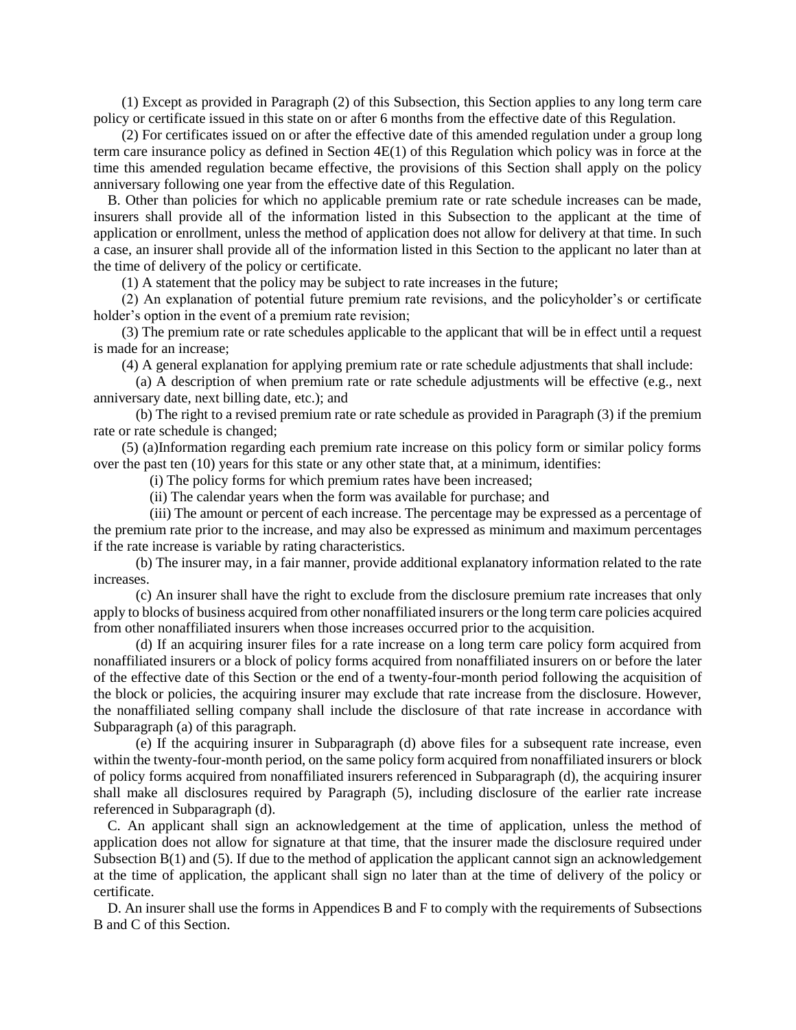(1) Except as provided in Paragraph (2) of this Subsection, this Section applies to any long term care policy or certificate issued in this state on or after 6 months from the effective date of this Regulation.

(2) For certificates issued on or after the effective date of this amended regulation under a group long term care insurance policy as defined in Section 4E(1) of this Regulation which policy was in force at the time this amended regulation became effective, the provisions of this Section shall apply on the policy anniversary following one year from the effective date of this Regulation.

B. Other than policies for which no applicable premium rate or rate schedule increases can be made, insurers shall provide all of the information listed in this Subsection to the applicant at the time of application or enrollment, unless the method of application does not allow for delivery at that time. In such a case, an insurer shall provide all of the information listed in this Section to the applicant no later than at the time of delivery of the policy or certificate.

(1) A statement that the policy may be subject to rate increases in the future;

(2) An explanation of potential future premium rate revisions, and the policyholder's or certificate holder's option in the event of a premium rate revision;

(3) The premium rate or rate schedules applicable to the applicant that will be in effect until a request is made for an increase;

(4) A general explanation for applying premium rate or rate schedule adjustments that shall include:

(a) A description of when premium rate or rate schedule adjustments will be effective (e.g., next anniversary date, next billing date, etc.); and

(b) The right to a revised premium rate or rate schedule as provided in Paragraph (3) if the premium rate or rate schedule is changed;

(5) (a)Information regarding each premium rate increase on this policy form or similar policy forms over the past ten (10) years for this state or any other state that, at a minimum, identifies:

(i) The policy forms for which premium rates have been increased;

(ii) The calendar years when the form was available for purchase; and

(iii) The amount or percent of each increase. The percentage may be expressed as a percentage of the premium rate prior to the increase, and may also be expressed as minimum and maximum percentages if the rate increase is variable by rating characteristics.

(b) The insurer may, in a fair manner, provide additional explanatory information related to the rate increases.

(c) An insurer shall have the right to exclude from the disclosure premium rate increases that only apply to blocks of business acquired from other nonaffiliated insurers or the long term care policies acquired from other nonaffiliated insurers when those increases occurred prior to the acquisition.

(d) If an acquiring insurer files for a rate increase on a long term care policy form acquired from nonaffiliated insurers or a block of policy forms acquired from nonaffiliated insurers on or before the later of the effective date of this Section or the end of a twenty-four-month period following the acquisition of the block or policies, the acquiring insurer may exclude that rate increase from the disclosure. However, the nonaffiliated selling company shall include the disclosure of that rate increase in accordance with Subparagraph (a) of this paragraph.

(e) If the acquiring insurer in Subparagraph (d) above files for a subsequent rate increase, even within the twenty-four-month period, on the same policy form acquired from nonaffiliated insurers or block of policy forms acquired from nonaffiliated insurers referenced in Subparagraph (d), the acquiring insurer shall make all disclosures required by Paragraph (5), including disclosure of the earlier rate increase referenced in Subparagraph (d).

C. An applicant shall sign an acknowledgement at the time of application, unless the method of application does not allow for signature at that time, that the insurer made the disclosure required under Subsection B(1) and (5). If due to the method of application the applicant cannot sign an acknowledgement at the time of application, the applicant shall sign no later than at the time of delivery of the policy or certificate.

D. An insurer shall use the forms in Appendices B and F to comply with the requirements of Subsections B and C of this Section.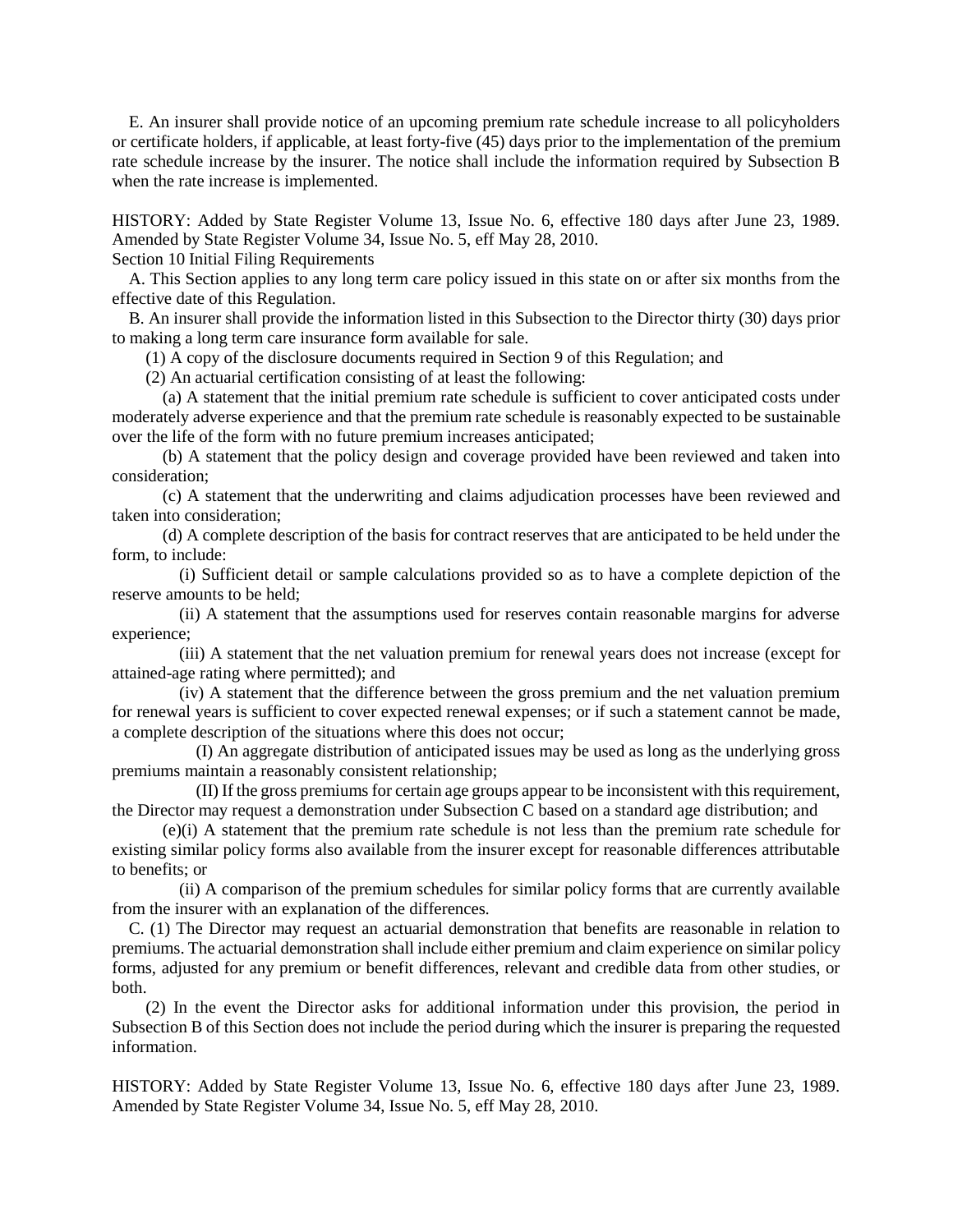E. An insurer shall provide notice of an upcoming premium rate schedule increase to all policyholders or certificate holders, if applicable, at least forty-five (45) days prior to the implementation of the premium rate schedule increase by the insurer. The notice shall include the information required by Subsection B when the rate increase is implemented.

HISTORY: Added by State Register Volume 13, Issue No. 6, effective 180 days after June 23, 1989. Amended by State Register Volume 34, Issue No. 5, eff May 28, 2010.

Section 10 Initial Filing Requirements

A. This Section applies to any long term care policy issued in this state on or after six months from the effective date of this Regulation.

B. An insurer shall provide the information listed in this Subsection to the Director thirty (30) days prior to making a long term care insurance form available for sale.

(1) A copy of the disclosure documents required in Section 9 of this Regulation; and

(2) An actuarial certification consisting of at least the following:

(a) A statement that the initial premium rate schedule is sufficient to cover anticipated costs under moderately adverse experience and that the premium rate schedule is reasonably expected to be sustainable over the life of the form with no future premium increases anticipated;

(b) A statement that the policy design and coverage provided have been reviewed and taken into consideration;

(c) A statement that the underwriting and claims adjudication processes have been reviewed and taken into consideration;

(d) A complete description of the basis for contract reserves that are anticipated to be held under the form, to include:

(i) Sufficient detail or sample calculations provided so as to have a complete depiction of the reserve amounts to be held;

(ii) A statement that the assumptions used for reserves contain reasonable margins for adverse experience;

(iii) A statement that the net valuation premium for renewal years does not increase (except for attained-age rating where permitted); and

(iv) A statement that the difference between the gross premium and the net valuation premium for renewal years is sufficient to cover expected renewal expenses; or if such a statement cannot be made, a complete description of the situations where this does not occur;

(I) An aggregate distribution of anticipated issues may be used as long as the underlying gross premiums maintain a reasonably consistent relationship;

(II) If the gross premiums for certain age groups appear to be inconsistent with this requirement, the Director may request a demonstration under Subsection C based on a standard age distribution; and

(e)(i) A statement that the premium rate schedule is not less than the premium rate schedule for existing similar policy forms also available from the insurer except for reasonable differences attributable to benefits; or

(ii) A comparison of the premium schedules for similar policy forms that are currently available from the insurer with an explanation of the differences.

C. (1) The Director may request an actuarial demonstration that benefits are reasonable in relation to premiums. The actuarial demonstration shall include either premium and claim experience on similar policy forms, adjusted for any premium or benefit differences, relevant and credible data from other studies, or both.

(2) In the event the Director asks for additional information under this provision, the period in Subsection B of this Section does not include the period during which the insurer is preparing the requested information.

HISTORY: Added by State Register Volume 13, Issue No. 6, effective 180 days after June 23, 1989. Amended by State Register Volume 34, Issue No. 5, eff May 28, 2010.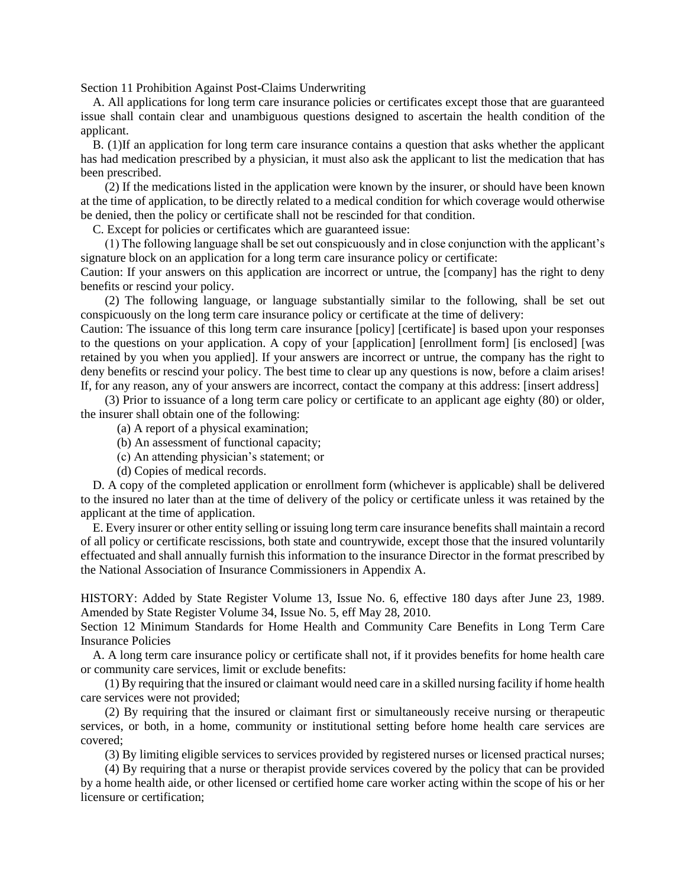Section 11 Prohibition Against Post-Claims Underwriting

A. All applications for long term care insurance policies or certificates except those that are guaranteed issue shall contain clear and unambiguous questions designed to ascertain the health condition of the applicant.

B. (1)If an application for long term care insurance contains a question that asks whether the applicant has had medication prescribed by a physician, it must also ask the applicant to list the medication that has been prescribed.

(2) If the medications listed in the application were known by the insurer, or should have been known at the time of application, to be directly related to a medical condition for which coverage would otherwise be denied, then the policy or certificate shall not be rescinded for that condition.

C. Except for policies or certificates which are guaranteed issue:

(1) The following language shall be set out conspicuously and in close conjunction with the applicant's signature block on an application for a long term care insurance policy or certificate:

Caution: If your answers on this application are incorrect or untrue, the [company] has the right to deny benefits or rescind your policy.

(2) The following language, or language substantially similar to the following, shall be set out conspicuously on the long term care insurance policy or certificate at the time of delivery:

Caution: The issuance of this long term care insurance [policy] [certificate] is based upon your responses to the questions on your application. A copy of your [application] [enrollment form] [is enclosed] [was retained by you when you applied]. If your answers are incorrect or untrue, the company has the right to deny benefits or rescind your policy. The best time to clear up any questions is now, before a claim arises! If, for any reason, any of your answers are incorrect, contact the company at this address: [insert address]

(3) Prior to issuance of a long term care policy or certificate to an applicant age eighty (80) or older, the insurer shall obtain one of the following:

(a) A report of a physical examination;

(b) An assessment of functional capacity;

(c) An attending physician's statement; or

(d) Copies of medical records.

D. A copy of the completed application or enrollment form (whichever is applicable) shall be delivered to the insured no later than at the time of delivery of the policy or certificate unless it was retained by the applicant at the time of application.

E. Every insurer or other entity selling or issuing long term care insurance benefits shall maintain a record of all policy or certificate rescissions, both state and countrywide, except those that the insured voluntarily effectuated and shall annually furnish this information to the insurance Director in the format prescribed by the National Association of Insurance Commissioners in Appendix A.

HISTORY: Added by State Register Volume 13, Issue No. 6, effective 180 days after June 23, 1989. Amended by State Register Volume 34, Issue No. 5, eff May 28, 2010.

Section 12 Minimum Standards for Home Health and Community Care Benefits in Long Term Care Insurance Policies

A. A long term care insurance policy or certificate shall not, if it provides benefits for home health care or community care services, limit or exclude benefits:

(1) By requiring that the insured or claimant would need care in a skilled nursing facility if home health care services were not provided;

(2) By requiring that the insured or claimant first or simultaneously receive nursing or therapeutic services, or both, in a home, community or institutional setting before home health care services are covered;

(3) By limiting eligible services to services provided by registered nurses or licensed practical nurses;

(4) By requiring that a nurse or therapist provide services covered by the policy that can be provided by a home health aide, or other licensed or certified home care worker acting within the scope of his or her licensure or certification;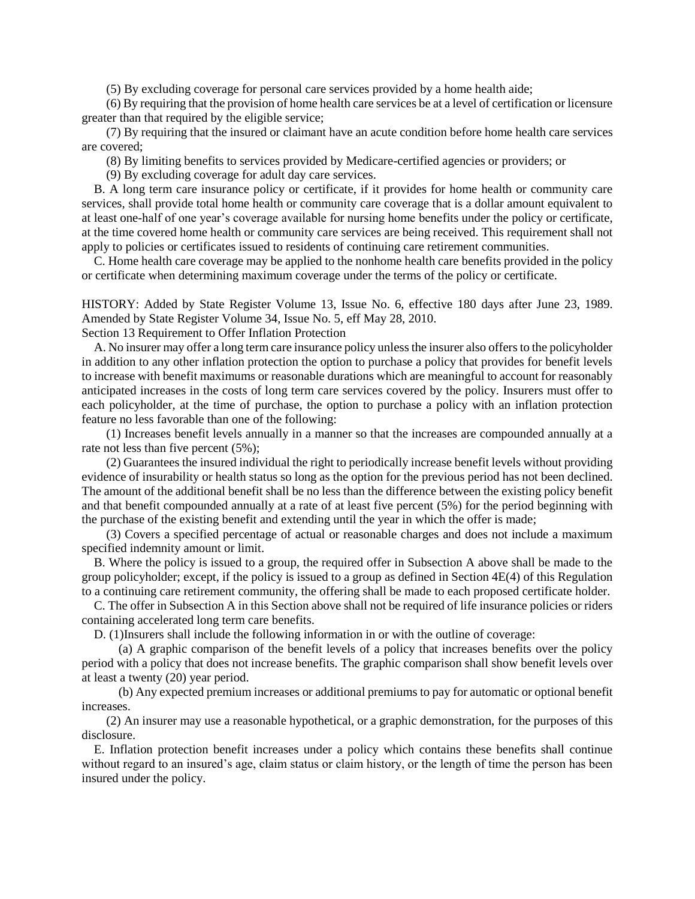(5) By excluding coverage for personal care services provided by a home health aide;

(6) By requiring that the provision of home health care services be at a level of certification or licensure greater than that required by the eligible service;

(7) By requiring that the insured or claimant have an acute condition before home health care services are covered;

(8) By limiting benefits to services provided by Medicare-certified agencies or providers; or

(9) By excluding coverage for adult day care services.

B. A long term care insurance policy or certificate, if it provides for home health or community care services, shall provide total home health or community care coverage that is a dollar amount equivalent to at least one-half of one year's coverage available for nursing home benefits under the policy or certificate, at the time covered home health or community care services are being received. This requirement shall not apply to policies or certificates issued to residents of continuing care retirement communities.

C. Home health care coverage may be applied to the nonhome health care benefits provided in the policy or certificate when determining maximum coverage under the terms of the policy or certificate.

HISTORY: Added by State Register Volume 13, Issue No. 6, effective 180 days after June 23, 1989. Amended by State Register Volume 34, Issue No. 5, eff May 28, 2010.

Section 13 Requirement to Offer Inflation Protection

A. No insurer may offer a long term care insurance policy unless the insurer also offers to the policyholder in addition to any other inflation protection the option to purchase a policy that provides for benefit levels to increase with benefit maximums or reasonable durations which are meaningful to account for reasonably anticipated increases in the costs of long term care services covered by the policy. Insurers must offer to each policyholder, at the time of purchase, the option to purchase a policy with an inflation protection feature no less favorable than one of the following:

(1) Increases benefit levels annually in a manner so that the increases are compounded annually at a rate not less than five percent (5%);

(2) Guarantees the insured individual the right to periodically increase benefit levels without providing evidence of insurability or health status so long as the option for the previous period has not been declined. The amount of the additional benefit shall be no less than the difference between the existing policy benefit and that benefit compounded annually at a rate of at least five percent (5%) for the period beginning with the purchase of the existing benefit and extending until the year in which the offer is made;

(3) Covers a specified percentage of actual or reasonable charges and does not include a maximum specified indemnity amount or limit.

B. Where the policy is issued to a group, the required offer in Subsection A above shall be made to the group policyholder; except, if the policy is issued to a group as defined in Section 4E(4) of this Regulation to a continuing care retirement community, the offering shall be made to each proposed certificate holder.

C. The offer in Subsection A in this Section above shall not be required of life insurance policies or riders containing accelerated long term care benefits.

D. (1)Insurers shall include the following information in or with the outline of coverage:

(a) A graphic comparison of the benefit levels of a policy that increases benefits over the policy period with a policy that does not increase benefits. The graphic comparison shall show benefit levels over at least a twenty (20) year period.

(b) Any expected premium increases or additional premiums to pay for automatic or optional benefit increases.

(2) An insurer may use a reasonable hypothetical, or a graphic demonstration, for the purposes of this disclosure.

E. Inflation protection benefit increases under a policy which contains these benefits shall continue without regard to an insured's age, claim status or claim history, or the length of time the person has been insured under the policy.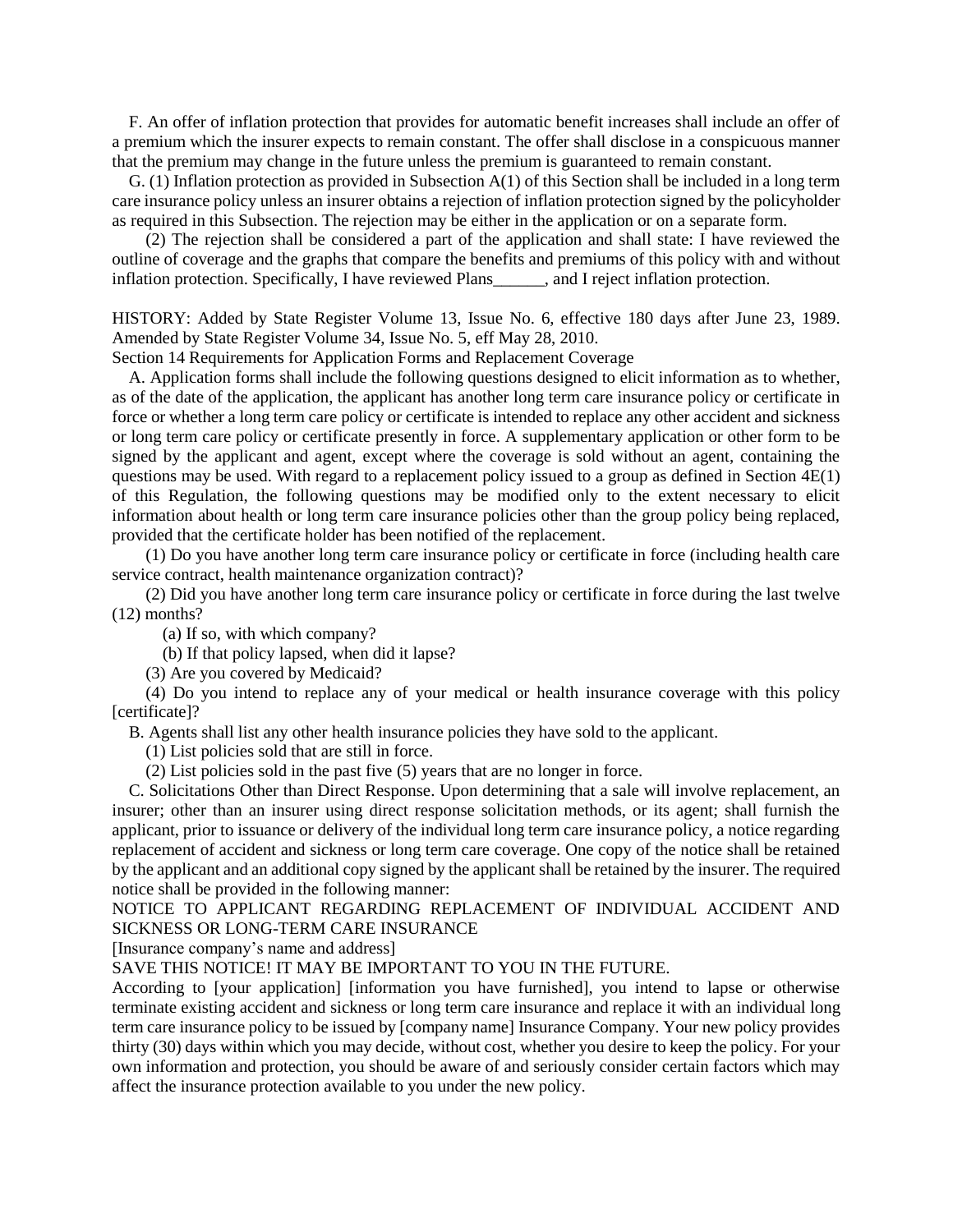F. An offer of inflation protection that provides for automatic benefit increases shall include an offer of a premium which the insurer expects to remain constant. The offer shall disclose in a conspicuous manner that the premium may change in the future unless the premium is guaranteed to remain constant.

G. (1) Inflation protection as provided in Subsection A(1) of this Section shall be included in a long term care insurance policy unless an insurer obtains a rejection of inflation protection signed by the policyholder as required in this Subsection. The rejection may be either in the application or on a separate form.

(2) The rejection shall be considered a part of the application and shall state: I have reviewed the outline of coverage and the graphs that compare the benefits and premiums of this policy with and without inflation protection. Specifically, I have reviewed Plans______, and I reject inflation protection.

HISTORY: Added by State Register Volume 13, Issue No. 6, effective 180 days after June 23, 1989. Amended by State Register Volume 34, Issue No. 5, eff May 28, 2010.

Section 14 Requirements for Application Forms and Replacement Coverage

A. Application forms shall include the following questions designed to elicit information as to whether, as of the date of the application, the applicant has another long term care insurance policy or certificate in force or whether a long term care policy or certificate is intended to replace any other accident and sickness or long term care policy or certificate presently in force. A supplementary application or other form to be signed by the applicant and agent, except where the coverage is sold without an agent, containing the questions may be used. With regard to a replacement policy issued to a group as defined in Section 4E(1) of this Regulation, the following questions may be modified only to the extent necessary to elicit information about health or long term care insurance policies other than the group policy being replaced, provided that the certificate holder has been notified of the replacement.

(1) Do you have another long term care insurance policy or certificate in force (including health care service contract, health maintenance organization contract)?

(2) Did you have another long term care insurance policy or certificate in force during the last twelve (12) months?

(a) If so, with which company?

(b) If that policy lapsed, when did it lapse?

(3) Are you covered by Medicaid?

(4) Do you intend to replace any of your medical or health insurance coverage with this policy [certificate]?

B. Agents shall list any other health insurance policies they have sold to the applicant.

(1) List policies sold that are still in force.

(2) List policies sold in the past five (5) years that are no longer in force.

C. Solicitations Other than Direct Response. Upon determining that a sale will involve replacement, an insurer; other than an insurer using direct response solicitation methods, or its agent; shall furnish the applicant, prior to issuance or delivery of the individual long term care insurance policy, a notice regarding replacement of accident and sickness or long term care coverage. One copy of the notice shall be retained by the applicant and an additional copy signed by the applicant shall be retained by the insurer. The required notice shall be provided in the following manner:

NOTICE TO APPLICANT REGARDING REPLACEMENT OF INDIVIDUAL ACCIDENT AND SICKNESS OR LONG-TERM CARE INSURANCE

[Insurance company's name and address]

SAVE THIS NOTICE! IT MAY BE IMPORTANT TO YOU IN THE FUTURE.

According to [your application] [information you have furnished], you intend to lapse or otherwise terminate existing accident and sickness or long term care insurance and replace it with an individual long term care insurance policy to be issued by [company name] Insurance Company. Your new policy provides thirty (30) days within which you may decide, without cost, whether you desire to keep the policy. For your own information and protection, you should be aware of and seriously consider certain factors which may affect the insurance protection available to you under the new policy.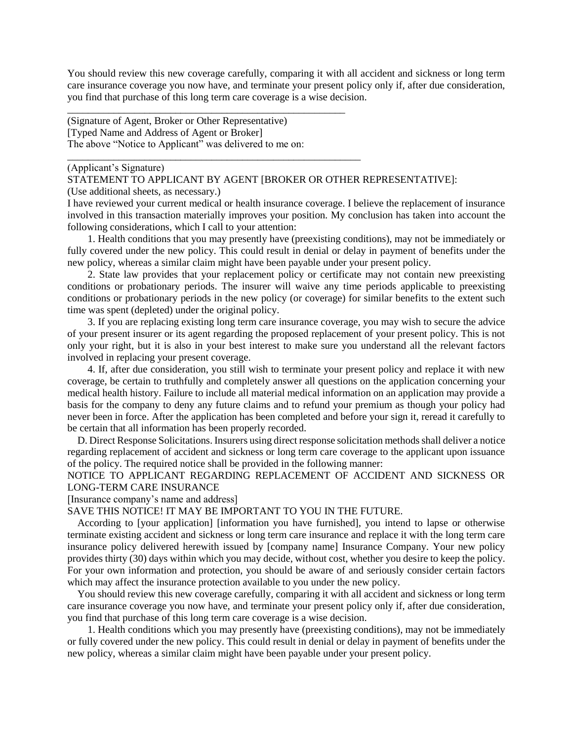You should review this new coverage carefully, comparing it with all accident and sickness or long term care insurance coverage you now have, and terminate your present policy only if, after due consideration, you find that purchase of this long term care coverage is a wise decision.

\_\_\_\_\_\_\_\_\_\_\_\_\_\_\_\_\_\_\_\_\_\_\_\_\_\_\_\_\_\_\_\_\_\_\_\_\_\_\_\_\_\_\_\_\_\_\_\_\_\_\_\_\_\_\_\_\_

(Signature of Agent, Broker or Other Representative)

[Typed Name and Address of Agent or Broker]

The above "Notice to Applicant" was delivered to me on:

\_\_\_\_\_\_\_\_\_\_\_\_\_\_\_\_\_\_\_\_\_\_\_\_\_\_\_\_\_\_\_\_\_\_\_\_\_\_\_\_\_\_\_\_\_\_\_\_\_\_\_\_\_\_\_\_\_\_\_

(Applicant's Signature)

STATEMENT TO APPLICANT BY AGENT [BROKER OR OTHER REPRESENTATIVE]:

(Use additional sheets, as necessary.)

I have reviewed your current medical or health insurance coverage. I believe the replacement of insurance involved in this transaction materially improves your position. My conclusion has taken into account the following considerations, which I call to your attention:

1. Health conditions that you may presently have (preexisting conditions), may not be immediately or fully covered under the new policy. This could result in denial or delay in payment of benefits under the new policy, whereas a similar claim might have been payable under your present policy.

2. State law provides that your replacement policy or certificate may not contain new preexisting conditions or probationary periods. The insurer will waive any time periods applicable to preexisting conditions or probationary periods in the new policy (or coverage) for similar benefits to the extent such time was spent (depleted) under the original policy.

3. If you are replacing existing long term care insurance coverage, you may wish to secure the advice of your present insurer or its agent regarding the proposed replacement of your present policy. This is not only your right, but it is also in your best interest to make sure you understand all the relevant factors involved in replacing your present coverage.

4. If, after due consideration, you still wish to terminate your present policy and replace it with new coverage, be certain to truthfully and completely answer all questions on the application concerning your medical health history. Failure to include all material medical information on an application may provide a basis for the company to deny any future claims and to refund your premium as though your policy had never been in force. After the application has been completed and before your sign it, reread it carefully to be certain that all information has been properly recorded.

D. Direct Response Solicitations. Insurers using direct response solicitation methods shall deliver a notice regarding replacement of accident and sickness or long term care coverage to the applicant upon issuance of the policy. The required notice shall be provided in the following manner:

NOTICE TO APPLICANT REGARDING REPLACEMENT OF ACCIDENT AND SICKNESS OR LONG-TERM CARE INSURANCE

[Insurance company's name and address]

SAVE THIS NOTICE! IT MAY BE IMPORTANT TO YOU IN THE FUTURE.

According to [your application] [information you have furnished], you intend to lapse or otherwise terminate existing accident and sickness or long term care insurance and replace it with the long term care insurance policy delivered herewith issued by [company name] Insurance Company. Your new policy provides thirty (30) days within which you may decide, without cost, whether you desire to keep the policy. For your own information and protection, you should be aware of and seriously consider certain factors which may affect the insurance protection available to you under the new policy.

You should review this new coverage carefully, comparing it with all accident and sickness or long term care insurance coverage you now have, and terminate your present policy only if, after due consideration, you find that purchase of this long term care coverage is a wise decision.

1. Health conditions which you may presently have (preexisting conditions), may not be immediately or fully covered under the new policy. This could result in denial or delay in payment of benefits under the new policy, whereas a similar claim might have been payable under your present policy.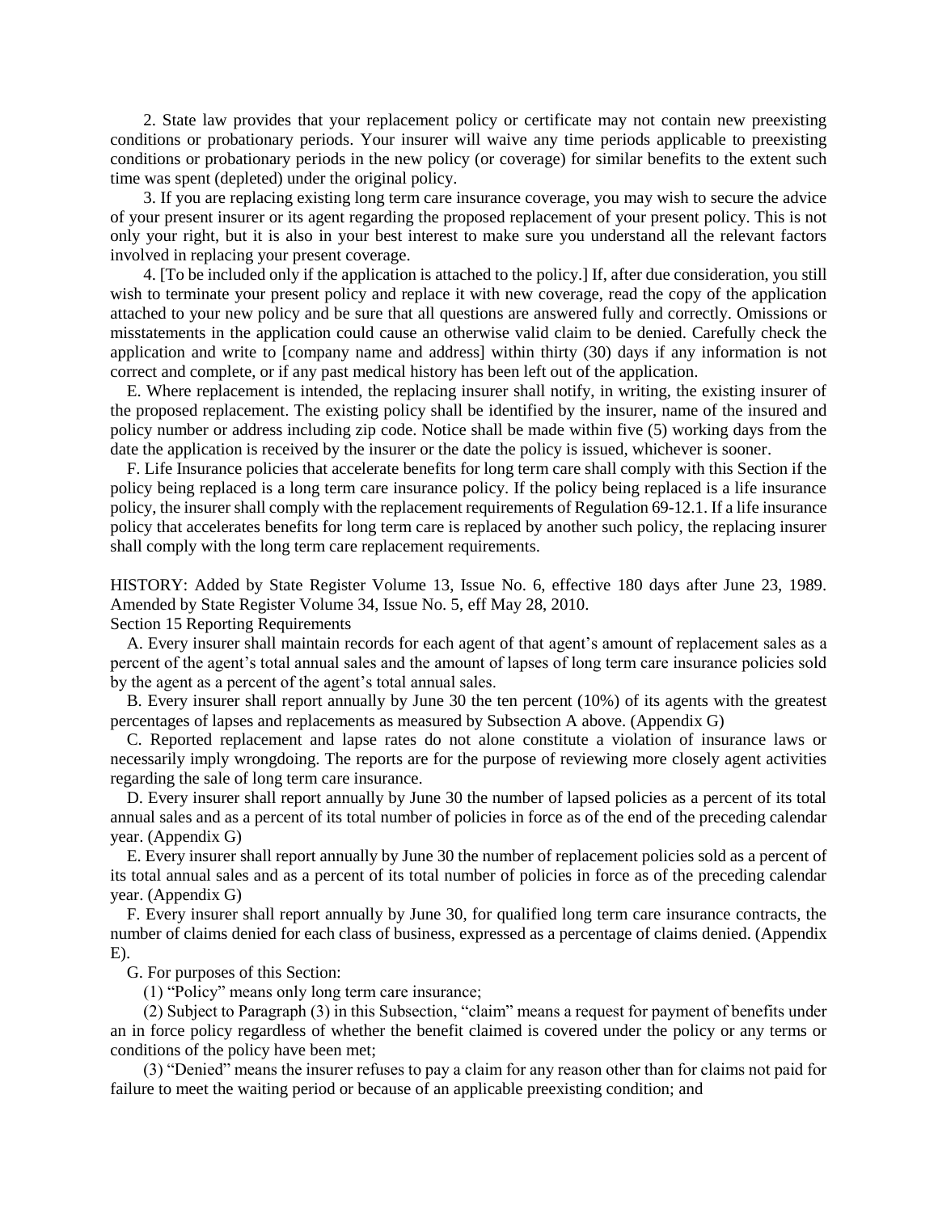2. State law provides that your replacement policy or certificate may not contain new preexisting conditions or probationary periods. Your insurer will waive any time periods applicable to preexisting conditions or probationary periods in the new policy (or coverage) for similar benefits to the extent such time was spent (depleted) under the original policy.

3. If you are replacing existing long term care insurance coverage, you may wish to secure the advice of your present insurer or its agent regarding the proposed replacement of your present policy. This is not only your right, but it is also in your best interest to make sure you understand all the relevant factors involved in replacing your present coverage.

4. [To be included only if the application is attached to the policy.] If, after due consideration, you still wish to terminate your present policy and replace it with new coverage, read the copy of the application attached to your new policy and be sure that all questions are answered fully and correctly. Omissions or misstatements in the application could cause an otherwise valid claim to be denied. Carefully check the application and write to [company name and address] within thirty (30) days if any information is not correct and complete, or if any past medical history has been left out of the application.

E. Where replacement is intended, the replacing insurer shall notify, in writing, the existing insurer of the proposed replacement. The existing policy shall be identified by the insurer, name of the insured and policy number or address including zip code. Notice shall be made within five (5) working days from the date the application is received by the insurer or the date the policy is issued, whichever is sooner.

F. Life Insurance policies that accelerate benefits for long term care shall comply with this Section if the policy being replaced is a long term care insurance policy. If the policy being replaced is a life insurance policy, the insurer shall comply with the replacement requirements of Regulation 69-12.1. If a life insurance policy that accelerates benefits for long term care is replaced by another such policy, the replacing insurer shall comply with the long term care replacement requirements.

HISTORY: Added by State Register Volume 13, Issue No. 6, effective 180 days after June 23, 1989. Amended by State Register Volume 34, Issue No. 5, eff May 28, 2010.

Section 15 Reporting Requirements

A. Every insurer shall maintain records for each agent of that agent's amount of replacement sales as a percent of the agent's total annual sales and the amount of lapses of long term care insurance policies sold by the agent as a percent of the agent's total annual sales.

B. Every insurer shall report annually by June 30 the ten percent (10%) of its agents with the greatest percentages of lapses and replacements as measured by Subsection A above. (Appendix G)

C. Reported replacement and lapse rates do not alone constitute a violation of insurance laws or necessarily imply wrongdoing. The reports are for the purpose of reviewing more closely agent activities regarding the sale of long term care insurance.

D. Every insurer shall report annually by June 30 the number of lapsed policies as a percent of its total annual sales and as a percent of its total number of policies in force as of the end of the preceding calendar year. (Appendix G)

E. Every insurer shall report annually by June 30 the number of replacement policies sold as a percent of its total annual sales and as a percent of its total number of policies in force as of the preceding calendar year. (Appendix G)

F. Every insurer shall report annually by June 30, for qualified long term care insurance contracts, the number of claims denied for each class of business, expressed as a percentage of claims denied. (Appendix E).

G. For purposes of this Section:

(1) "Policy" means only long term care insurance;

(2) Subject to Paragraph (3) in this Subsection, "claim" means a request for payment of benefits under an in force policy regardless of whether the benefit claimed is covered under the policy or any terms or conditions of the policy have been met;

(3) "Denied" means the insurer refuses to pay a claim for any reason other than for claims not paid for failure to meet the waiting period or because of an applicable preexisting condition; and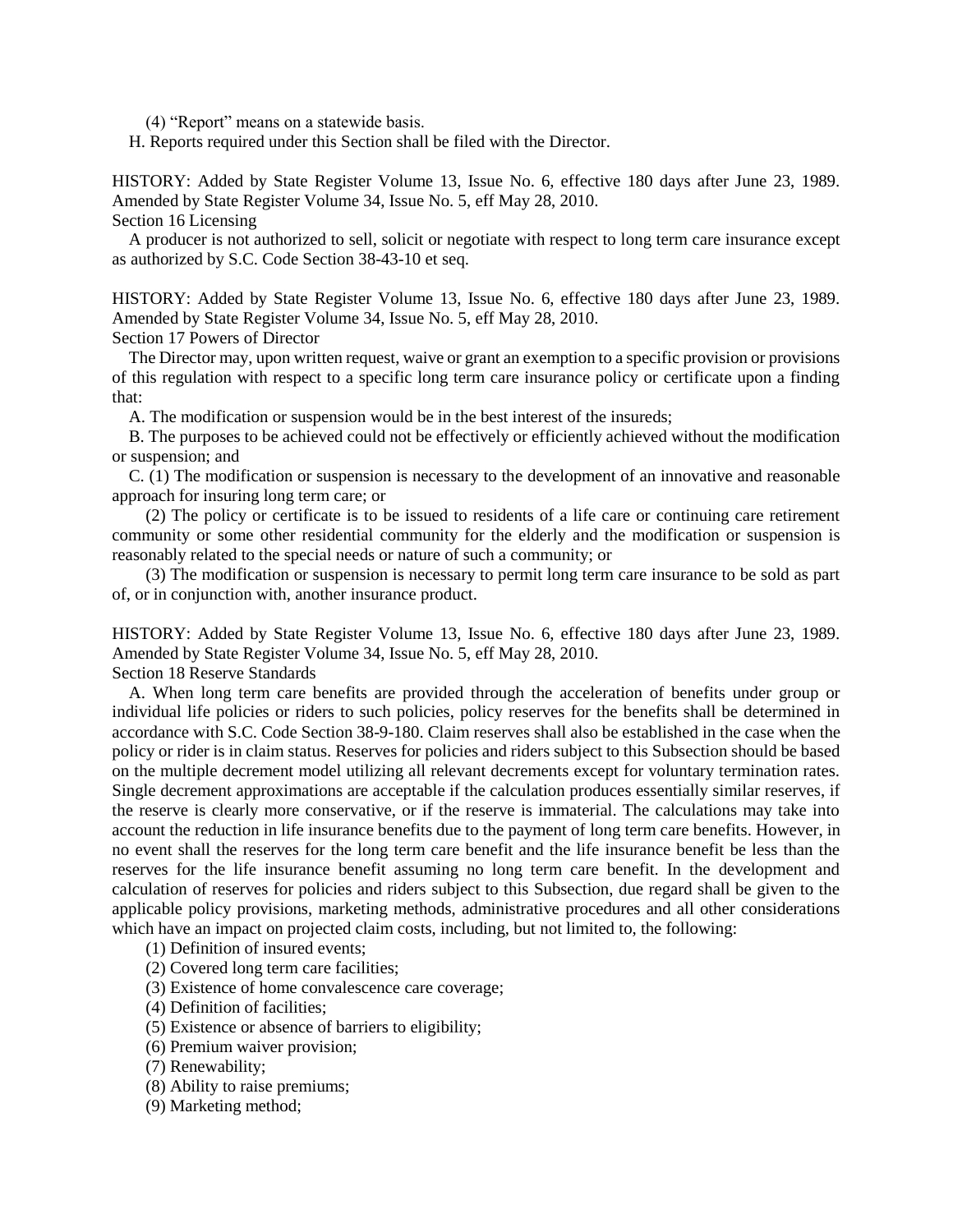(4) "Report" means on a statewide basis.

H. Reports required under this Section shall be filed with the Director.

HISTORY: Added by State Register Volume 13, Issue No. 6, effective 180 days after June 23, 1989. Amended by State Register Volume 34, Issue No. 5, eff May 28, 2010.

Section 16 Licensing

A producer is not authorized to sell, solicit or negotiate with respect to long term care insurance except as authorized by S.C. Code Section 38-43-10 et seq.

HISTORY: Added by State Register Volume 13, Issue No. 6, effective 180 days after June 23, 1989. Amended by State Register Volume 34, Issue No. 5, eff May 28, 2010.

Section 17 Powers of Director

The Director may, upon written request, waive or grant an exemption to a specific provision or provisions of this regulation with respect to a specific long term care insurance policy or certificate upon a finding that:

A. The modification or suspension would be in the best interest of the insureds;

B. The purposes to be achieved could not be effectively or efficiently achieved without the modification or suspension; and

C. (1) The modification or suspension is necessary to the development of an innovative and reasonable approach for insuring long term care; or

(2) The policy or certificate is to be issued to residents of a life care or continuing care retirement community or some other residential community for the elderly and the modification or suspension is reasonably related to the special needs or nature of such a community; or

(3) The modification or suspension is necessary to permit long term care insurance to be sold as part of, or in conjunction with, another insurance product.

HISTORY: Added by State Register Volume 13, Issue No. 6, effective 180 days after June 23, 1989. Amended by State Register Volume 34, Issue No. 5, eff May 28, 2010.

Section 18 Reserve Standards

A. When long term care benefits are provided through the acceleration of benefits under group or individual life policies or riders to such policies, policy reserves for the benefits shall be determined in accordance with S.C. Code Section 38-9-180. Claim reserves shall also be established in the case when the policy or rider is in claim status. Reserves for policies and riders subject to this Subsection should be based on the multiple decrement model utilizing all relevant decrements except for voluntary termination rates. Single decrement approximations are acceptable if the calculation produces essentially similar reserves, if the reserve is clearly more conservative, or if the reserve is immaterial. The calculations may take into account the reduction in life insurance benefits due to the payment of long term care benefits. However, in no event shall the reserves for the long term care benefit and the life insurance benefit be less than the reserves for the life insurance benefit assuming no long term care benefit. In the development and calculation of reserves for policies and riders subject to this Subsection, due regard shall be given to the applicable policy provisions, marketing methods, administrative procedures and all other considerations which have an impact on projected claim costs, including, but not limited to, the following:

(1) Definition of insured events;

(2) Covered long term care facilities;

(3) Existence of home convalescence care coverage;

(4) Definition of facilities;

(5) Existence or absence of barriers to eligibility;

(6) Premium waiver provision;

(7) Renewability;

(8) Ability to raise premiums;

(9) Marketing method;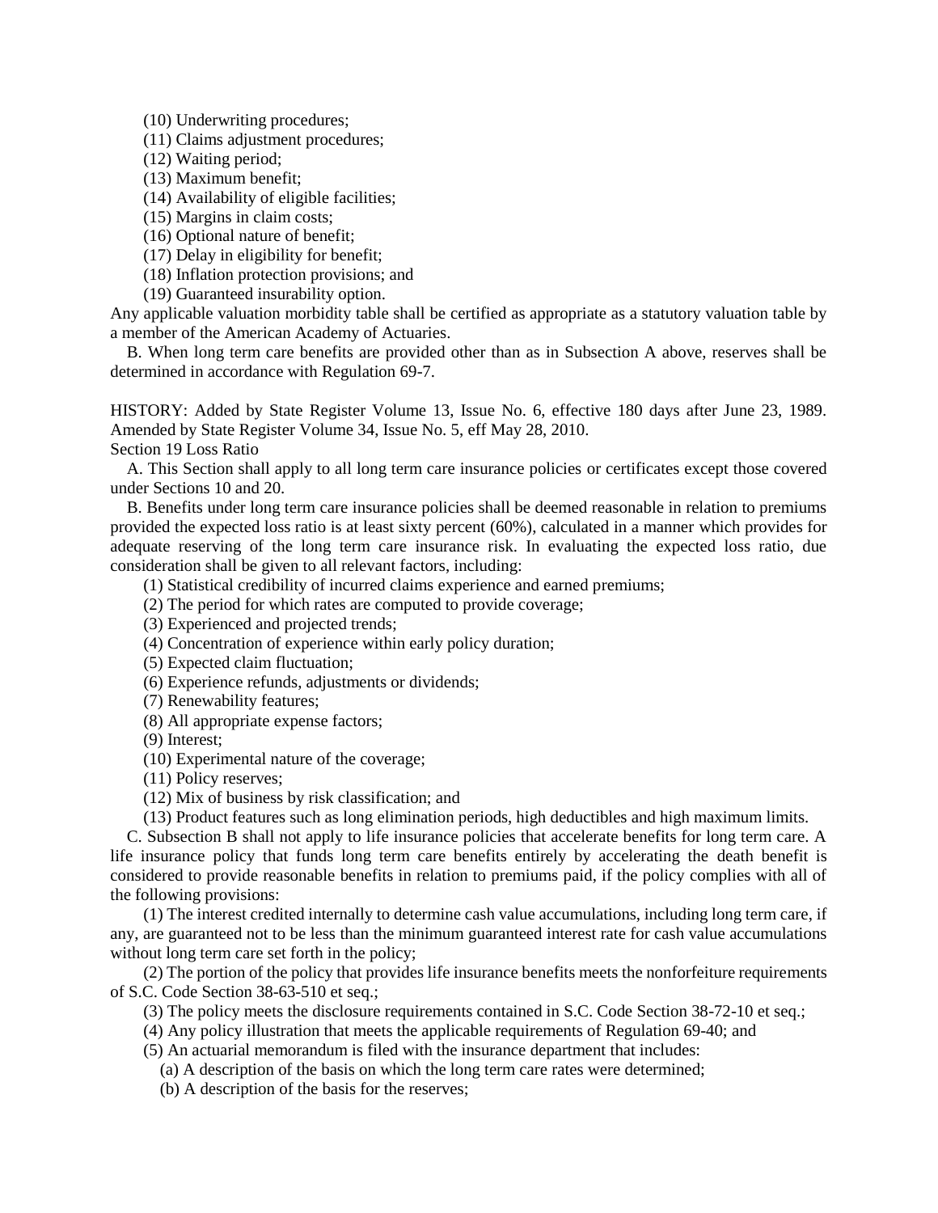(10) Underwriting procedures;

(11) Claims adjustment procedures;

(12) Waiting period;

(13) Maximum benefit;

(14) Availability of eligible facilities;

(15) Margins in claim costs;

(16) Optional nature of benefit;

(17) Delay in eligibility for benefit;

(18) Inflation protection provisions; and

(19) Guaranteed insurability option.

Any applicable valuation morbidity table shall be certified as appropriate as a statutory valuation table by a member of the American Academy of Actuaries.

B. When long term care benefits are provided other than as in Subsection A above, reserves shall be determined in accordance with Regulation 69-7.

HISTORY: Added by State Register Volume 13, Issue No. 6, effective 180 days after June 23, 1989. Amended by State Register Volume 34, Issue No. 5, eff May 28, 2010.

Section 19 Loss Ratio

A. This Section shall apply to all long term care insurance policies or certificates except those covered under Sections 10 and 20.

B. Benefits under long term care insurance policies shall be deemed reasonable in relation to premiums provided the expected loss ratio is at least sixty percent (60%), calculated in a manner which provides for adequate reserving of the long term care insurance risk. In evaluating the expected loss ratio, due consideration shall be given to all relevant factors, including:

(1) Statistical credibility of incurred claims experience and earned premiums;

(2) The period for which rates are computed to provide coverage;

(3) Experienced and projected trends;

(4) Concentration of experience within early policy duration;

(5) Expected claim fluctuation;

(6) Experience refunds, adjustments or dividends;

(7) Renewability features;

(8) All appropriate expense factors;

(9) Interest;

(10) Experimental nature of the coverage;

(11) Policy reserves;

(12) Mix of business by risk classification; and

(13) Product features such as long elimination periods, high deductibles and high maximum limits.

C. Subsection B shall not apply to life insurance policies that accelerate benefits for long term care. A life insurance policy that funds long term care benefits entirely by accelerating the death benefit is considered to provide reasonable benefits in relation to premiums paid, if the policy complies with all of the following provisions:

(1) The interest credited internally to determine cash value accumulations, including long term care, if any, are guaranteed not to be less than the minimum guaranteed interest rate for cash value accumulations without long term care set forth in the policy;

(2) The portion of the policy that provides life insurance benefits meets the nonforfeiture requirements of S.C. Code Section 38-63-510 et seq.;

(3) The policy meets the disclosure requirements contained in S.C. Code Section 38-72-10 et seq.;

(4) Any policy illustration that meets the applicable requirements of Regulation 69-40; and

(5) An actuarial memorandum is filed with the insurance department that includes:

(a) A description of the basis on which the long term care rates were determined;

(b) A description of the basis for the reserves;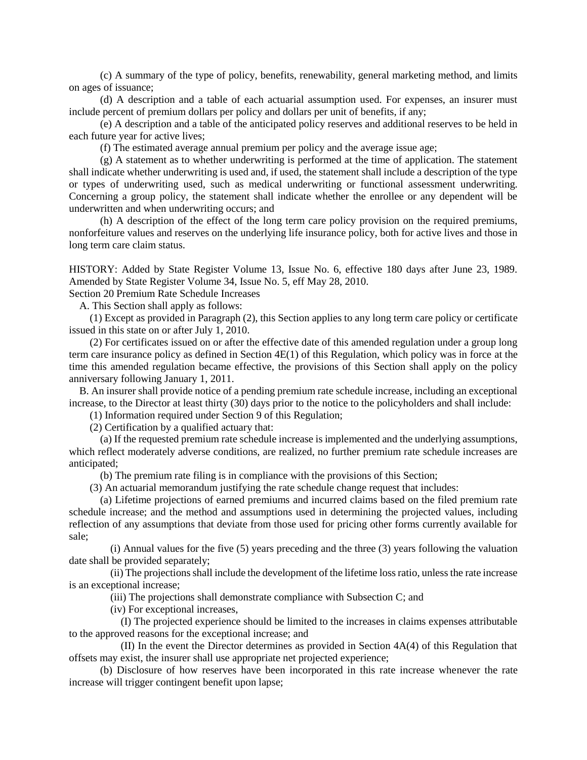(c) A summary of the type of policy, benefits, renewability, general marketing method, and limits on ages of issuance;

(d) A description and a table of each actuarial assumption used. For expenses, an insurer must include percent of premium dollars per policy and dollars per unit of benefits, if any;

(e) A description and a table of the anticipated policy reserves and additional reserves to be held in each future year for active lives;

(f) The estimated average annual premium per policy and the average issue age;

(g) A statement as to whether underwriting is performed at the time of application. The statement shall indicate whether underwriting is used and, if used, the statement shall include a description of the type or types of underwriting used, such as medical underwriting or functional assessment underwriting. Concerning a group policy, the statement shall indicate whether the enrollee or any dependent will be underwritten and when underwriting occurs; and

(h) A description of the effect of the long term care policy provision on the required premiums, nonforfeiture values and reserves on the underlying life insurance policy, both for active lives and those in long term care claim status.

HISTORY: Added by State Register Volume 13, Issue No. 6, effective 180 days after June 23, 1989. Amended by State Register Volume 34, Issue No. 5, eff May 28, 2010.

Section 20 Premium Rate Schedule Increases

A. This Section shall apply as follows:

(1) Except as provided in Paragraph (2), this Section applies to any long term care policy or certificate issued in this state on or after July 1, 2010.

(2) For certificates issued on or after the effective date of this amended regulation under a group long term care insurance policy as defined in Section 4E(1) of this Regulation, which policy was in force at the time this amended regulation became effective, the provisions of this Section shall apply on the policy anniversary following January 1, 2011.

B. An insurer shall provide notice of a pending premium rate schedule increase, including an exceptional increase, to the Director at least thirty (30) days prior to the notice to the policyholders and shall include:

(1) Information required under Section 9 of this Regulation;

(2) Certification by a qualified actuary that:

(a) If the requested premium rate schedule increase is implemented and the underlying assumptions, which reflect moderately adverse conditions, are realized, no further premium rate schedule increases are anticipated;

(b) The premium rate filing is in compliance with the provisions of this Section;

(3) An actuarial memorandum justifying the rate schedule change request that includes:

(a) Lifetime projections of earned premiums and incurred claims based on the filed premium rate schedule increase; and the method and assumptions used in determining the projected values, including reflection of any assumptions that deviate from those used for pricing other forms currently available for sale;

(i) Annual values for the five (5) years preceding and the three (3) years following the valuation date shall be provided separately;

(ii) The projections shall include the development of the lifetime loss ratio, unless the rate increase is an exceptional increase;

(iii) The projections shall demonstrate compliance with Subsection C; and

(iv) For exceptional increases,

(I) The projected experience should be limited to the increases in claims expenses attributable to the approved reasons for the exceptional increase; and

(II) In the event the Director determines as provided in Section 4A(4) of this Regulation that offsets may exist, the insurer shall use appropriate net projected experience;

(b) Disclosure of how reserves have been incorporated in this rate increase whenever the rate increase will trigger contingent benefit upon lapse;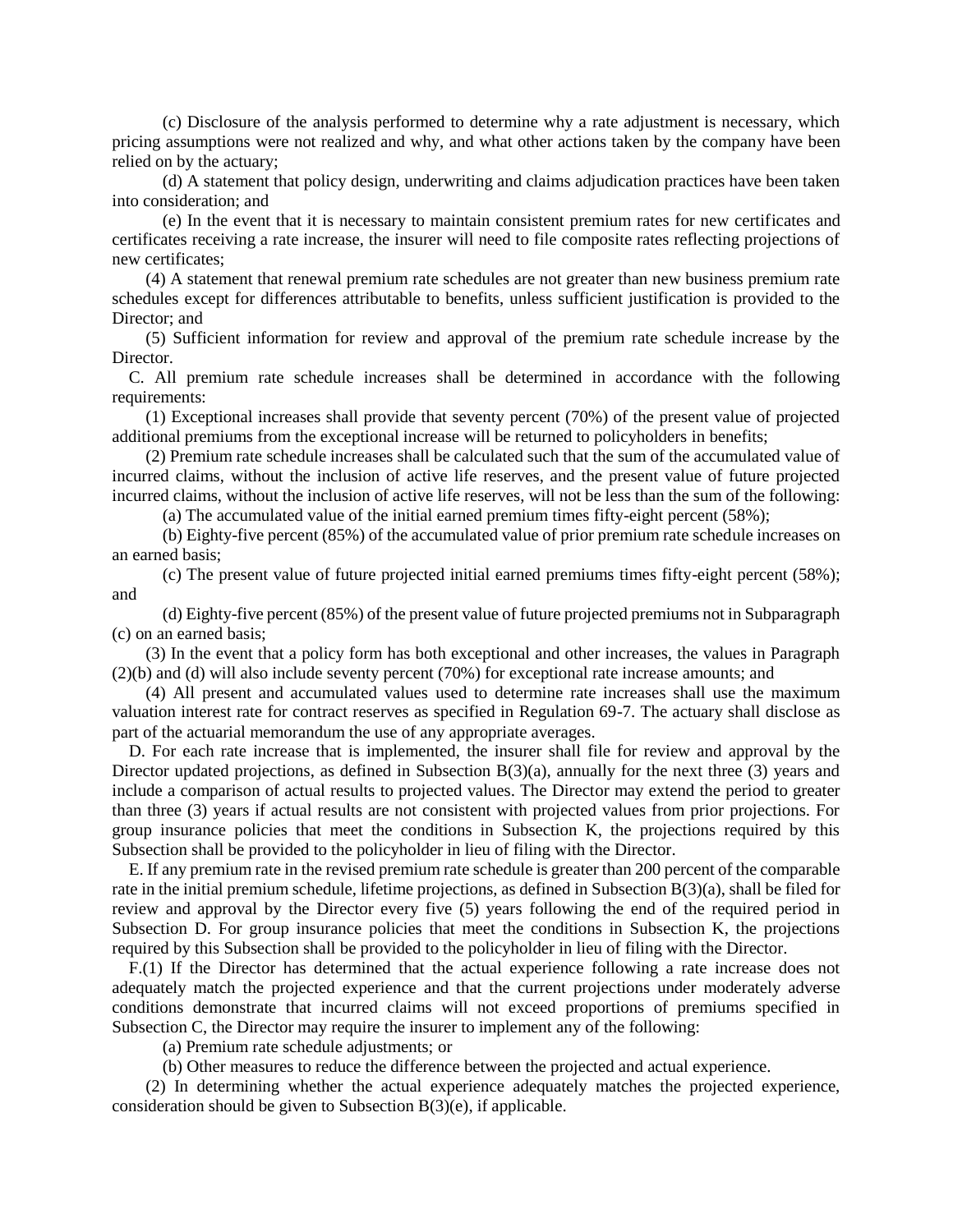(c) Disclosure of the analysis performed to determine why a rate adjustment is necessary, which pricing assumptions were not realized and why, and what other actions taken by the company have been relied on by the actuary;

(d) A statement that policy design, underwriting and claims adjudication practices have been taken into consideration; and

(e) In the event that it is necessary to maintain consistent premium rates for new certificates and certificates receiving a rate increase, the insurer will need to file composite rates reflecting projections of new certificates;

(4) A statement that renewal premium rate schedules are not greater than new business premium rate schedules except for differences attributable to benefits, unless sufficient justification is provided to the Director; and

(5) Sufficient information for review and approval of the premium rate schedule increase by the Director.

C. All premium rate schedule increases shall be determined in accordance with the following requirements:

(1) Exceptional increases shall provide that seventy percent (70%) of the present value of projected additional premiums from the exceptional increase will be returned to policyholders in benefits;

(2) Premium rate schedule increases shall be calculated such that the sum of the accumulated value of incurred claims, without the inclusion of active life reserves, and the present value of future projected incurred claims, without the inclusion of active life reserves, will not be less than the sum of the following:

(a) The accumulated value of the initial earned premium times fifty-eight percent (58%);

(b) Eighty-five percent (85%) of the accumulated value of prior premium rate schedule increases on an earned basis;

(c) The present value of future projected initial earned premiums times fifty-eight percent (58%); and

(d) Eighty-five percent (85%) of the present value of future projected premiums not in Subparagraph (c) on an earned basis;

(3) In the event that a policy form has both exceptional and other increases, the values in Paragraph (2)(b) and (d) will also include seventy percent (70%) for exceptional rate increase amounts; and

(4) All present and accumulated values used to determine rate increases shall use the maximum valuation interest rate for contract reserves as specified in Regulation 69-7. The actuary shall disclose as part of the actuarial memorandum the use of any appropriate averages.

D. For each rate increase that is implemented, the insurer shall file for review and approval by the Director updated projections, as defined in Subsection B(3)(a), annually for the next three (3) years and include a comparison of actual results to projected values. The Director may extend the period to greater than three (3) years if actual results are not consistent with projected values from prior projections. For group insurance policies that meet the conditions in Subsection K, the projections required by this Subsection shall be provided to the policyholder in lieu of filing with the Director.

E. If any premium rate in the revised premium rate schedule is greater than 200 percent of the comparable rate in the initial premium schedule, lifetime projections, as defined in Subsection B(3)(a), shall be filed for review and approval by the Director every five (5) years following the end of the required period in Subsection D. For group insurance policies that meet the conditions in Subsection K, the projections required by this Subsection shall be provided to the policyholder in lieu of filing with the Director.

F.(1) If the Director has determined that the actual experience following a rate increase does not adequately match the projected experience and that the current projections under moderately adverse conditions demonstrate that incurred claims will not exceed proportions of premiums specified in Subsection C, the Director may require the insurer to implement any of the following:

(a) Premium rate schedule adjustments; or

(b) Other measures to reduce the difference between the projected and actual experience.

(2) In determining whether the actual experience adequately matches the projected experience, consideration should be given to Subsection B(3)(e), if applicable.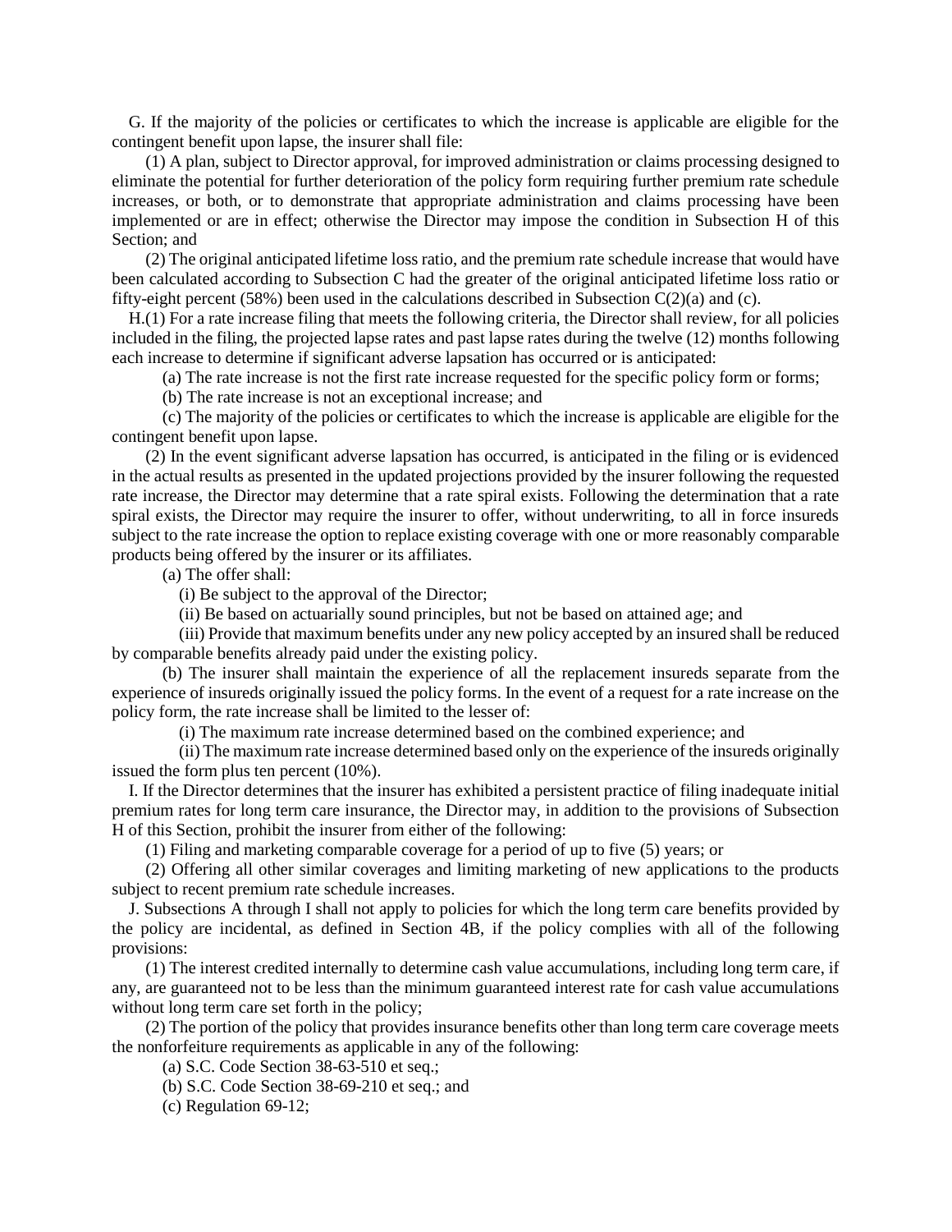G. If the majority of the policies or certificates to which the increase is applicable are eligible for the contingent benefit upon lapse, the insurer shall file:

(1) A plan, subject to Director approval, for improved administration or claims processing designed to eliminate the potential for further deterioration of the policy form requiring further premium rate schedule increases, or both, or to demonstrate that appropriate administration and claims processing have been implemented or are in effect; otherwise the Director may impose the condition in Subsection H of this Section; and

(2) The original anticipated lifetime loss ratio, and the premium rate schedule increase that would have been calculated according to Subsection C had the greater of the original anticipated lifetime loss ratio or fifty-eight percent (58%) been used in the calculations described in Subsection C(2)(a) and (c).

H.(1) For a rate increase filing that meets the following criteria, the Director shall review, for all policies included in the filing, the projected lapse rates and past lapse rates during the twelve (12) months following each increase to determine if significant adverse lapsation has occurred or is anticipated:

(a) The rate increase is not the first rate increase requested for the specific policy form or forms;

(b) The rate increase is not an exceptional increase; and

(c) The majority of the policies or certificates to which the increase is applicable are eligible for the contingent benefit upon lapse.

(2) In the event significant adverse lapsation has occurred, is anticipated in the filing or is evidenced in the actual results as presented in the updated projections provided by the insurer following the requested rate increase, the Director may determine that a rate spiral exists. Following the determination that a rate spiral exists, the Director may require the insurer to offer, without underwriting, to all in force insureds subject to the rate increase the option to replace existing coverage with one or more reasonably comparable products being offered by the insurer or its affiliates.

(a) The offer shall:

(i) Be subject to the approval of the Director;

(ii) Be based on actuarially sound principles, but not be based on attained age; and

(iii) Provide that maximum benefits under any new policy accepted by an insured shall be reduced by comparable benefits already paid under the existing policy.

(b) The insurer shall maintain the experience of all the replacement insureds separate from the experience of insureds originally issued the policy forms. In the event of a request for a rate increase on the policy form, the rate increase shall be limited to the lesser of:

(i) The maximum rate increase determined based on the combined experience; and

(ii) The maximum rate increase determined based only on the experience of the insureds originally issued the form plus ten percent (10%).

I. If the Director determines that the insurer has exhibited a persistent practice of filing inadequate initial premium rates for long term care insurance, the Director may, in addition to the provisions of Subsection H of this Section, prohibit the insurer from either of the following:

(1) Filing and marketing comparable coverage for a period of up to five (5) years; or

(2) Offering all other similar coverages and limiting marketing of new applications to the products subject to recent premium rate schedule increases.

J. Subsections A through I shall not apply to policies for which the long term care benefits provided by the policy are incidental, as defined in Section 4B, if the policy complies with all of the following provisions:

(1) The interest credited internally to determine cash value accumulations, including long term care, if any, are guaranteed not to be less than the minimum guaranteed interest rate for cash value accumulations without long term care set forth in the policy;

(2) The portion of the policy that provides insurance benefits other than long term care coverage meets the nonforfeiture requirements as applicable in any of the following:

(a) S.C. Code Section 38-63-510 et seq.;

(b) S.C. Code Section 38-69-210 et seq.; and

(c) Regulation 69-12;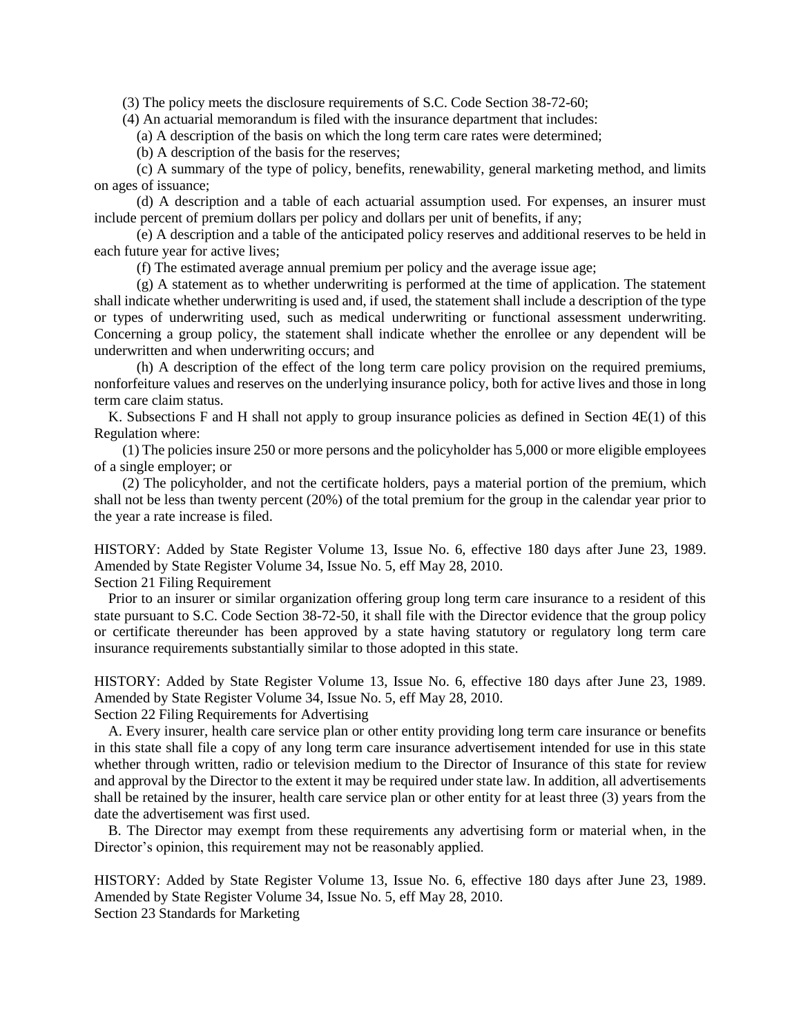(3) The policy meets the disclosure requirements of S.C. Code Section 38-72-60;

(4) An actuarial memorandum is filed with the insurance department that includes:

(a) A description of the basis on which the long term care rates were determined;

(b) A description of the basis for the reserves;

(c) A summary of the type of policy, benefits, renewability, general marketing method, and limits on ages of issuance;

(d) A description and a table of each actuarial assumption used. For expenses, an insurer must include percent of premium dollars per policy and dollars per unit of benefits, if any;

(e) A description and a table of the anticipated policy reserves and additional reserves to be held in each future year for active lives;

(f) The estimated average annual premium per policy and the average issue age;

(g) A statement as to whether underwriting is performed at the time of application. The statement shall indicate whether underwriting is used and, if used, the statement shall include a description of the type or types of underwriting used, such as medical underwriting or functional assessment underwriting. Concerning a group policy, the statement shall indicate whether the enrollee or any dependent will be underwritten and when underwriting occurs; and

(h) A description of the effect of the long term care policy provision on the required premiums, nonforfeiture values and reserves on the underlying insurance policy, both for active lives and those in long term care claim status.

K. Subsections F and H shall not apply to group insurance policies as defined in Section 4E(1) of this Regulation where:

(1) The policies insure 250 or more persons and the policyholder has 5,000 or more eligible employees of a single employer; or

(2) The policyholder, and not the certificate holders, pays a material portion of the premium, which shall not be less than twenty percent (20%) of the total premium for the group in the calendar year prior to the year a rate increase is filed.

HISTORY: Added by State Register Volume 13, Issue No. 6, effective 180 days after June 23, 1989. Amended by State Register Volume 34, Issue No. 5, eff May 28, 2010.

Section 21 Filing Requirement

Prior to an insurer or similar organization offering group long term care insurance to a resident of this state pursuant to S.C. Code Section 38-72-50, it shall file with the Director evidence that the group policy or certificate thereunder has been approved by a state having statutory or regulatory long term care insurance requirements substantially similar to those adopted in this state.

HISTORY: Added by State Register Volume 13, Issue No. 6, effective 180 days after June 23, 1989. Amended by State Register Volume 34, Issue No. 5, eff May 28, 2010.

Section 22 Filing Requirements for Advertising

A. Every insurer, health care service plan or other entity providing long term care insurance or benefits in this state shall file a copy of any long term care insurance advertisement intended for use in this state whether through written, radio or television medium to the Director of Insurance of this state for review and approval by the Director to the extent it may be required under state law. In addition, all advertisements shall be retained by the insurer, health care service plan or other entity for at least three (3) years from the date the advertisement was first used.

B. The Director may exempt from these requirements any advertising form or material when, in the Director's opinion, this requirement may not be reasonably applied.

HISTORY: Added by State Register Volume 13, Issue No. 6, effective 180 days after June 23, 1989. Amended by State Register Volume 34, Issue No. 5, eff May 28, 2010.

Section 23 Standards for Marketing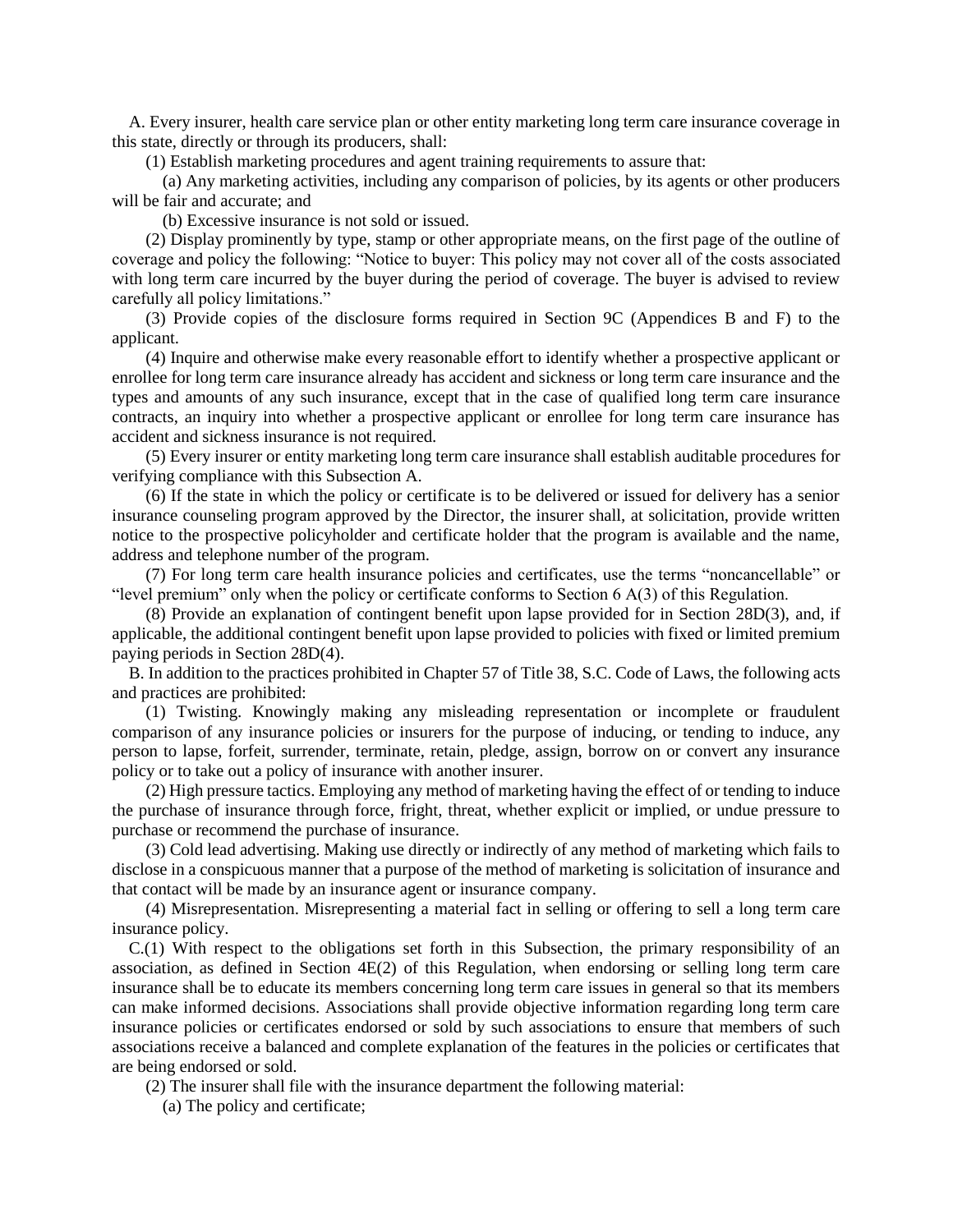A. Every insurer, health care service plan or other entity marketing long term care insurance coverage in this state, directly or through its producers, shall:

(1) Establish marketing procedures and agent training requirements to assure that:

(a) Any marketing activities, including any comparison of policies, by its agents or other producers will be fair and accurate; and

(b) Excessive insurance is not sold or issued.

(2) Display prominently by type, stamp or other appropriate means, on the first page of the outline of coverage and policy the following: "Notice to buyer: This policy may not cover all of the costs associated with long term care incurred by the buyer during the period of coverage. The buyer is advised to review carefully all policy limitations."

(3) Provide copies of the disclosure forms required in Section 9C (Appendices B and F) to the applicant.

(4) Inquire and otherwise make every reasonable effort to identify whether a prospective applicant or enrollee for long term care insurance already has accident and sickness or long term care insurance and the types and amounts of any such insurance, except that in the case of qualified long term care insurance contracts, an inquiry into whether a prospective applicant or enrollee for long term care insurance has accident and sickness insurance is not required.

(5) Every insurer or entity marketing long term care insurance shall establish auditable procedures for verifying compliance with this Subsection A.

(6) If the state in which the policy or certificate is to be delivered or issued for delivery has a senior insurance counseling program approved by the Director, the insurer shall, at solicitation, provide written notice to the prospective policyholder and certificate holder that the program is available and the name, address and telephone number of the program.

(7) For long term care health insurance policies and certificates, use the terms "noncancellable" or "level premium" only when the policy or certificate conforms to Section 6 A(3) of this Regulation.

(8) Provide an explanation of contingent benefit upon lapse provided for in Section 28D(3), and, if applicable, the additional contingent benefit upon lapse provided to policies with fixed or limited premium paying periods in Section 28D(4).

B. In addition to the practices prohibited in Chapter 57 of Title 38, S.C. Code of Laws, the following acts and practices are prohibited:

(1) Twisting. Knowingly making any misleading representation or incomplete or fraudulent comparison of any insurance policies or insurers for the purpose of inducing, or tending to induce, any person to lapse, forfeit, surrender, terminate, retain, pledge, assign, borrow on or convert any insurance policy or to take out a policy of insurance with another insurer.

(2) High pressure tactics. Employing any method of marketing having the effect of or tending to induce the purchase of insurance through force, fright, threat, whether explicit or implied, or undue pressure to purchase or recommend the purchase of insurance.

(3) Cold lead advertising. Making use directly or indirectly of any method of marketing which fails to disclose in a conspicuous manner that a purpose of the method of marketing is solicitation of insurance and that contact will be made by an insurance agent or insurance company.

(4) Misrepresentation. Misrepresenting a material fact in selling or offering to sell a long term care insurance policy.

C.(1) With respect to the obligations set forth in this Subsection, the primary responsibility of an association, as defined in Section 4E(2) of this Regulation, when endorsing or selling long term care insurance shall be to educate its members concerning long term care issues in general so that its members can make informed decisions. Associations shall provide objective information regarding long term care insurance policies or certificates endorsed or sold by such associations to ensure that members of such associations receive a balanced and complete explanation of the features in the policies or certificates that are being endorsed or sold.

(2) The insurer shall file with the insurance department the following material:

(a) The policy and certificate;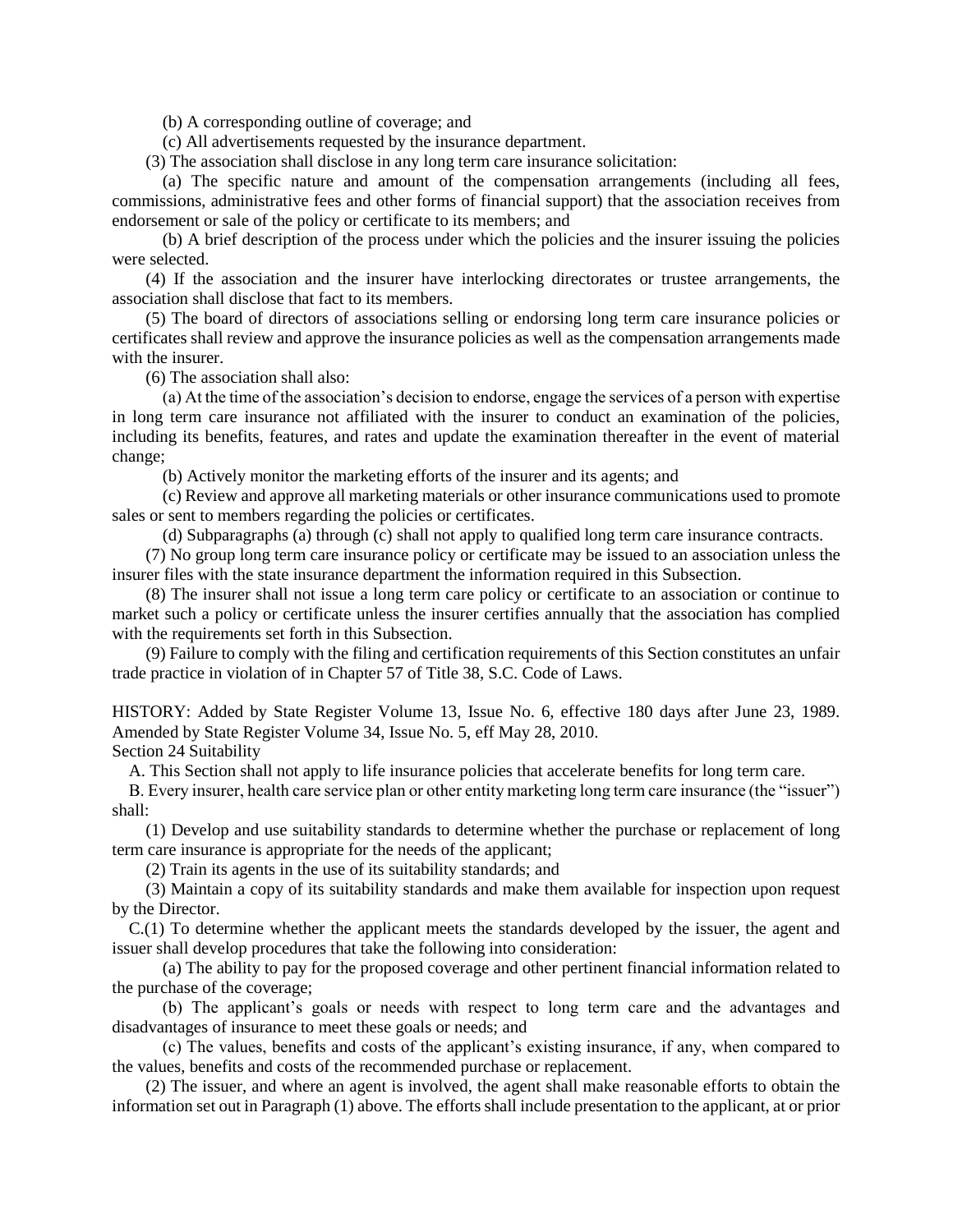(b) A corresponding outline of coverage; and

(c) All advertisements requested by the insurance department.

(3) The association shall disclose in any long term care insurance solicitation:

(a) The specific nature and amount of the compensation arrangements (including all fees, commissions, administrative fees and other forms of financial support) that the association receives from endorsement or sale of the policy or certificate to its members; and

(b) A brief description of the process under which the policies and the insurer issuing the policies were selected.

(4) If the association and the insurer have interlocking directorates or trustee arrangements, the association shall disclose that fact to its members.

(5) The board of directors of associations selling or endorsing long term care insurance policies or certificates shall review and approve the insurance policies as well as the compensation arrangements made with the insurer.

(6) The association shall also:

(a) At the time of the association's decision to endorse, engage the services of a person with expertise in long term care insurance not affiliated with the insurer to conduct an examination of the policies, including its benefits, features, and rates and update the examination thereafter in the event of material change;

(b) Actively monitor the marketing efforts of the insurer and its agents; and

(c) Review and approve all marketing materials or other insurance communications used to promote sales or sent to members regarding the policies or certificates.

(d) Subparagraphs (a) through (c) shall not apply to qualified long term care insurance contracts.

(7) No group long term care insurance policy or certificate may be issued to an association unless the insurer files with the state insurance department the information required in this Subsection.

(8) The insurer shall not issue a long term care policy or certificate to an association or continue to market such a policy or certificate unless the insurer certifies annually that the association has complied with the requirements set forth in this Subsection.

(9) Failure to comply with the filing and certification requirements of this Section constitutes an unfair trade practice in violation of in Chapter 57 of Title 38, S.C. Code of Laws.

HISTORY: Added by State Register Volume 13, Issue No. 6, effective 180 days after June 23, 1989. Amended by State Register Volume 34, Issue No. 5, eff May 28, 2010.

Section 24 Suitability

A. This Section shall not apply to life insurance policies that accelerate benefits for long term care.

B. Every insurer, health care service plan or other entity marketing long term care insurance (the "issuer") shall:

(1) Develop and use suitability standards to determine whether the purchase or replacement of long term care insurance is appropriate for the needs of the applicant;

(2) Train its agents in the use of its suitability standards; and

(3) Maintain a copy of its suitability standards and make them available for inspection upon request by the Director.

C.(1) To determine whether the applicant meets the standards developed by the issuer, the agent and issuer shall develop procedures that take the following into consideration:

(a) The ability to pay for the proposed coverage and other pertinent financial information related to the purchase of the coverage;

(b) The applicant's goals or needs with respect to long term care and the advantages and disadvantages of insurance to meet these goals or needs; and

(c) The values, benefits and costs of the applicant's existing insurance, if any, when compared to the values, benefits and costs of the recommended purchase or replacement.

(2) The issuer, and where an agent is involved, the agent shall make reasonable efforts to obtain the information set out in Paragraph (1) above. The efforts shall include presentation to the applicant, at or prior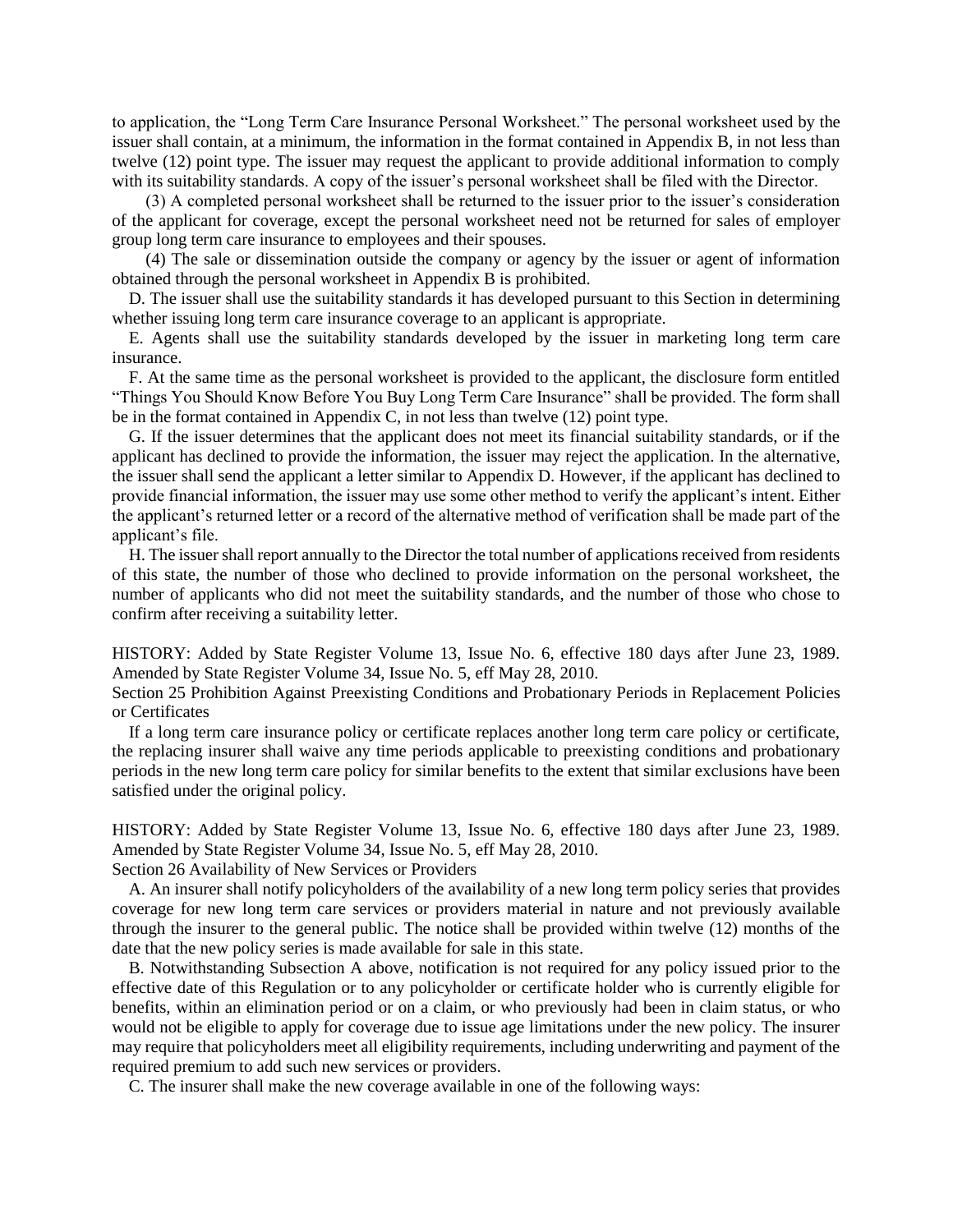to application, the "Long Term Care Insurance Personal Worksheet." The personal worksheet used by the issuer shall contain, at a minimum, the information in the format contained in Appendix B, in not less than twelve (12) point type. The issuer may request the applicant to provide additional information to comply with its suitability standards. A copy of the issuer's personal worksheet shall be filed with the Director.

(3) A completed personal worksheet shall be returned to the issuer prior to the issuer's consideration of the applicant for coverage, except the personal worksheet need not be returned for sales of employer group long term care insurance to employees and their spouses.

(4) The sale or dissemination outside the company or agency by the issuer or agent of information obtained through the personal worksheet in Appendix B is prohibited.

D. The issuer shall use the suitability standards it has developed pursuant to this Section in determining whether issuing long term care insurance coverage to an applicant is appropriate.

E. Agents shall use the suitability standards developed by the issuer in marketing long term care insurance.

F. At the same time as the personal worksheet is provided to the applicant, the disclosure form entitled "Things You Should Know Before You Buy Long Term Care Insurance" shall be provided. The form shall be in the format contained in Appendix C, in not less than twelve (12) point type.

G. If the issuer determines that the applicant does not meet its financial suitability standards, or if the applicant has declined to provide the information, the issuer may reject the application. In the alternative, the issuer shall send the applicant a letter similar to Appendix D. However, if the applicant has declined to provide financial information, the issuer may use some other method to verify the applicant's intent. Either the applicant's returned letter or a record of the alternative method of verification shall be made part of the applicant's file.

H. The issuer shall report annually to the Director the total number of applications received from residents of this state, the number of those who declined to provide information on the personal worksheet, the number of applicants who did not meet the suitability standards, and the number of those who chose to confirm after receiving a suitability letter.

HISTORY: Added by State Register Volume 13, Issue No. 6, effective 180 days after June 23, 1989. Amended by State Register Volume 34, Issue No. 5, eff May 28, 2010.

Section 25 Prohibition Against Preexisting Conditions and Probationary Periods in Replacement Policies or Certificates

If a long term care insurance policy or certificate replaces another long term care policy or certificate, the replacing insurer shall waive any time periods applicable to preexisting conditions and probationary periods in the new long term care policy for similar benefits to the extent that similar exclusions have been satisfied under the original policy.

HISTORY: Added by State Register Volume 13, Issue No. 6, effective 180 days after June 23, 1989. Amended by State Register Volume 34, Issue No. 5, eff May 28, 2010.

Section 26 Availability of New Services or Providers

A. An insurer shall notify policyholders of the availability of a new long term policy series that provides coverage for new long term care services or providers material in nature and not previously available through the insurer to the general public. The notice shall be provided within twelve (12) months of the date that the new policy series is made available for sale in this state.

B. Notwithstanding Subsection A above, notification is not required for any policy issued prior to the effective date of this Regulation or to any policyholder or certificate holder who is currently eligible for benefits, within an elimination period or on a claim, or who previously had been in claim status, or who would not be eligible to apply for coverage due to issue age limitations under the new policy. The insurer may require that policyholders meet all eligibility requirements, including underwriting and payment of the required premium to add such new services or providers.

C. The insurer shall make the new coverage available in one of the following ways: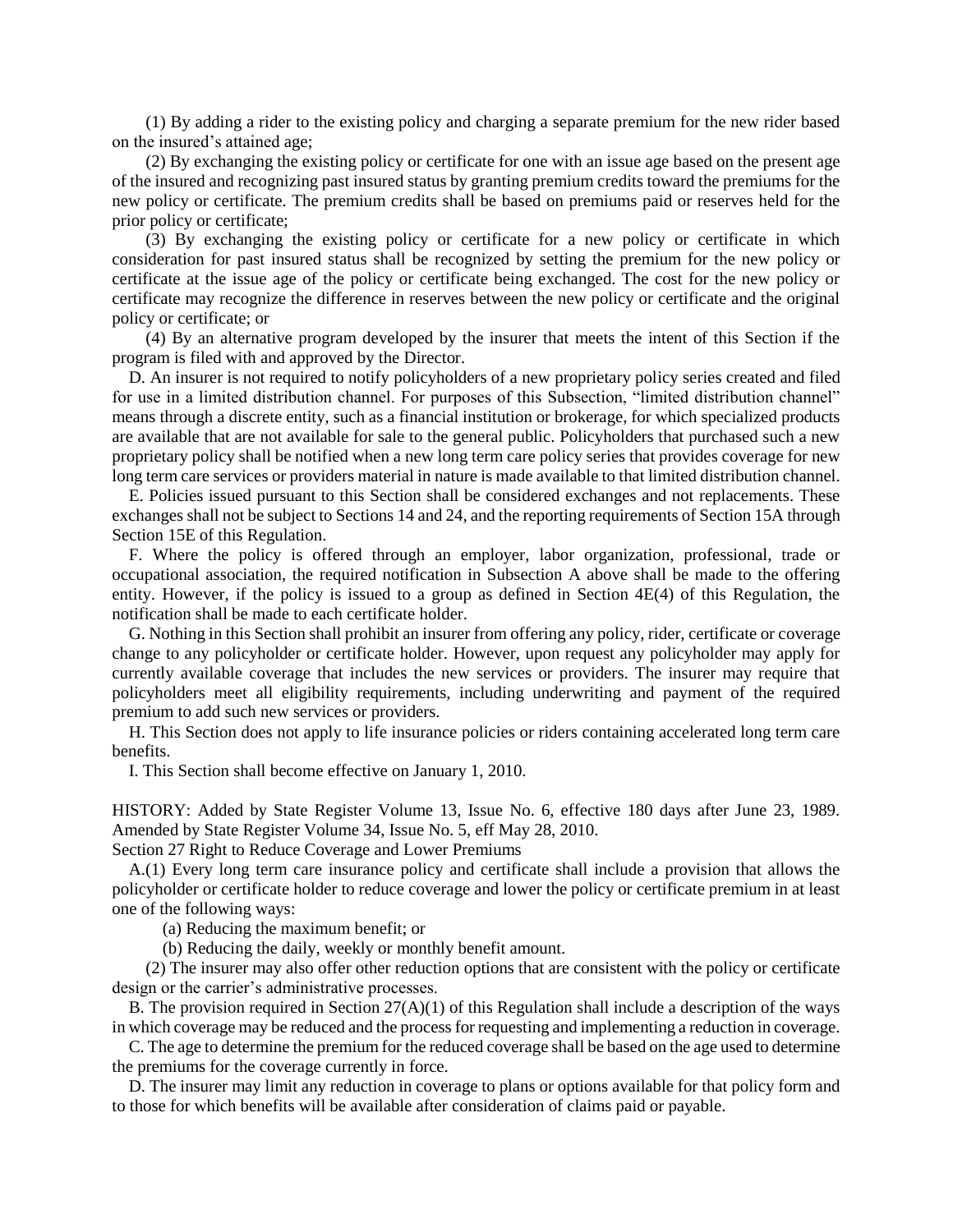(1) By adding a rider to the existing policy and charging a separate premium for the new rider based on the insured's attained age;

(2) By exchanging the existing policy or certificate for one with an issue age based on the present age of the insured and recognizing past insured status by granting premium credits toward the premiums for the new policy or certificate. The premium credits shall be based on premiums paid or reserves held for the prior policy or certificate;

(3) By exchanging the existing policy or certificate for a new policy or certificate in which consideration for past insured status shall be recognized by setting the premium for the new policy or certificate at the issue age of the policy or certificate being exchanged. The cost for the new policy or certificate may recognize the difference in reserves between the new policy or certificate and the original policy or certificate; or

(4) By an alternative program developed by the insurer that meets the intent of this Section if the program is filed with and approved by the Director.

D. An insurer is not required to notify policyholders of a new proprietary policy series created and filed for use in a limited distribution channel. For purposes of this Subsection, "limited distribution channel" means through a discrete entity, such as a financial institution or brokerage, for which specialized products are available that are not available for sale to the general public. Policyholders that purchased such a new proprietary policy shall be notified when a new long term care policy series that provides coverage for new long term care services or providers material in nature is made available to that limited distribution channel.

E. Policies issued pursuant to this Section shall be considered exchanges and not replacements. These exchanges shall not be subject to Sections 14 and 24, and the reporting requirements of Section 15A through Section 15E of this Regulation.

F. Where the policy is offered through an employer, labor organization, professional, trade or occupational association, the required notification in Subsection A above shall be made to the offering entity. However, if the policy is issued to a group as defined in Section 4E(4) of this Regulation, the notification shall be made to each certificate holder.

G. Nothing in this Section shall prohibit an insurer from offering any policy, rider, certificate or coverage change to any policyholder or certificate holder. However, upon request any policyholder may apply for currently available coverage that includes the new services or providers. The insurer may require that policyholders meet all eligibility requirements, including underwriting and payment of the required premium to add such new services or providers.

H. This Section does not apply to life insurance policies or riders containing accelerated long term care benefits.

I. This Section shall become effective on January 1, 2010.

HISTORY: Added by State Register Volume 13, Issue No. 6, effective 180 days after June 23, 1989. Amended by State Register Volume 34, Issue No. 5, eff May 28, 2010.

Section 27 Right to Reduce Coverage and Lower Premiums

A.(1) Every long term care insurance policy and certificate shall include a provision that allows the policyholder or certificate holder to reduce coverage and lower the policy or certificate premium in at least one of the following ways:

(a) Reducing the maximum benefit; or

(b) Reducing the daily, weekly or monthly benefit amount.

(2) The insurer may also offer other reduction options that are consistent with the policy or certificate design or the carrier's administrative processes.

B. The provision required in Section 27(A)(1) of this Regulation shall include a description of the ways in which coverage may be reduced and the process for requesting and implementing a reduction in coverage.

C. The age to determine the premium for the reduced coverage shall be based on the age used to determine the premiums for the coverage currently in force.

D. The insurer may limit any reduction in coverage to plans or options available for that policy form and to those for which benefits will be available after consideration of claims paid or payable.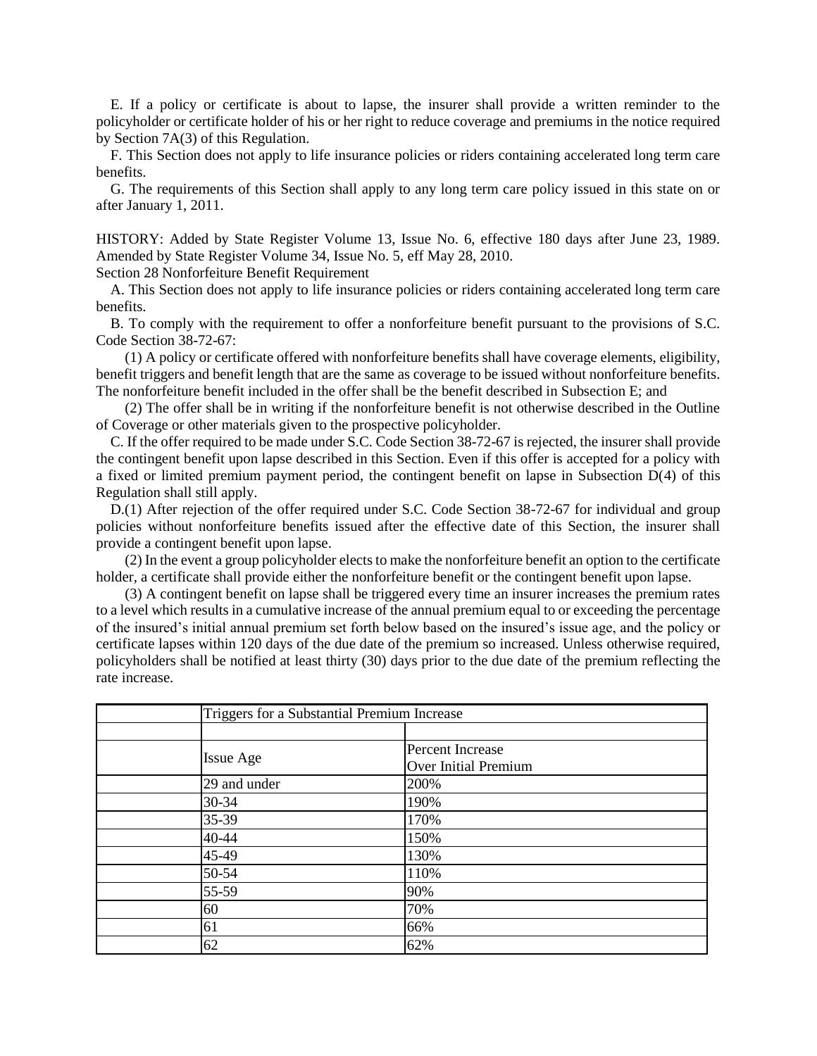E. If a policy or certificate is about to lapse, the insurer shall provide a written reminder to the policyholder or certificate holder of his or her right to reduce coverage and premiums in the notice required by Section 7A(3) of this Regulation.

F. This Section does not apply to life insurance policies or riders containing accelerated long term care benefits.

G. The requirements of this Section shall apply to any long term care policy issued in this state on or after January 1, 2011.

HISTORY: Added by State Register Volume 13, Issue No. 6, effective 180 days after June 23, 1989. Amended by State Register Volume 34, Issue No. 5, eff May 28, 2010.

Section 28 Nonforfeiture Benefit Requirement

A. This Section does not apply to life insurance policies or riders containing accelerated long term care benefits.

B. To comply with the requirement to offer a nonforfeiture benefit pursuant to the provisions of S.C. Code Section 38-72-67:

(1) A policy or certificate offered with nonforfeiture benefits shall have coverage elements, eligibility, benefit triggers and benefit length that are the same as coverage to be issued without nonforfeiture benefits. The nonforfeiture benefit included in the offer shall be the benefit described in Subsection E; and

(2) The offer shall be in writing if the nonforfeiture benefit is not otherwise described in the Outline of Coverage or other materials given to the prospective policyholder.

C. If the offer required to be made under S.C. Code Section 38-72-67 is rejected, the insurer shall provide the contingent benefit upon lapse described in this Section. Even if this offer is accepted for a policy with a fixed or limited premium payment period, the contingent benefit on lapse in Subsection D(4) of this Regulation shall still apply.

D.(1) After rejection of the offer required under S.C. Code Section 38-72-67 for individual and group policies without nonforfeiture benefits issued after the effective date of this Section, the insurer shall provide a contingent benefit upon lapse.

(2) In the event a group policyholder elects to make the nonforfeiture benefit an option to the certificate holder, a certificate shall provide either the nonforfeiture benefit or the contingent benefit upon lapse.

(3) A contingent benefit on lapse shall be triggered every time an insurer increases the premium rates to a level which results in a cumulative increase of the annual premium equal to or exceeding the percentage of the insured's initial annual premium set forth below based on the insured's issue age, and the policy or certificate lapses within 120 days of the due date of the premium so increased. Unless otherwise required, policyholders shall be notified at least thirty (30) days prior to the due date of the premium reflecting the rate increase.

| | Triggers for a Substantial Premium Increase | |
|---|---|---|
| | | |
| | Issue Age | Percent Increase Over Initial Premium |
| | 29 and under | 200% |
| | 30-34 | 190% |
| | 35-39 | 170% |
| | 40-44 | 150% |
| | 45-49 | 130% |
| | 50-54 | 110% |
| | 55-59 | 90% |
| | 60 | 70% |
| | 61 | 66% |
| | 62 | 62% |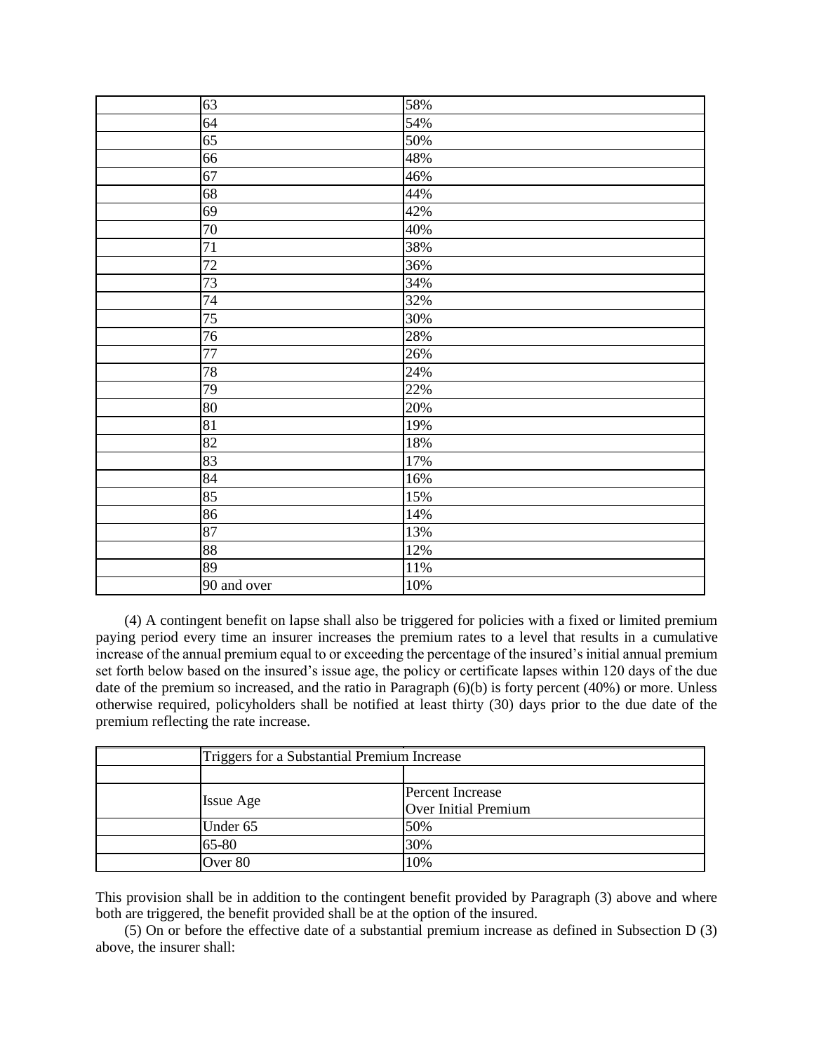|  | 63 | 58% |
|---|---|---|
|  | 64 | 54% |
|  | 65 | 50% |
|  | 66 | 48% |
|  | 67 | 46% |
|  | 68 | 44% |
|  | 69 | 42% |
|  | 70 | 40% |
|  | 71 | 38% |
|  | 72 | 36% |
|  | 73 | 34% |
|  | 74 | 32% |
|  | 75 | 30% |
|  | 76 | 28% |
|  | 77 | 26% |
|  | 78 | 24% |
|  | 79 | 22% |
|  | 80 | 20% |
|  | 81 | 19% |
|  | 82 | 18% |
|  | 83 | 17% |
|  | 84 | 16% |
|  | 85 | 15% |
|  | 86 | 14% |
|  | 87 | 13% |
|  | 88 | 12% |
|  | 89 | 11% |
|  | 90 and over | 10% |

(4) A contingent benefit on lapse shall also be triggered for policies with a fixed or limited premium paying period every time an insurer increases the premium rates to a level that results in a cumulative increase of the annual premium equal to or exceeding the percentage of the insured's initial annual premium set forth below based on the insured's issue age, the policy or certificate lapses within 120 days of the due date of the premium so increased, and the ratio in Paragraph (6)(b) is forty percent (40%) or more. Unless otherwise required, policyholders shall be notified at least thirty (30) days prior to the due date of the premium reflecting the rate increase.

|  | Triggers for a Substantial Premium Increase | |
|---|---|---|
|  | | |
|  | Issue Age | Percent Increase Over Initial Premium |
|  | Under 65 | 50% |
|  | 65-80 | 30% |
|  | Over 80 | 10% |

This provision shall be in addition to the contingent benefit provided by Paragraph (3) above and where both are triggered, the benefit provided shall be at the option of the insured.

(5) On or before the effective date of a substantial premium increase as defined in Subsection D (3) above, the insurer shall: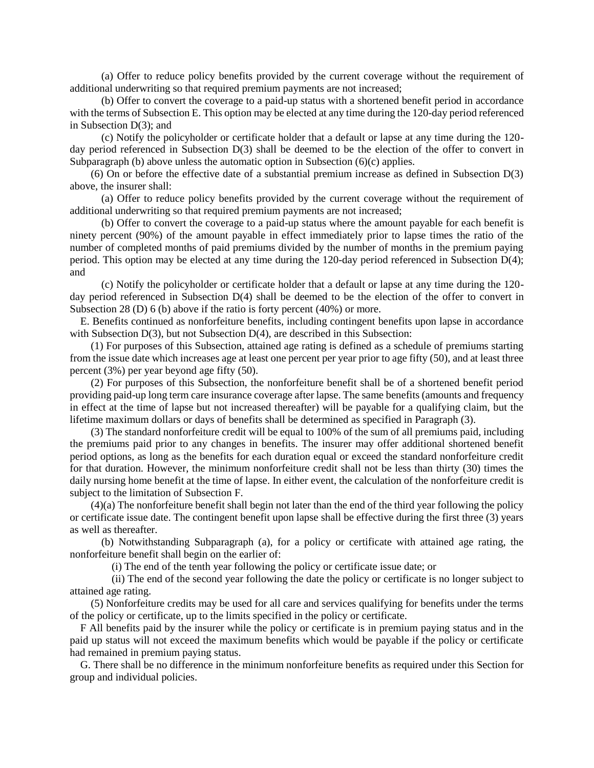(a) Offer to reduce policy benefits provided by the current coverage without the requirement of additional underwriting so that required premium payments are not increased;

(b) Offer to convert the coverage to a paid-up status with a shortened benefit period in accordance with the terms of Subsection E. This option may be elected at any time during the 120-day period referenced in Subsection D(3); and

(c) Notify the policyholder or certificate holder that a default or lapse at any time during the 120-day period referenced in Subsection D(3) shall be deemed to be the election of the offer to convert in Subparagraph (b) above unless the automatic option in Subsection (6)(c) applies.

(6) On or before the effective date of a substantial premium increase as defined in Subsection D(3) above, the insurer shall:

(a) Offer to reduce policy benefits provided by the current coverage without the requirement of additional underwriting so that required premium payments are not increased;

(b) Offer to convert the coverage to a paid-up status where the amount payable for each benefit is ninety percent (90%) of the amount payable in effect immediately prior to lapse times the ratio of the number of completed months of paid premiums divided by the number of months in the premium paying period. This option may be elected at any time during the 120-day period referenced in Subsection D(4); and

(c) Notify the policyholder or certificate holder that a default or lapse at any time during the 120-day period referenced in Subsection D(4) shall be deemed to be the election of the offer to convert in Subsection 28 (D) 6 (b) above if the ratio is forty percent (40%) or more.

E. Benefits continued as nonforfeiture benefits, including contingent benefits upon lapse in accordance with Subsection D(3), but not Subsection D(4), are described in this Subsection:

(1) For purposes of this Subsection, attained age rating is defined as a schedule of premiums starting from the issue date which increases age at least one percent per year prior to age fifty (50), and at least three percent (3%) per year beyond age fifty (50).

(2) For purposes of this Subsection, the nonforfeiture benefit shall be of a shortened benefit period providing paid-up long term care insurance coverage after lapse. The same benefits (amounts and frequency in effect at the time of lapse but not increased thereafter) will be payable for a qualifying claim, but the lifetime maximum dollars or days of benefits shall be determined as specified in Paragraph (3).

(3) The standard nonforfeiture credit will be equal to 100% of the sum of all premiums paid, including the premiums paid prior to any changes in benefits. The insurer may offer additional shortened benefit period options, as long as the benefits for each duration equal or exceed the standard nonforfeiture credit for that duration. However, the minimum nonforfeiture credit shall not be less than thirty (30) times the daily nursing home benefit at the time of lapse. In either event, the calculation of the nonforfeiture credit is subject to the limitation of Subsection F.

(4)(a) The nonforfeiture benefit shall begin not later than the end of the third year following the policy or certificate issue date. The contingent benefit upon lapse shall be effective during the first three (3) years as well as thereafter.

(b) Notwithstanding Subparagraph (a), for a policy or certificate with attained age rating, the nonforfeiture benefit shall begin on the earlier of:

(i) The end of the tenth year following the policy or certificate issue date; or

(ii) The end of the second year following the date the policy or certificate is no longer subject to attained age rating.

(5) Nonforfeiture credits may be used for all care and services qualifying for benefits under the terms of the policy or certificate, up to the limits specified in the policy or certificate.

F All benefits paid by the insurer while the policy or certificate is in premium paying status and in the paid up status will not exceed the maximum benefits which would be payable if the policy or certificate had remained in premium paying status.

G. There shall be no difference in the minimum nonforfeiture benefits as required under this Section for group and individual policies.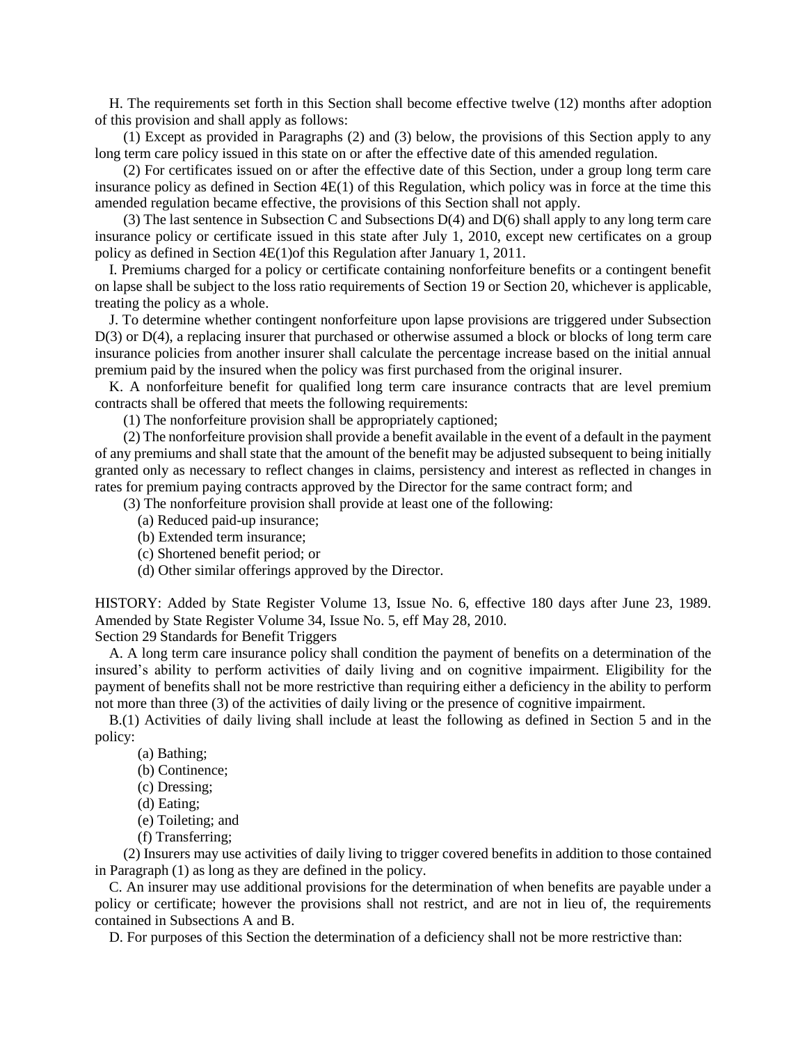H. The requirements set forth in this Section shall become effective twelve (12) months after adoption of this provision and shall apply as follows:

(1) Except as provided in Paragraphs (2) and (3) below, the provisions of this Section apply to any long term care policy issued in this state on or after the effective date of this amended regulation.

(2) For certificates issued on or after the effective date of this Section, under a group long term care insurance policy as defined in Section 4E(1) of this Regulation, which policy was in force at the time this amended regulation became effective, the provisions of this Section shall not apply.

(3) The last sentence in Subsection C and Subsections D(4) and D(6) shall apply to any long term care insurance policy or certificate issued in this state after July 1, 2010, except new certificates on a group policy as defined in Section 4E(1)of this Regulation after January 1, 2011.

I. Premiums charged for a policy or certificate containing nonforfeiture benefits or a contingent benefit on lapse shall be subject to the loss ratio requirements of Section 19 or Section 20, whichever is applicable, treating the policy as a whole.

J. To determine whether contingent nonforfeiture upon lapse provisions are triggered under Subsection D(3) or D(4), a replacing insurer that purchased or otherwise assumed a block or blocks of long term care insurance policies from another insurer shall calculate the percentage increase based on the initial annual premium paid by the insured when the policy was first purchased from the original insurer.

K. A nonforfeiture benefit for qualified long term care insurance contracts that are level premium contracts shall be offered that meets the following requirements:

(1) The nonforfeiture provision shall be appropriately captioned;

(2) The nonforfeiture provision shall provide a benefit available in the event of a default in the payment of any premiums and shall state that the amount of the benefit may be adjusted subsequent to being initially granted only as necessary to reflect changes in claims, persistency and interest as reflected in changes in rates for premium paying contracts approved by the Director for the same contract form; and

(3) The nonforfeiture provision shall provide at least one of the following:

(a) Reduced paid-up insurance;

(b) Extended term insurance;

(c) Shortened benefit period; or

(d) Other similar offerings approved by the Director.

HISTORY: Added by State Register Volume 13, Issue No. 6, effective 180 days after June 23, 1989. Amended by State Register Volume 34, Issue No. 5, eff May 28, 2010.

Section 29 Standards for Benefit Triggers

A. A long term care insurance policy shall condition the payment of benefits on a determination of the insured's ability to perform activities of daily living and on cognitive impairment. Eligibility for the payment of benefits shall not be more restrictive than requiring either a deficiency in the ability to perform not more than three (3) of the activities of daily living or the presence of cognitive impairment.

B.(1) Activities of daily living shall include at least the following as defined in Section 5 and in the policy:

(a) Bathing;

(b) Continence;

(c) Dressing;

(d) Eating;

(e) Toileting; and

(f) Transferring;

(2) Insurers may use activities of daily living to trigger covered benefits in addition to those contained in Paragraph (1) as long as they are defined in the policy.

C. An insurer may use additional provisions for the determination of when benefits are payable under a policy or certificate; however the provisions shall not restrict, and are not in lieu of, the requirements contained in Subsections A and B.

D. For purposes of this Section the determination of a deficiency shall not be more restrictive than: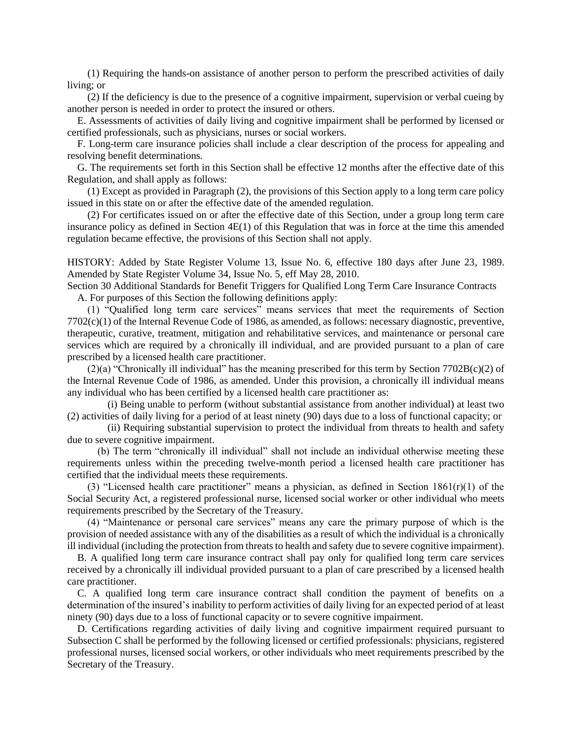(1) Requiring the hands-on assistance of another person to perform the prescribed activities of daily living; or

(2) If the deficiency is due to the presence of a cognitive impairment, supervision or verbal cueing by another person is needed in order to protect the insured or others.

E. Assessments of activities of daily living and cognitive impairment shall be performed by licensed or certified professionals, such as physicians, nurses or social workers.

F. Long-term care insurance policies shall include a clear description of the process for appealing and resolving benefit determinations.

G. The requirements set forth in this Section shall be effective 12 months after the effective date of this Regulation, and shall apply as follows:

(1) Except as provided in Paragraph (2), the provisions of this Section apply to a long term care policy issued in this state on or after the effective date of the amended regulation.

(2) For certificates issued on or after the effective date of this Section, under a group long term care insurance policy as defined in Section 4E(1) of this Regulation that was in force at the time this amended regulation became effective, the provisions of this Section shall not apply.

HISTORY: Added by State Register Volume 13, Issue No. 6, effective 180 days after June 23, 1989. Amended by State Register Volume 34, Issue No. 5, eff May 28, 2010.

Section 30 Additional Standards for Benefit Triggers for Qualified Long Term Care Insurance Contracts

A. For purposes of this Section the following definitions apply:

(1) "Qualified long term care services" means services that meet the requirements of Section 7702(c)(1) of the Internal Revenue Code of 1986, as amended, as follows: necessary diagnostic, preventive, therapeutic, curative, treatment, mitigation and rehabilitative services, and maintenance or personal care services which are required by a chronically ill individual, and are provided pursuant to a plan of care prescribed by a licensed health care practitioner.

(2)(a) "Chronically ill individual" has the meaning prescribed for this term by Section 7702B(c)(2) of the Internal Revenue Code of 1986, as amended. Under this provision, a chronically ill individual means any individual who has been certified by a licensed health care practitioner as:

(i) Being unable to perform (without substantial assistance from another individual) at least two (2) activities of daily living for a period of at least ninety (90) days due to a loss of functional capacity; or

(ii) Requiring substantial supervision to protect the individual from threats to health and safety due to severe cognitive impairment.

(b) The term "chronically ill individual" shall not include an individual otherwise meeting these requirements unless within the preceding twelve-month period a licensed health care practitioner has certified that the individual meets these requirements.

(3) "Licensed health care practitioner" means a physician, as defined in Section 1861(r)(1) of the Social Security Act, a registered professional nurse, licensed social worker or other individual who meets requirements prescribed by the Secretary of the Treasury.

(4) "Maintenance or personal care services" means any care the primary purpose of which is the provision of needed assistance with any of the disabilities as a result of which the individual is a chronically ill individual (including the protection from threats to health and safety due to severe cognitive impairment).

B. A qualified long term care insurance contract shall pay only for qualified long term care services received by a chronically ill individual provided pursuant to a plan of care prescribed by a licensed health care practitioner.

C. A qualified long term care insurance contract shall condition the payment of benefits on a determination of the insured's inability to perform activities of daily living for an expected period of at least ninety (90) days due to a loss of functional capacity or to severe cognitive impairment.

D. Certifications regarding activities of daily living and cognitive impairment required pursuant to Subsection C shall be performed by the following licensed or certified professionals: physicians, registered professional nurses, licensed social workers, or other individuals who meet requirements prescribed by the Secretary of the Treasury.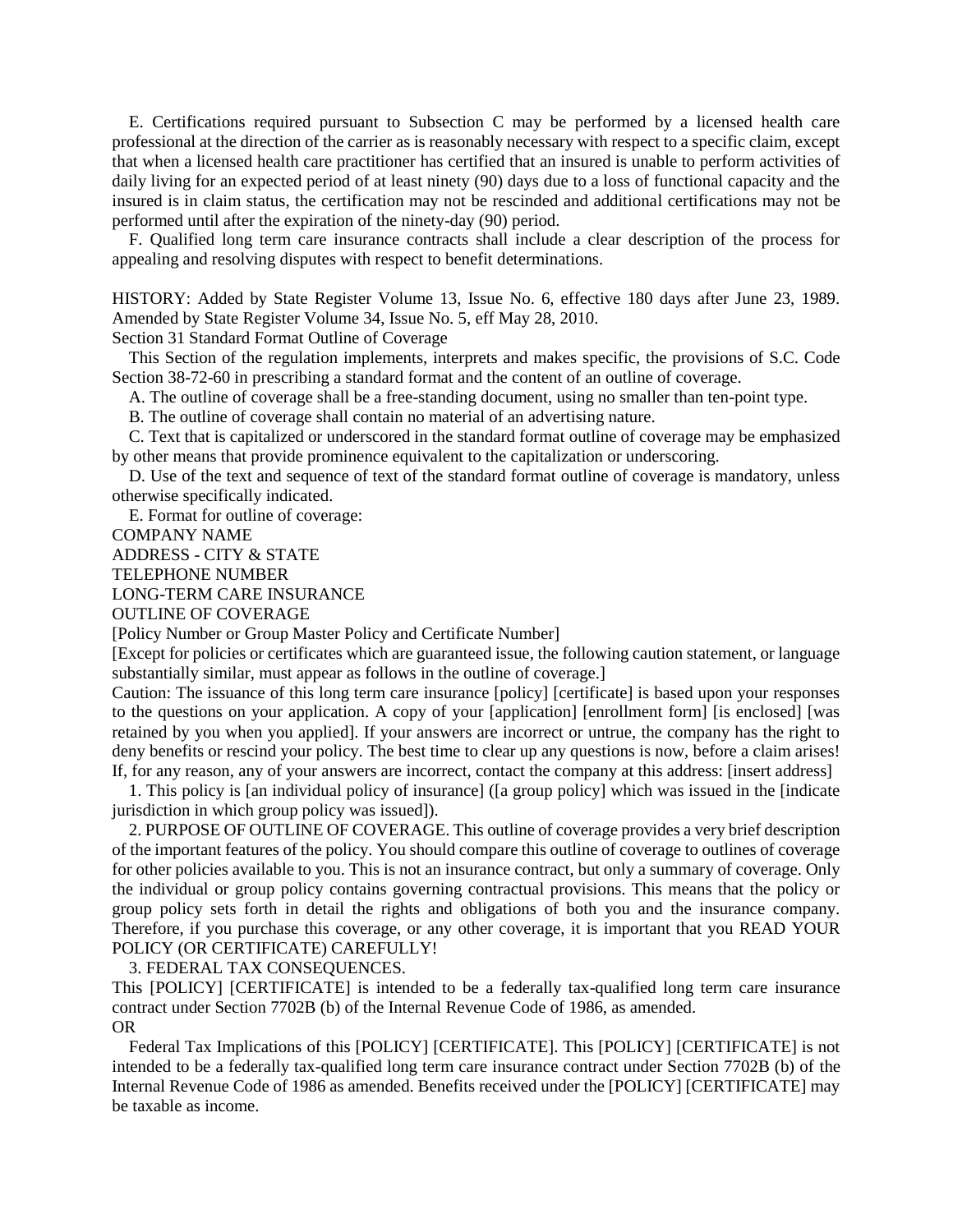E. Certifications required pursuant to Subsection C may be performed by a licensed health care professional at the direction of the carrier as is reasonably necessary with respect to a specific claim, except that when a licensed health care practitioner has certified that an insured is unable to perform activities of daily living for an expected period of at least ninety (90) days due to a loss of functional capacity and the insured is in claim status, the certification may not be rescinded and additional certifications may not be performed until after the expiration of the ninety-day (90) period.

F. Qualified long term care insurance contracts shall include a clear description of the process for appealing and resolving disputes with respect to benefit determinations.

HISTORY: Added by State Register Volume 13, Issue No. 6, effective 180 days after June 23, 1989. Amended by State Register Volume 34, Issue No. 5, eff May 28, 2010.

Section 31 Standard Format Outline of Coverage

This Section of the regulation implements, interprets and makes specific, the provisions of S.C. Code Section 38-72-60 in prescribing a standard format and the content of an outline of coverage.

A. The outline of coverage shall be a free-standing document, using no smaller than ten-point type.

B. The outline of coverage shall contain no material of an advertising nature.

C. Text that is capitalized or underscored in the standard format outline of coverage may be emphasized by other means that provide prominence equivalent to the capitalization or underscoring.

D. Use of the text and sequence of text of the standard format outline of coverage is mandatory, unless otherwise specifically indicated.

E. Format for outline of coverage:

COMPANY NAME

ADDRESS - CITY & STATE

TELEPHONE NUMBER

LONG-TERM CARE INSURANCE

OUTLINE OF COVERAGE

[Policy Number or Group Master Policy and Certificate Number]

[Except for policies or certificates which are guaranteed issue, the following caution statement, or language substantially similar, must appear as follows in the outline of coverage.]

Caution: The issuance of this long term care insurance [policy] [certificate] is based upon your responses to the questions on your application. A copy of your [application] [enrollment form] [is enclosed] [was retained by you when you applied]. If your answers are incorrect or untrue, the company has the right to deny benefits or rescind your policy. The best time to clear up any questions is now, before a claim arises! If, for any reason, any of your answers are incorrect, contact the company at this address: [insert address]

1. This policy is [an individual policy of insurance] ([a group policy] which was issued in the [indicate jurisdiction in which group policy was issued]).

2. PURPOSE OF OUTLINE OF COVERAGE. This outline of coverage provides a very brief description of the important features of the policy. You should compare this outline of coverage to outlines of coverage for other policies available to you. This is not an insurance contract, but only a summary of coverage. Only the individual or group policy contains governing contractual provisions. This means that the policy or group policy sets forth in detail the rights and obligations of both you and the insurance company. Therefore, if you purchase this coverage, or any other coverage, it is important that you READ YOUR POLICY (OR CERTIFICATE) CAREFULLY!

3. FEDERAL TAX CONSEQUENCES.

This [POLICY] [CERTIFICATE] is intended to be a federally tax-qualified long term care insurance contract under Section 7702B (b) of the Internal Revenue Code of 1986, as amended.

OR

Federal Tax Implications of this [POLICY] [CERTIFICATE]. This [POLICY] [CERTIFICATE] is not intended to be a federally tax-qualified long term care insurance contract under Section 7702B (b) of the Internal Revenue Code of 1986 as amended. Benefits received under the [POLICY] [CERTIFICATE] may be taxable as income.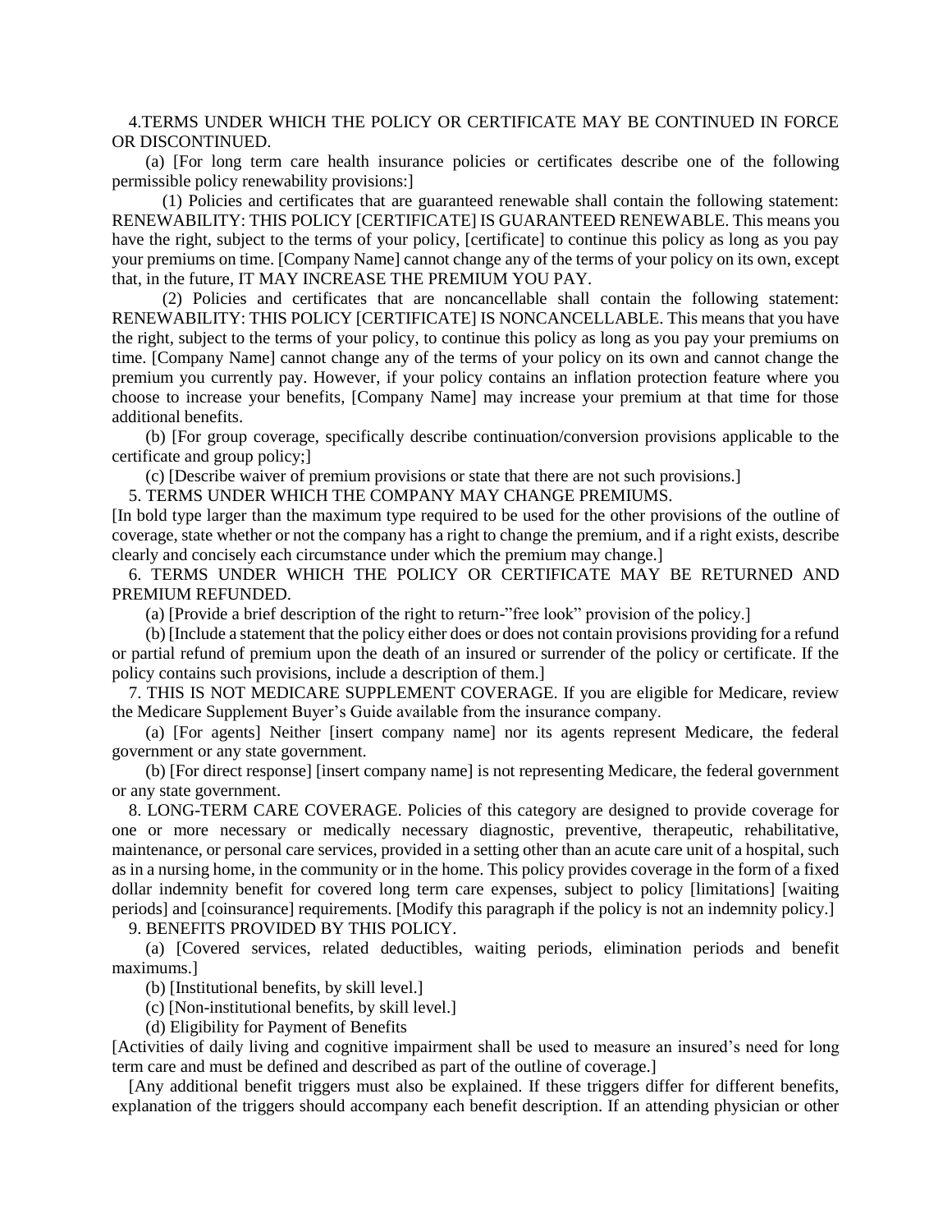4.TERMS UNDER WHICH THE POLICY OR CERTIFICATE MAY BE CONTINUED IN FORCE OR DISCONTINUED.

(a) [For long term care health insurance policies or certificates describe one of the following permissible policy renewability provisions:]

(1) Policies and certificates that are guaranteed renewable shall contain the following statement: RENEWABILITY: THIS POLICY [CERTIFICATE] IS GUARANTEED RENEWABLE. This means you have the right, subject to the terms of your policy, [certificate] to continue this policy as long as you pay your premiums on time. [Company Name] cannot change any of the terms of your policy on its own, except that, in the future, IT MAY INCREASE THE PREMIUM YOU PAY.

(2) Policies and certificates that are noncancellable shall contain the following statement: RENEWABILITY: THIS POLICY [CERTIFICATE] IS NONCANCELLABLE. This means that you have the right, subject to the terms of your policy, to continue this policy as long as you pay your premiums on time. [Company Name] cannot change any of the terms of your policy on its own and cannot change the premium you currently pay. However, if your policy contains an inflation protection feature where you choose to increase your benefits, [Company Name] may increase your premium at that time for those additional benefits.

(b) [For group coverage, specifically describe continuation/conversion provisions applicable to the certificate and group policy;]

(c) [Describe waiver of premium provisions or state that there are not such provisions.]

5. TERMS UNDER WHICH THE COMPANY MAY CHANGE PREMIUMS.

[In bold type larger than the maximum type required to be used for the other provisions of the outline of coverage, state whether or not the company has a right to change the premium, and if a right exists, describe clearly and concisely each circumstance under which the premium may change.]

6. TERMS UNDER WHICH THE POLICY OR CERTIFICATE MAY BE RETURNED AND PREMIUM REFUNDED.

(a) [Provide a brief description of the right to return-"free look" provision of the policy.]

(b) [Include a statement that the policy either does or does not contain provisions providing for a refund or partial refund of premium upon the death of an insured or surrender of the policy or certificate. If the policy contains such provisions, include a description of them.]

7. THIS IS NOT MEDICARE SUPPLEMENT COVERAGE. If you are eligible for Medicare, review the Medicare Supplement Buyer's Guide available from the insurance company.

(a) [For agents] Neither [insert company name] nor its agents represent Medicare, the federal government or any state government.

(b) [For direct response] [insert company name] is not representing Medicare, the federal government or any state government.

8. LONG-TERM CARE COVERAGE. Policies of this category are designed to provide coverage for one or more necessary or medically necessary diagnostic, preventive, therapeutic, rehabilitative, maintenance, or personal care services, provided in a setting other than an acute care unit of a hospital, such as in a nursing home, in the community or in the home. This policy provides coverage in the form of a fixed dollar indemnity benefit for covered long term care expenses, subject to policy [limitations] [waiting periods] and [coinsurance] requirements. [Modify this paragraph if the policy is not an indemnity policy.]

9. BENEFITS PROVIDED BY THIS POLICY.

(a) [Covered services, related deductibles, waiting periods, elimination periods and benefit maximums.]

(b) [Institutional benefits, by skill level.]

(c) [Non-institutional benefits, by skill level.]

(d) Eligibility for Payment of Benefits

[Activities of daily living and cognitive impairment shall be used to measure an insured's need for long term care and must be defined and described as part of the outline of coverage.]

[Any additional benefit triggers must also be explained. If these triggers differ for different benefits, explanation of the triggers should accompany each benefit description. If an attending physician or other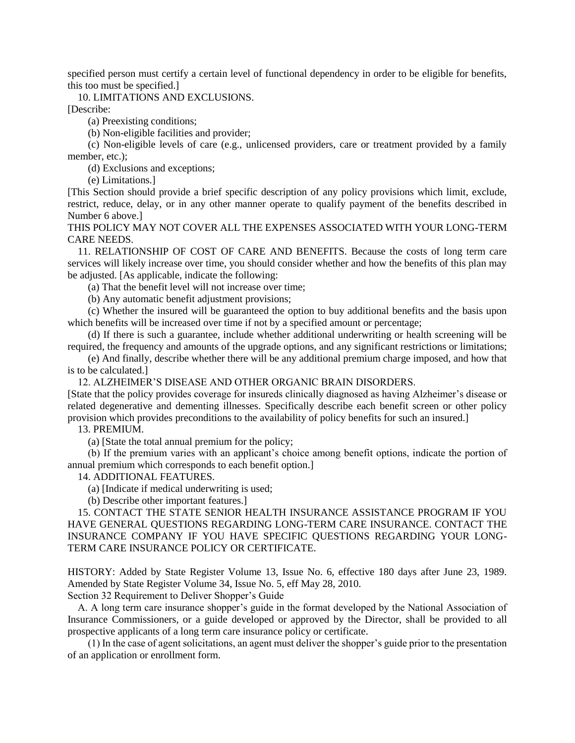specified person must certify a certain level of functional dependency in order to be eligible for benefits, this too must be specified.]

10. LIMITATIONS AND EXCLUSIONS.

[Describe:

(a) Preexisting conditions;

(b) Non-eligible facilities and provider;

(c) Non-eligible levels of care (e.g., unlicensed providers, care or treatment provided by a family member, etc.);

(d) Exclusions and exceptions;

(e) Limitations.]

[This Section should provide a brief specific description of any policy provisions which limit, exclude, restrict, reduce, delay, or in any other manner operate to qualify payment of the benefits described in Number 6 above.]

THIS POLICY MAY NOT COVER ALL THE EXPENSES ASSOCIATED WITH YOUR LONG-TERM CARE NEEDS.

11. RELATIONSHIP OF COST OF CARE AND BENEFITS. Because the costs of long term care services will likely increase over time, you should consider whether and how the benefits of this plan may be adjusted. [As applicable, indicate the following:

(a) That the benefit level will not increase over time;

(b) Any automatic benefit adjustment provisions;

(c) Whether the insured will be guaranteed the option to buy additional benefits and the basis upon which benefits will be increased over time if not by a specified amount or percentage;

(d) If there is such a guarantee, include whether additional underwriting or health screening will be required, the frequency and amounts of the upgrade options, and any significant restrictions or limitations;

(e) And finally, describe whether there will be any additional premium charge imposed, and how that is to be calculated.]

12. ALZHEIMER'S DISEASE AND OTHER ORGANIC BRAIN DISORDERS.

[State that the policy provides coverage for insureds clinically diagnosed as having Alzheimer's disease or related degenerative and dementing illnesses. Specifically describe each benefit screen or other policy provision which provides preconditions to the availability of policy benefits for such an insured.]

13. PREMIUM.

(a) [State the total annual premium for the policy;

(b) If the premium varies with an applicant's choice among benefit options, indicate the portion of annual premium which corresponds to each benefit option.]

14. ADDITIONAL FEATURES.

(a) [Indicate if medical underwriting is used;

(b) Describe other important features.]

15. CONTACT THE STATE SENIOR HEALTH INSURANCE ASSISTANCE PROGRAM IF YOU HAVE GENERAL QUESTIONS REGARDING LONG-TERM CARE INSURANCE. CONTACT THE INSURANCE COMPANY IF YOU HAVE SPECIFIC QUESTIONS REGARDING YOUR LONG-TERM CARE INSURANCE POLICY OR CERTIFICATE.

HISTORY: Added by State Register Volume 13, Issue No. 6, effective 180 days after June 23, 1989. Amended by State Register Volume 34, Issue No. 5, eff May 28, 2010.

Section 32 Requirement to Deliver Shopper's Guide

A. A long term care insurance shopper's guide in the format developed by the National Association of Insurance Commissioners, or a guide developed or approved by the Director, shall be provided to all prospective applicants of a long term care insurance policy or certificate.

(1) In the case of agent solicitations, an agent must deliver the shopper's guide prior to the presentation of an application or enrollment form.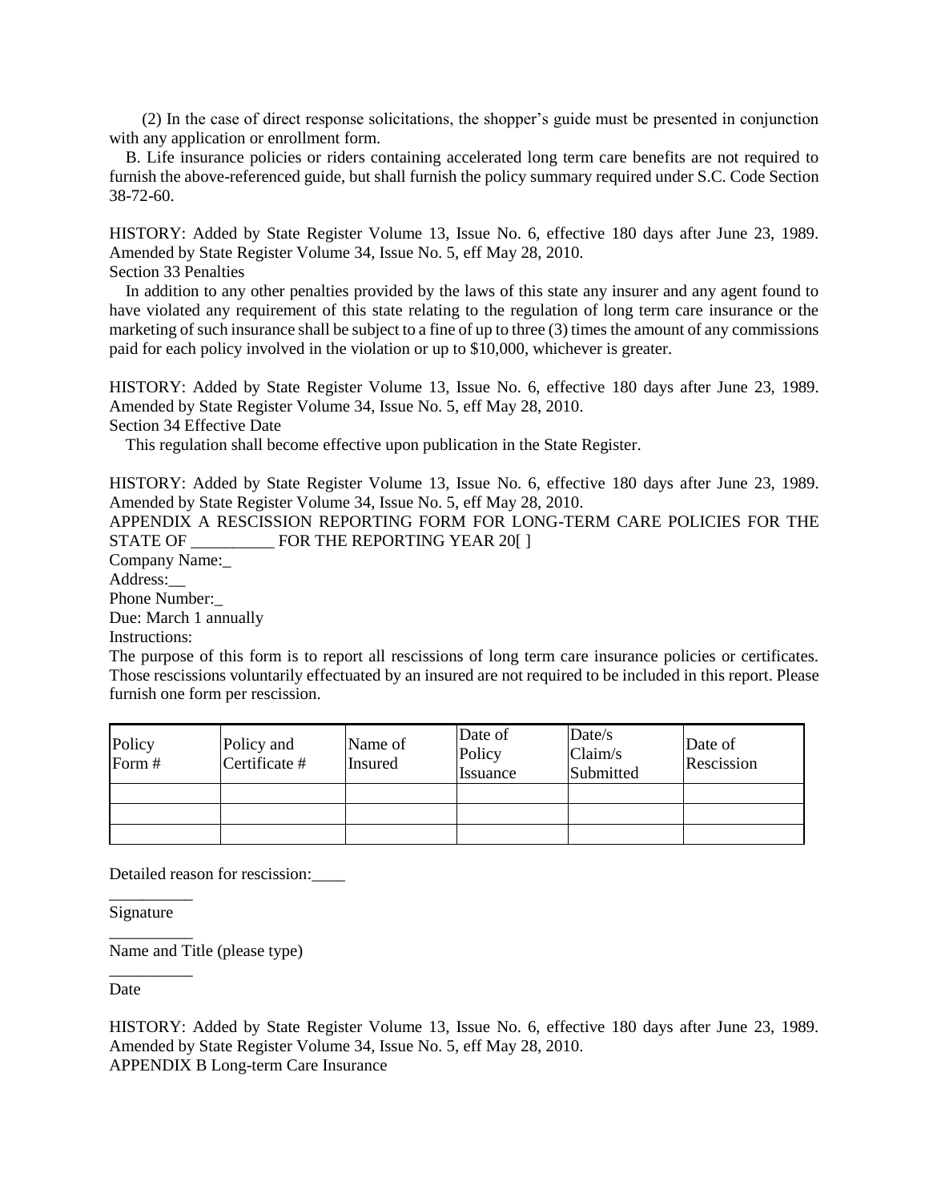(2) In the case of direct response solicitations, the shopper's guide must be presented in conjunction with any application or enrollment form.

B. Life insurance policies or riders containing accelerated long term care benefits are not required to furnish the above-referenced guide, but shall furnish the policy summary required under S.C. Code Section 38-72-60.

HISTORY: Added by State Register Volume 13, Issue No. 6, effective 180 days after June 23, 1989. Amended by State Register Volume 34, Issue No. 5, eff May 28, 2010.

Section 33 Penalties

In addition to any other penalties provided by the laws of this state any insurer and any agent found to have violated any requirement of this state relating to the regulation of long term care insurance or the marketing of such insurance shall be subject to a fine of up to three (3) times the amount of any commissions paid for each policy involved in the violation or up to $10,000, whichever is greater.

HISTORY: Added by State Register Volume 13, Issue No. 6, effective 180 days after June 23, 1989. Amended by State Register Volume 34, Issue No. 5, eff May 28, 2010.

Section 34 Effective Date

This regulation shall become effective upon publication in the State Register.

HISTORY: Added by State Register Volume 13, Issue No. 6, effective 180 days after June 23, 1989. Amended by State Register Volume 34, Issue No. 5, eff May 28, 2010.

APPENDIX A RESCISSION REPORTING FORM FOR LONG-TERM CARE POLICIES FOR THE STATE OF __________ FOR THE REPORTING YEAR 20[ ]

Company Name:_

Address:__

Phone Number:_

Due: March 1 annually

Instructions:

The purpose of this form is to report all rescissions of long term care insurance policies or certificates. Those rescissions voluntarily effectuated by an insured are not required to be included in this report. Please furnish one form per rescission.

| Policy Form # | Policy and Certificate # | Name of Insured | Date of Policy Issuance | Date/s Claim/s Submitted | Date of Rescission |
|---|---|---|---|---|---|
| | | | | | |
| | | | | | |
| | | | | | |

Detailed reason for rescission:____

__________
Signature

__________
Name and Title (please type)

__________
Date

HISTORY: Added by State Register Volume 13, Issue No. 6, effective 180 days after June 23, 1989. Amended by State Register Volume 34, Issue No. 5, eff May 28, 2010.

APPENDIX B Long-term Care Insurance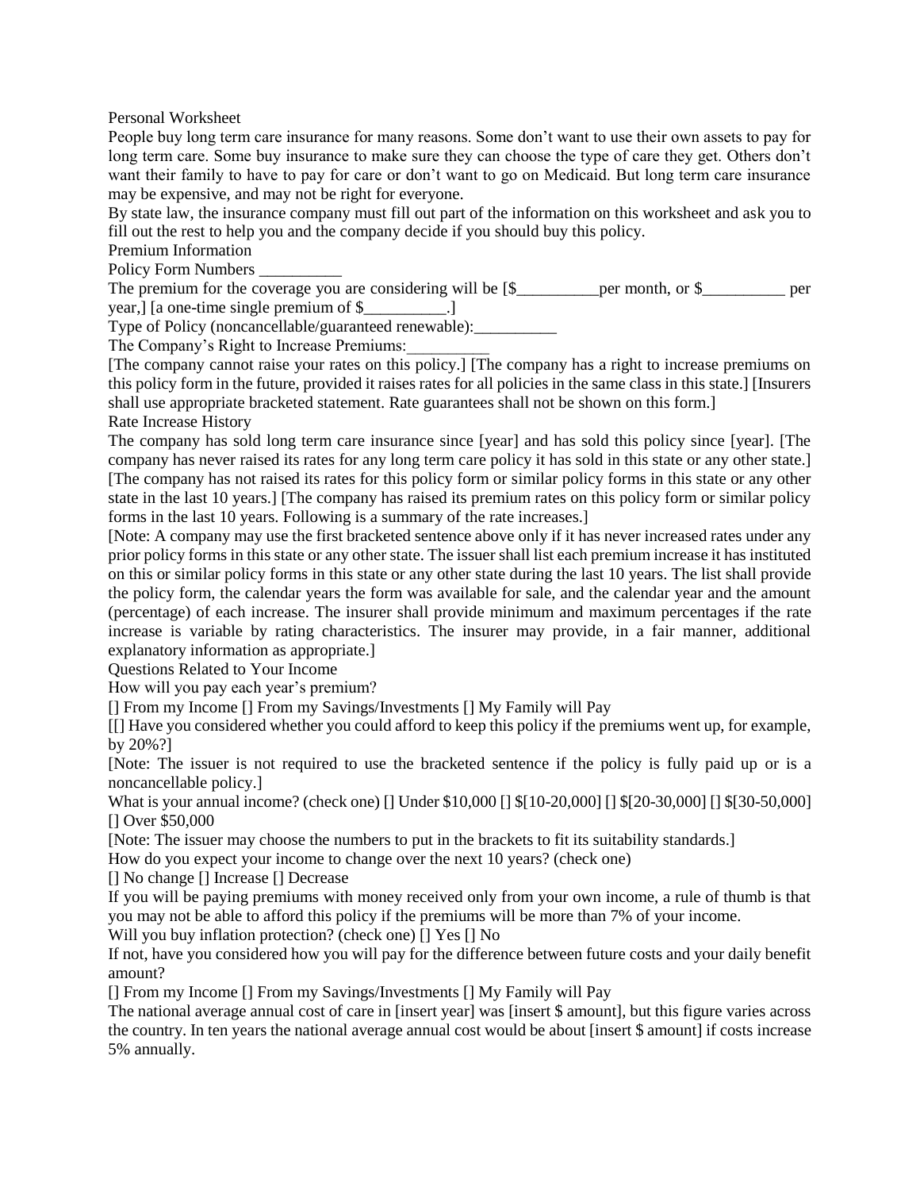## Personal Worksheet

People buy long term care insurance for many reasons. Some don't want to use their own assets to pay for long term care. Some buy insurance to make sure they can choose the type of care they get. Others don't want their family to have to pay for care or don't want to go on Medicaid. But long term care insurance may be expensive, and may not be right for everyone.

By state law, the insurance company must fill out part of the information on this worksheet and ask you to fill out the rest to help you and the company decide if you should buy this policy.

### Premium Information

Policy Form Numbers __________

The premium for the coverage you are considering will be [$__________per month, or $__________ per year,] [a one-time single premium of $__________.]

Type of Policy (noncancellable/guaranteed renewable):__________

The Company's Right to Increase Premiums:__________

[The company cannot raise your rates on this policy.] [The company has a right to increase premiums on this policy form in the future, provided it raises rates for all policies in the same class in this state.] [Insurers shall use appropriate bracketed statement. Rate guarantees shall not be shown on this form.]

### Rate Increase History

The company has sold long term care insurance since [year] and has sold this policy since [year]. [The company has never raised its rates for any long term care policy it has sold in this state or any other state.] [The company has not raised its rates for this policy form or similar policy forms in this state or any other state in the last 10 years.] [The company has raised its premium rates on this policy form or similar policy forms in the last 10 years. Following is a summary of the rate increases.]

[Note: A company may use the first bracketed sentence above only if it has never increased rates under any prior policy forms in this state or any other state. The issuer shall list each premium increase it has instituted on this or similar policy forms in this state or any other state during the last 10 years. The list shall provide the policy form, the calendar years the form was available for sale, and the calendar year and the amount (percentage) of each increase. The insurer shall provide minimum and maximum percentages if the rate increase is variable by rating characteristics. The insurer may provide, in a fair manner, additional explanatory information as appropriate.]

### Questions Related to Your Income

How will you pay each year's premium?

[] From my Income [] From my Savings/Investments [] My Family will Pay

[[] Have you considered whether you could afford to keep this policy if the premiums went up, for example, by 20%?]

[Note: The issuer is not required to use the bracketed sentence if the policy is fully paid up or is a noncancellable policy.]

What is your annual income? (check one) [] Under $10,000 [] $[10-20,000] [] $[20-30,000] [] $[30-50,000] [] Over $50,000

[Note: The issuer may choose the numbers to put in the brackets to fit its suitability standards.]

How do you expect your income to change over the next 10 years? (check one)

[] No change [] Increase [] Decrease

If you will be paying premiums with money received only from your own income, a rule of thumb is that you may not be able to afford this policy if the premiums will be more than 7% of your income.

Will you buy inflation protection? (check one) [] Yes [] No

If not, have you considered how you will pay for the difference between future costs and your daily benefit amount?

[] From my Income [] From my Savings/Investments [] My Family will Pay

The national average annual cost of care in [insert year] was [insert $ amount], but this figure varies across the country. In ten years the national average annual cost would be about [insert $ amount] if costs increase 5% annually.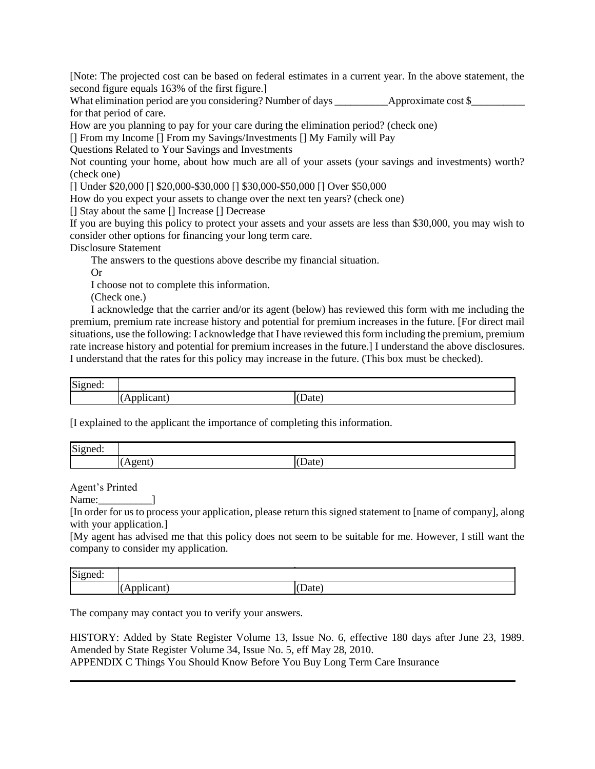[Note: The projected cost can be based on federal estimates in a current year. In the above statement, the second figure equals 163% of the first figure.]

What elimination period are you considering? Number of days __________Approximate cost $__________ for that period of care.

How are you planning to pay for your care during the elimination period? (check one)

[] From my Income [] From my Savings/Investments [] My Family will Pay

Questions Related to Your Savings and Investments

Not counting your home, about how much are all of your assets (your savings and investments) worth? (check one)

[] Under $20,000 [] $20,000-$30,000 [] $30,000-$50,000 [] Over $50,000

How do you expect your assets to change over the next ten years? (check one)

[] Stay about the same [] Increase [] Decrease

If you are buying this policy to protect your assets and your assets are less than $30,000, you may wish to consider other options for financing your long term care.

Disclosure Statement

The answers to the questions above describe my financial situation.

Or

I choose not to complete this information.

(Check one.)

I acknowledge that the carrier and/or its agent (below) has reviewed this form with me including the premium, premium rate increase history and potential for premium increases in the future. [For direct mail situations, use the following: I acknowledge that I have reviewed this form including the premium, premium rate increase history and potential for premium increases in the future.] I understand the above disclosures. I understand that the rates for this policy may increase in the future. (This box must be checked).

| Signed: | | |
|---|---|---|
| | (Applicant) | (Date) |

[I explained to the applicant the importance of completing this information.

| Signed: | | |
|---|---|---|
| | (Agent) | (Date) |

Agent's Printed Name:__________]

[In order for us to process your application, please return this signed statement to [name of company], along with your application.]

[My agent has advised me that this policy does not seem to be suitable for me. However, I still want the company to consider my application.

| Signed: | | |
|---|---|---|
| | (Applicant) | (Date) |

The company may contact you to verify your answers.

HISTORY: Added by State Register Volume 13, Issue No. 6, effective 180 days after June 23, 1989. Amended by State Register Volume 34, Issue No. 5, eff May 28, 2010.

APPENDIX C Things You Should Know Before You Buy Long Term Care Insurance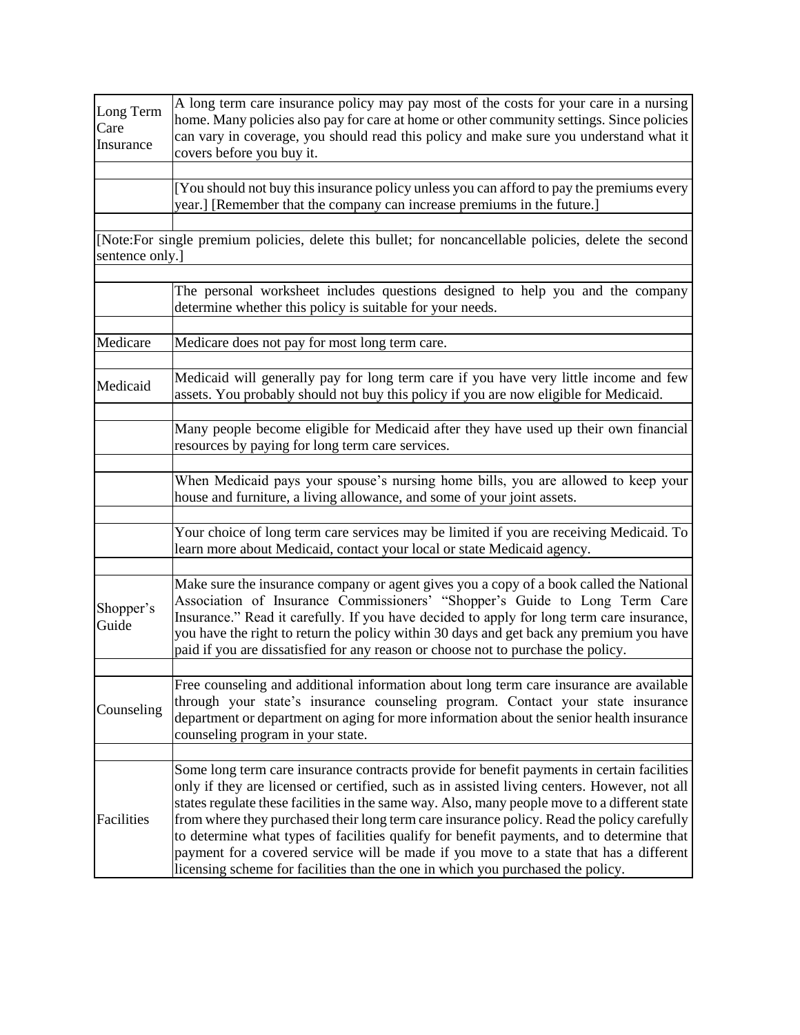| | |
|---|---|
| Long Term Care Insurance | A long term care insurance policy may pay most of the costs for your care in a nursing home. Many policies also pay for care at home or other community settings. Since policies can vary in coverage, you should read this policy and make sure you understand what it covers before you buy it. |
| | |
| | [You should not buy this insurance policy unless you can afford to pay the premiums every year.] [Remember that the company can increase premiums in the future.] |
| | |
| [Note:For single premium policies, delete this bullet; for noncancellable policies, delete the second sentence only.] | |
| | |
| | The personal worksheet includes questions designed to help you and the company determine whether this policy is suitable for your needs. |
| | |
| Medicare | Medicare does not pay for most long term care. |
| | |
| Medicaid | Medicaid will generally pay for long term care if you have very little income and few assets. You probably should not buy this policy if you are now eligible for Medicaid. |
| | |
| | Many people become eligible for Medicaid after they have used up their own financial resources by paying for long term care services. |
| | |
| | When Medicaid pays your spouse's nursing home bills, you are allowed to keep your house and furniture, a living allowance, and some of your joint assets. |
| | |
| | Your choice of long term care services may be limited if you are receiving Medicaid. To learn more about Medicaid, contact your local or state Medicaid agency. |
| | |
| Shopper's Guide | Make sure the insurance company or agent gives you a copy of a book called the National Association of Insurance Commissioners' "Shopper's Guide to Long Term Care Insurance." Read it carefully. If you have decided to apply for long term care insurance, you have the right to return the policy within 30 days and get back any premium you have paid if you are dissatisfied for any reason or choose not to purchase the policy. |
| | |
| Counseling | Free counseling and additional information about long term care insurance are available through your state's insurance counseling program. Contact your state insurance department or department on aging for more information about the senior health insurance counseling program in your state. |
| | |
| Facilities | Some long term care insurance contracts provide for benefit payments in certain facilities only if they are licensed or certified, such as in assisted living centers. However, not all states regulate these facilities in the same way. Also, many people move to a different state from where they purchased their long term care insurance policy. Read the policy carefully to determine what types of facilities qualify for benefit payments, and to determine that payment for a covered service will be made if you move to a state that has a different licensing scheme for facilities than the one in which you purchased the policy. |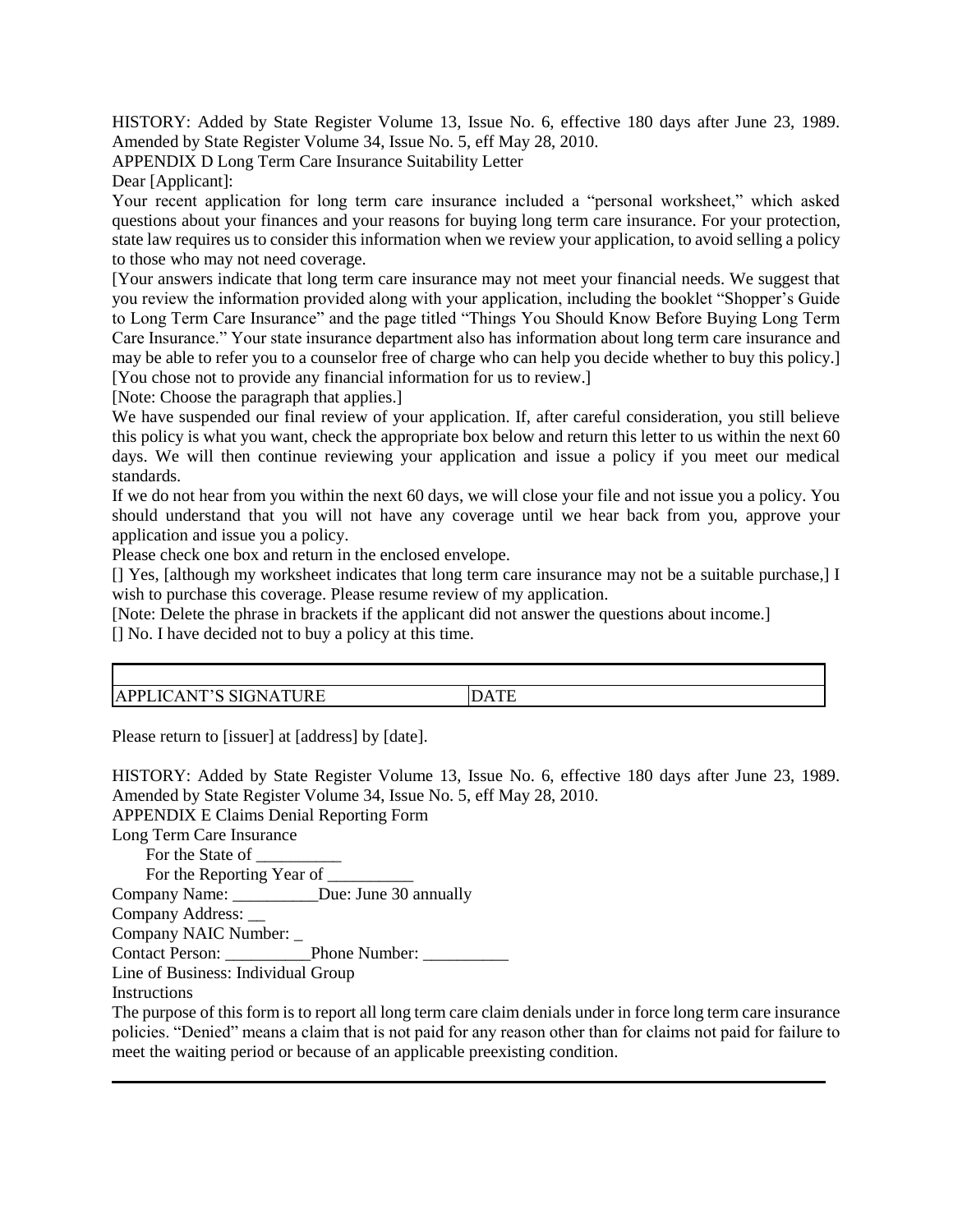HISTORY: Added by State Register Volume 13, Issue No. 6, effective 180 days after June 23, 1989. Amended by State Register Volume 34, Issue No. 5, eff May 28, 2010.

APPENDIX D Long Term Care Insurance Suitability Letter

Dear [Applicant]:

Your recent application for long term care insurance included a "personal worksheet," which asked questions about your finances and your reasons for buying long term care insurance. For your protection, state law requires us to consider this information when we review your application, to avoid selling a policy to those who may not need coverage.

[Your answers indicate that long term care insurance may not meet your financial needs. We suggest that you review the information provided along with your application, including the booklet "Shopper's Guide to Long Term Care Insurance" and the page titled "Things You Should Know Before Buying Long Term Care Insurance." Your state insurance department also has information about long term care insurance and may be able to refer you to a counselor free of charge who can help you decide whether to buy this policy.]

[You chose not to provide any financial information for us to review.]

[Note: Choose the paragraph that applies.]

We have suspended our final review of your application. If, after careful consideration, you still believe this policy is what you want, check the appropriate box below and return this letter to us within the next 60 days. We will then continue reviewing your application and issue a policy if you meet our medical standards.

If we do not hear from you within the next 60 days, we will close your file and not issue you a policy. You should understand that you will not have any coverage until we hear back from you, approve your application and issue you a policy.

Please check one box and return in the enclosed envelope.

[] Yes, [although my worksheet indicates that long term care insurance may not be a suitable purchase,] I wish to purchase this coverage. Please resume review of my application.

[Note: Delete the phrase in brackets if the applicant did not answer the questions about income.]

[] No. I have decided not to buy a policy at this time.

| | |
|---|---|
| APPLICANT'S SIGNATURE | DATE |

Please return to [issuer] at [address] by [date].

HISTORY: Added by State Register Volume 13, Issue No. 6, effective 180 days after June 23, 1989. Amended by State Register Volume 34, Issue No. 5, eff May 28, 2010.

APPENDIX E Claims Denial Reporting Form

Long Term Care Insurance

For the State of __________

For the Reporting Year of __________

Company Name: __________Due: June 30 annually

Company Address: __

Company NAIC Number: _

Contact Person: __________Phone Number: __________

Line of Business: Individual Group

Instructions

The purpose of this form is to report all long term care claim denials under in force long term care insurance policies. "Denied" means a claim that is not paid for any reason other than for claims not paid for failure to meet the waiting period or because of an applicable preexisting condition.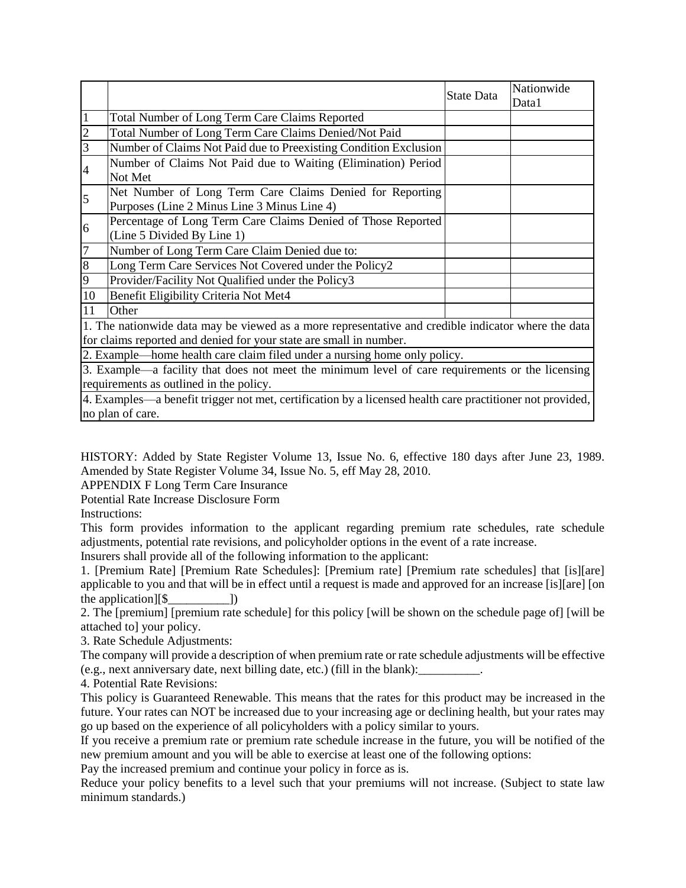| | | State Data | Nationwide Data1 |
|---|---|---|---|
| 1 | Total Number of Long Term Care Claims Reported | | |
| 2 | Total Number of Long Term Care Claims Denied/Not Paid | | |
| 3 | Number of Claims Not Paid due to Preexisting Condition Exclusion | | |
| 4 | Number of Claims Not Paid due to Waiting (Elimination) Period Not Met | | |
| 5 | Net Number of Long Term Care Claims Denied for Reporting Purposes (Line 2 Minus Line 3 Minus Line 4) | | |
| 6 | Percentage of Long Term Care Claims Denied of Those Reported (Line 5 Divided By Line 1) | | |
| 7 | Number of Long Term Care Claim Denied due to: | | |
| 8 | Long Term Care Services Not Covered under the Policy2 | | |
| 9 | Provider/Facility Not Qualified under the Policy3 | | |
| 10 | Benefit Eligibility Criteria Not Met4 | | |
| 11 | Other | | |

1. The nationwide data may be viewed as a more representative and credible indicator where the data for claims reported and denied for your state are small in number.

2. Example—home health care claim filed under a nursing home only policy.

3. Example—a facility that does not meet the minimum level of care requirements or the licensing requirements as outlined in the policy.

4. Examples—a benefit trigger not met, certification by a licensed health care practitioner not provided, no plan of care.

HISTORY: Added by State Register Volume 13, Issue No. 6, effective 180 days after June 23, 1989. Amended by State Register Volume 34, Issue No. 5, eff May 28, 2010.

APPENDIX F Long Term Care Insurance

Potential Rate Increase Disclosure Form

Instructions:

This form provides information to the applicant regarding premium rate schedules, rate schedule adjustments, potential rate revisions, and policyholder options in the event of a rate increase.

Insurers shall provide all of the following information to the applicant:

1. [Premium Rate] [Premium Rate Schedules]: [Premium rate] [Premium rate schedules] that [is][are] applicable to you and that will be in effect until a request is made and approved for an increase [is][are] [on the application][$__________])

2. The [premium] [premium rate schedule] for this policy [will be shown on the schedule page of] [will be attached to] your policy.

3. Rate Schedule Adjustments:

The company will provide a description of when premium rate or rate schedule adjustments will be effective (e.g., next anniversary date, next billing date, etc.) (fill in the blank):__________.

4. Potential Rate Revisions:

This policy is Guaranteed Renewable. This means that the rates for this product may be increased in the future. Your rates can NOT be increased due to your increasing age or declining health, but your rates may go up based on the experience of all policyholders with a policy similar to yours.

If you receive a premium rate or premium rate schedule increase in the future, you will be notified of the new premium amount and you will be able to exercise at least one of the following options:

Pay the increased premium and continue your policy in force as is.

Reduce your policy benefits to a level such that your premiums will not increase. (Subject to state law minimum standards.)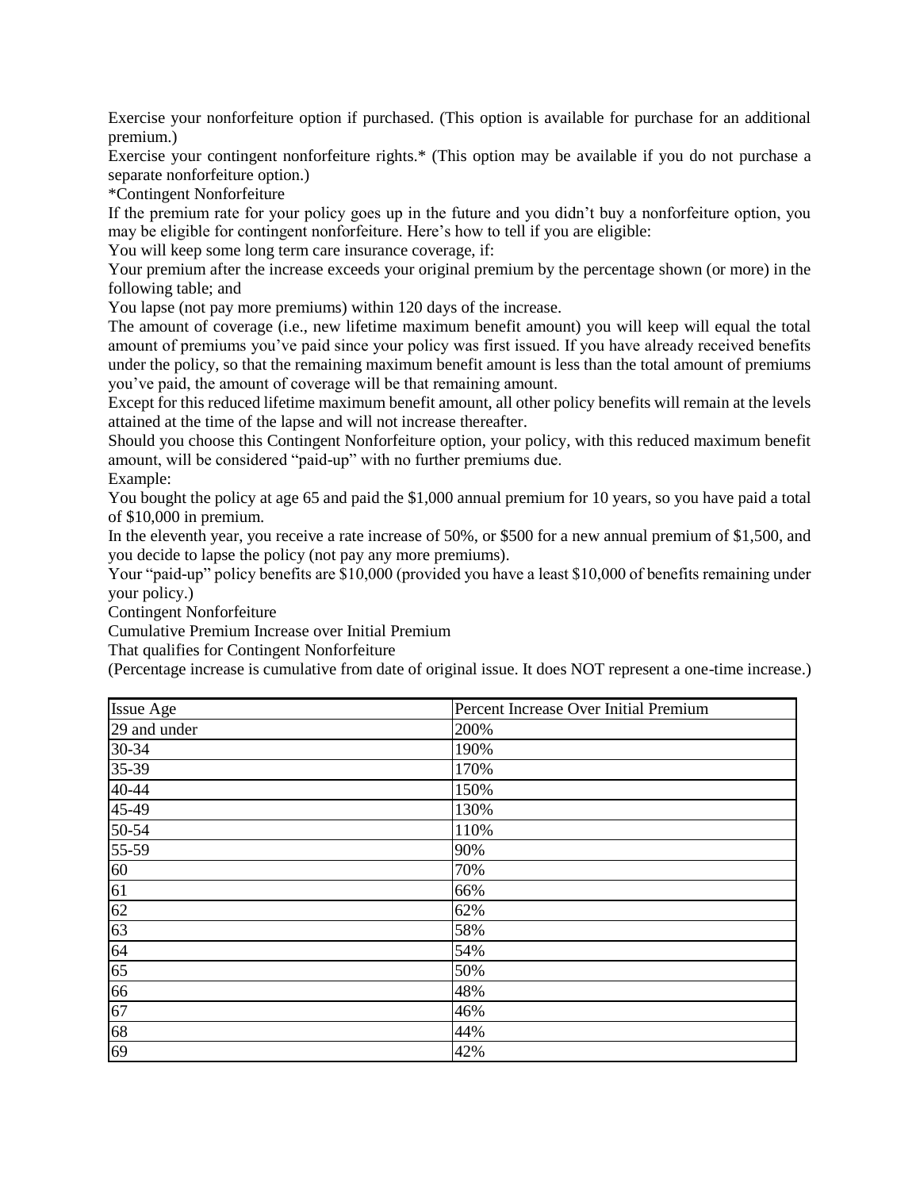Exercise your nonforfeiture option if purchased. (This option is available for purchase for an additional premium.)

Exercise your contingent nonforfeiture rights.* (This option may be available if you do not purchase a separate nonforfeiture option.)

*Contingent Nonforfeiture

If the premium rate for your policy goes up in the future and you didn't buy a nonforfeiture option, you may be eligible for contingent nonforfeiture. Here's how to tell if you are eligible:

You will keep some long term care insurance coverage, if:

Your premium after the increase exceeds your original premium by the percentage shown (or more) in the following table; and

You lapse (not pay more premiums) within 120 days of the increase.

The amount of coverage (i.e., new lifetime maximum benefit amount) you will keep will equal the total amount of premiums you've paid since your policy was first issued. If you have already received benefits under the policy, so that the remaining maximum benefit amount is less than the total amount of premiums you've paid, the amount of coverage will be that remaining amount.

Except for this reduced lifetime maximum benefit amount, all other policy benefits will remain at the levels attained at the time of the lapse and will not increase thereafter.

Should you choose this Contingent Nonforfeiture option, your policy, with this reduced maximum benefit amount, will be considered "paid-up" with no further premiums due.

Example:

You bought the policy at age 65 and paid the $1,000 annual premium for 10 years, so you have paid a total of $10,000 in premium.

In the eleventh year, you receive a rate increase of 50%, or $500 for a new annual premium of $1,500, and you decide to lapse the policy (not pay any more premiums).

Your "paid-up" policy benefits are $10,000 (provided you have a least $10,000 of benefits remaining under your policy.)

Contingent Nonforfeiture

Cumulative Premium Increase over Initial Premium

That qualifies for Contingent Nonforfeiture

(Percentage increase is cumulative from date of original issue. It does NOT represent a one-time increase.)

| Issue Age | Percent Increase Over Initial Premium |
|---|---|
| 29 and under | 200% |
| 30-34 | 190% |
| 35-39 | 170% |
| 40-44 | 150% |
| 45-49 | 130% |
| 50-54 | 110% |
| 55-59 | 90% |
| 60 | 70% |
| 61 | 66% |
| 62 | 62% |
| 63 | 58% |
| 64 | 54% |
| 65 | 50% |
| 66 | 48% |
| 67 | 46% |
| 68 | 44% |
| 69 | 42% |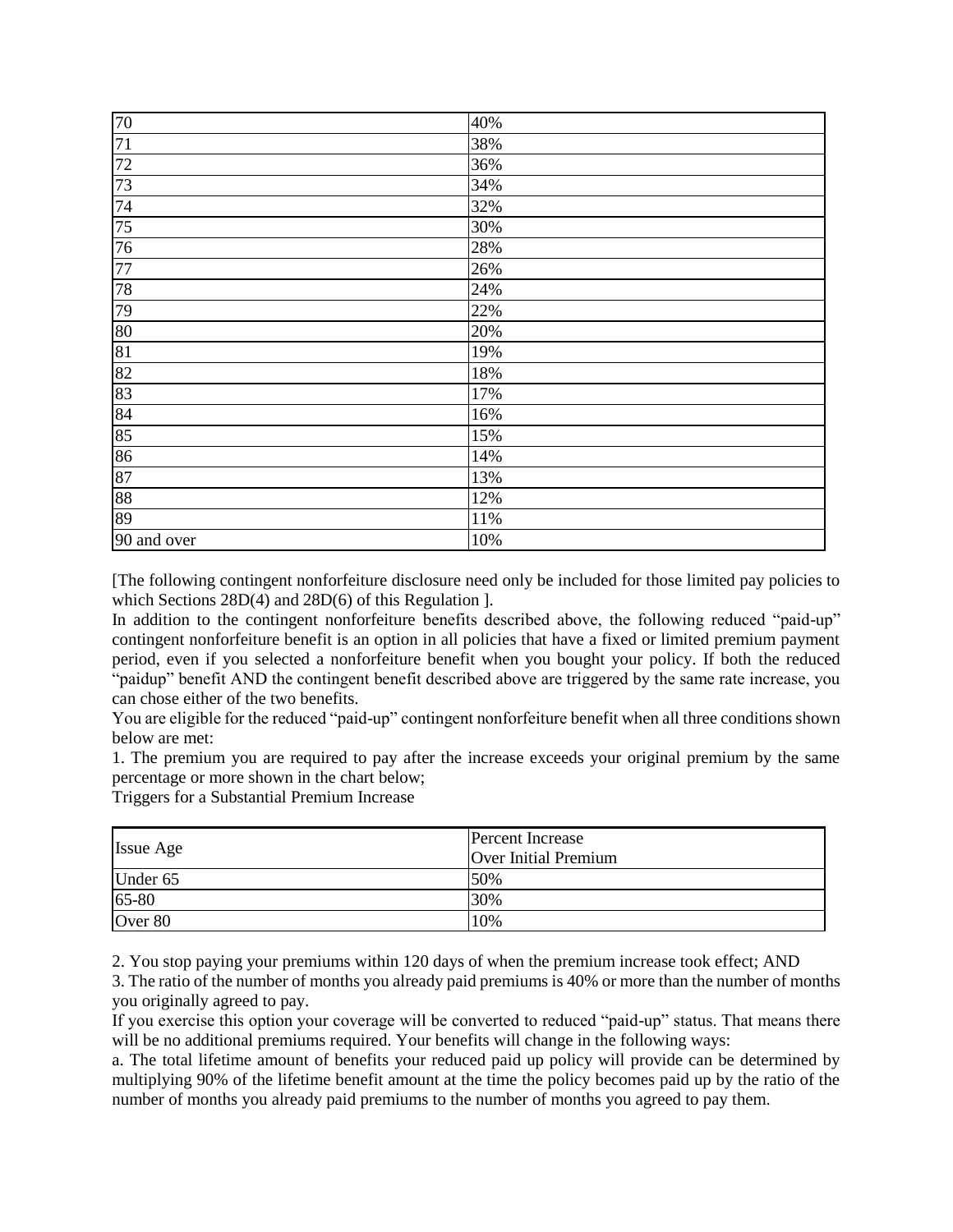| | |
|---|---|
| 70 | 40% |
| 71 | 38% |
| 72 | 36% |
| 73 | 34% |
| 74 | 32% |
| 75 | 30% |
| 76 | 28% |
| 77 | 26% |
| 78 | 24% |
| 79 | 22% |
| 80 | 20% |
| 81 | 19% |
| 82 | 18% |
| 83 | 17% |
| 84 | 16% |
| 85 | 15% |
| 86 | 14% |
| 87 | 13% |
| 88 | 12% |
| 89 | 11% |
| 90 and over | 10% |

[The following contingent nonforfeiture disclosure need only be included for those limited pay policies to which Sections 28D(4) and 28D(6) of this Regulation ].

In addition to the contingent nonforfeiture benefits described above, the following reduced "paid-up" contingent nonforfeiture benefit is an option in all policies that have a fixed or limited premium payment period, even if you selected a nonforfeiture benefit when you bought your policy. If both the reduced "paidup" benefit AND the contingent benefit described above are triggered by the same rate increase, you can chose either of the two benefits.

You are eligible for the reduced "paid-up" contingent nonforfeiture benefit when all three conditions shown below are met:

1. The premium you are required to pay after the increase exceeds your original premium by the same percentage or more shown in the chart below;

Triggers for a Substantial Premium Increase

| Issue Age | Percent Increase Over Initial Premium |
|---|---|
| Under 65 | 50% |
| 65-80 | 30% |
| Over 80 | 10% |

2. You stop paying your premiums within 120 days of when the premium increase took effect; AND

3. The ratio of the number of months you already paid premiums is 40% or more than the number of months you originally agreed to pay.

If you exercise this option your coverage will be converted to reduced "paid-up" status. That means there will be no additional premiums required. Your benefits will change in the following ways:

a. The total lifetime amount of benefits your reduced paid up policy will provide can be determined by multiplying 90% of the lifetime benefit amount at the time the policy becomes paid up by the ratio of the number of months you already paid premiums to the number of months you agreed to pay them.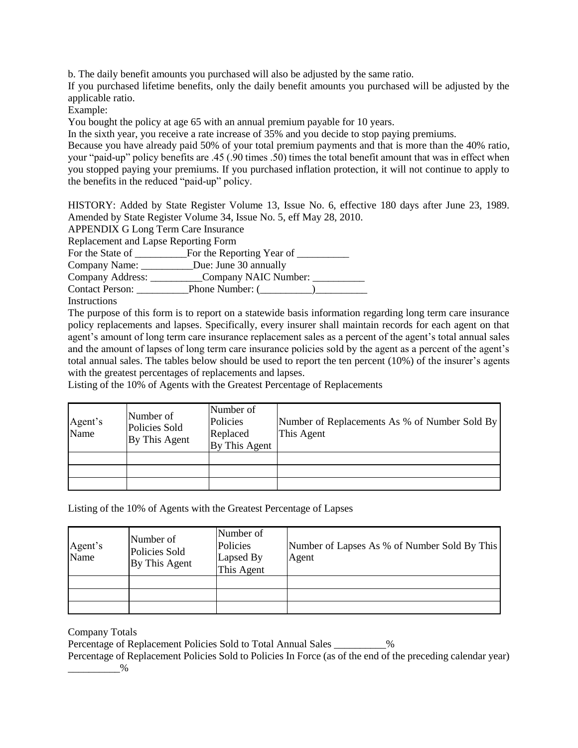b. The daily benefit amounts you purchased will also be adjusted by the same ratio.

If you purchased lifetime benefits, only the daily benefit amounts you purchased will be adjusted by the applicable ratio.

Example:

You bought the policy at age 65 with an annual premium payable for 10 years.

In the sixth year, you receive a rate increase of 35% and you decide to stop paying premiums.

Because you have already paid 50% of your total premium payments and that is more than the 40% ratio, your "paid-up" policy benefits are .45 (.90 times .50) times the total benefit amount that was in effect when you stopped paying your premiums. If you purchased inflation protection, it will not continue to apply to the benefits in the reduced "paid-up" policy.

HISTORY: Added by State Register Volume 13, Issue No. 6, effective 180 days after June 23, 1989. Amended by State Register Volume 34, Issue No. 5, eff May 28, 2010.

APPENDIX G Long Term Care Insurance

Replacement and Lapse Reporting Form

For the State of __________For the Reporting Year of __________

Company Name: __________Due: June 30 annually

Company Address: __________Company NAIC Number: __________

Contact Person: __________Phone Number: (__________)__________

Instructions

The purpose of this form is to report on a statewide basis information regarding long term care insurance policy replacements and lapses. Specifically, every insurer shall maintain records for each agent on that agent's amount of long term care insurance replacement sales as a percent of the agent's total annual sales and the amount of lapses of long term care insurance policies sold by the agent as a percent of the agent's total annual sales. The tables below should be used to report the ten percent (10%) of the insurer's agents with the greatest percentages of replacements and lapses.

Listing of the 10% of Agents with the Greatest Percentage of Replacements

| Agent's Name | Number of Policies Sold By This Agent | Number of Policies Replaced By This Agent | Number of Replacements As % of Number Sold By This Agent |
|---|---|---|---|
| | | | |
| | | | |
| | | | |

Listing of the 10% of Agents with the Greatest Percentage of Lapses

| Agent's Name | Number of Policies Sold By This Agent | Number of Policies Lapsed By This Agent | Number of Lapses As % of Number Sold By This Agent |
|---|---|---|---|
| | | | |
| | | | |
| | | | |

Company Totals

Percentage of Replacement Policies Sold to Total Annual Sales __________%

Percentage of Replacement Policies Sold to Policies In Force (as of the end of the preceding calendar year) __________%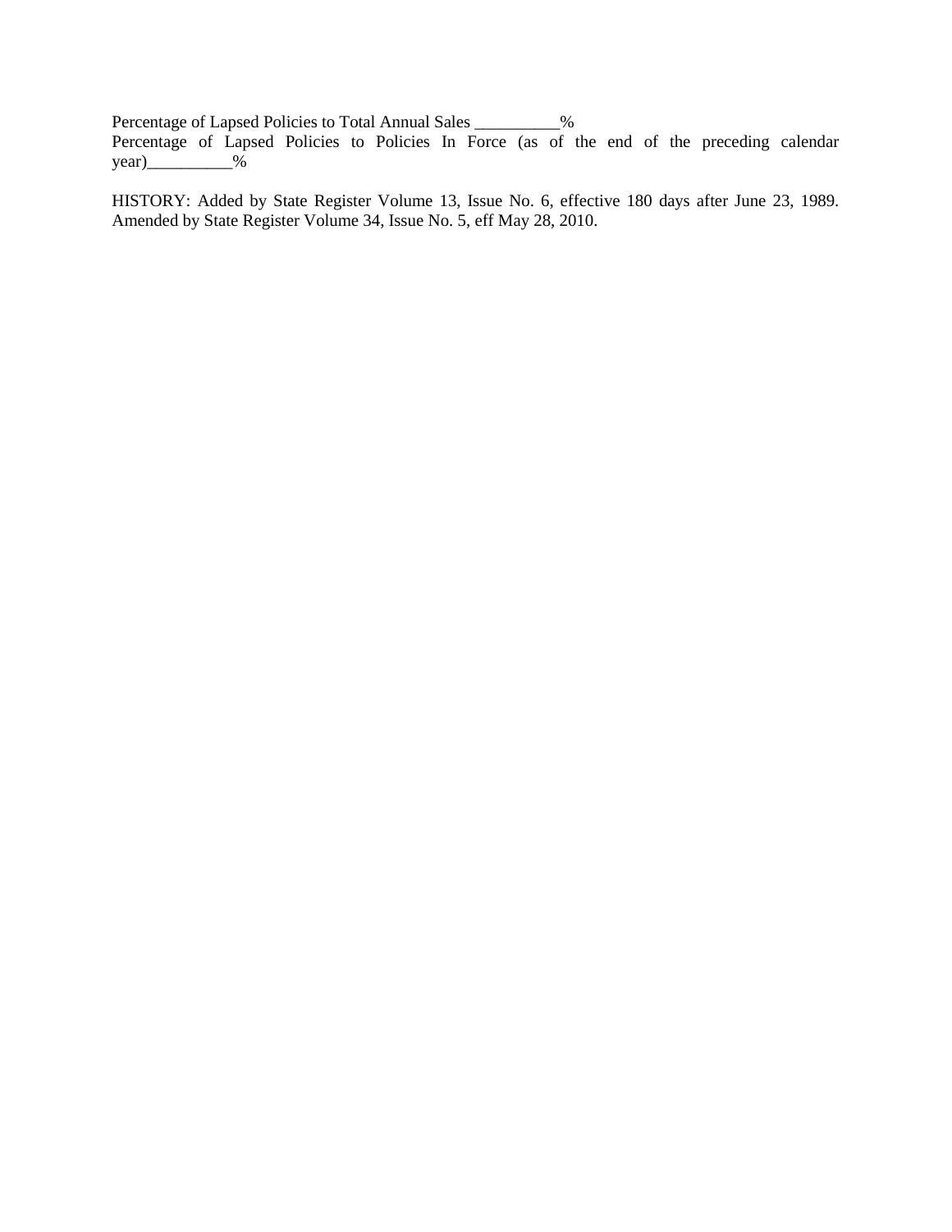Percentage of Lapsed Policies to Total Annual Sales __________%
Percentage of Lapsed Policies to Policies In Force (as of the end of the preceding calendar year)__________%

HISTORY: Added by State Register Volume 13, Issue No. 6, effective 180 days after June 23, 1989. Amended by State Register Volume 34, Issue No. 5, eff May 28, 2010.